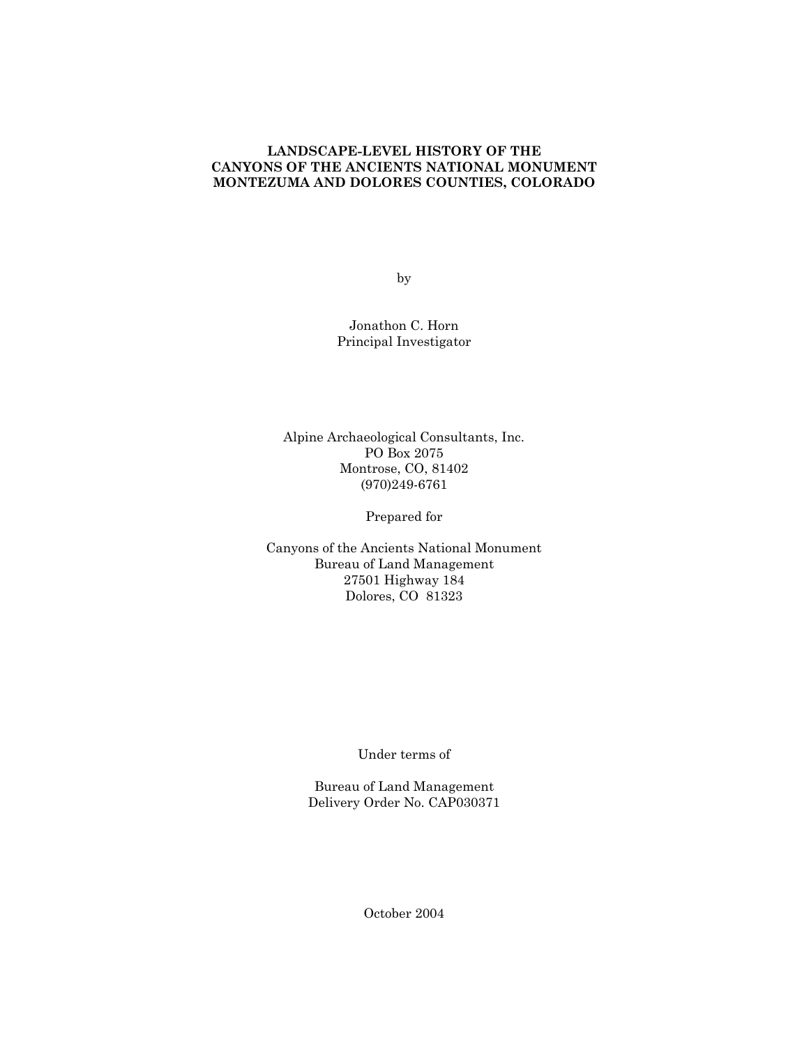# LANDSCAPE-LEVEL HISTORY OF THE CANYONS OF THE ANCIENTS NATIONAL MONUMENT MONTEZUMA AND DOLORES COUNTIES, COLORADO

by

Jonathon C. Horn
Principal Investigator

Alpine Archaeological Consultants, Inc.
PO Box 2075
Montrose, CO, 81402
(970)249-6761

Prepared for

Canyons of the Ancients National Monument
Bureau of Land Management
27501 Highway 184
Dolores, CO 81323

Under terms of

Bureau of Land Management
Delivery Order No. CAP030371

October 2004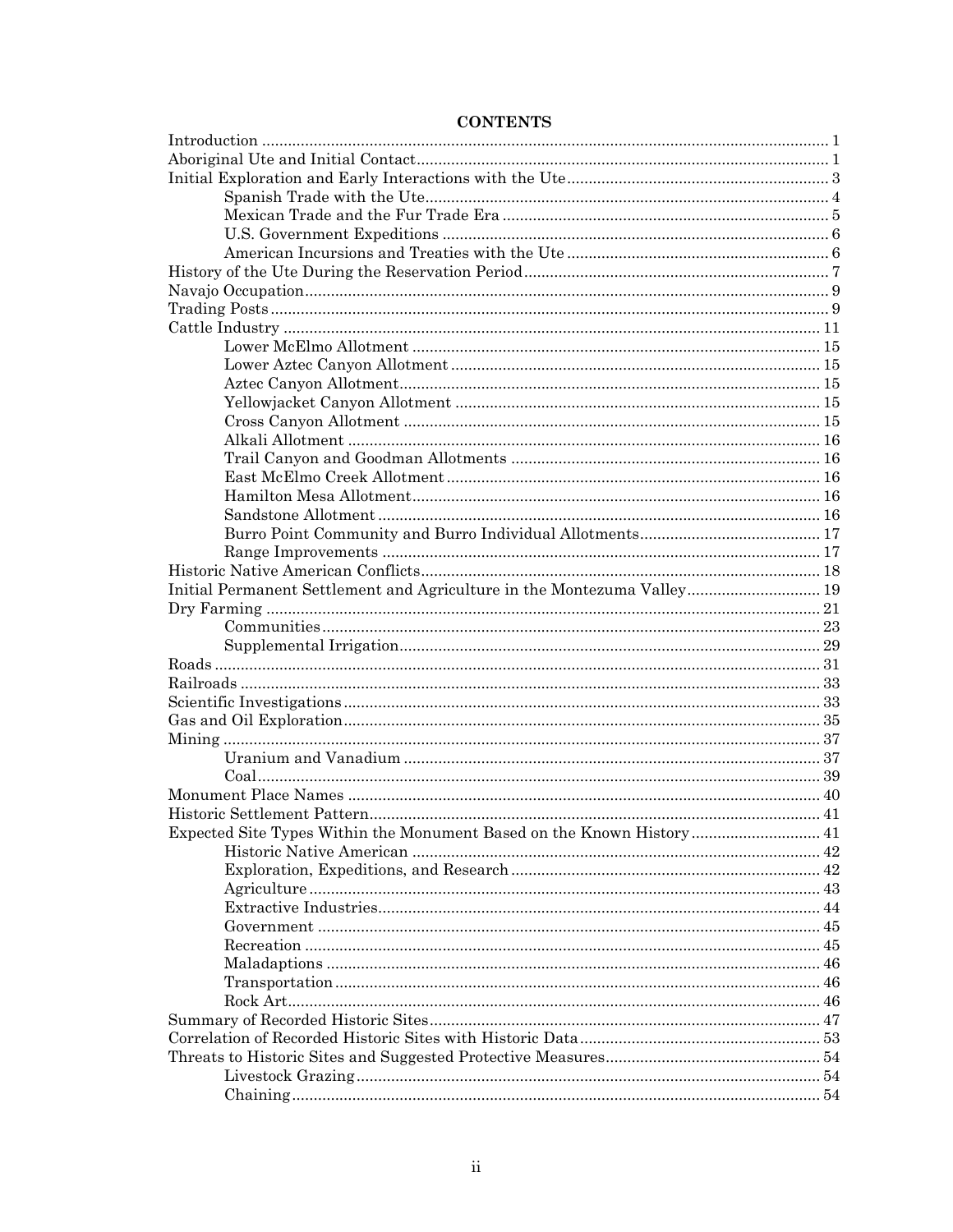# CONTENTS

Introduction ........................................................ 1
Aboriginal Ute and Initial Contact ........................................................ 1
Initial Exploration and Early Interactions with the Ute ........................................................ 3
- Spanish Trade with the Ute ........................................................ 4
- Mexican Trade and the Fur Trade Era ........................................................ 5
- U.S. Government Expeditions ........................................................ 6
- American Incursions and Treaties with the Ute ........................................................ 6

History of the Ute During the Reservation Period ........................................................ 7
Navajo Occupation ........................................................ 9
Trading Posts ........................................................ 9
Cattle Industry ........................................................ 11
- Lower McElmo Allotment ........................................................ 15
- Lower Aztec Canyon Allotment ........................................................ 15
- Aztec Canyon Allotment ........................................................ 15
- Yellowjacket Canyon Allotment ........................................................ 15
- Cross Canyon Allotment ........................................................ 15
- Alkali Allotment ........................................................ 16
- Trail Canyon and Goodman Allotments ........................................................ 16
- East McElmo Creek Allotment ........................................................ 16
- Hamilton Mesa Allotment ........................................................ 16
- Sandstone Allotment ........................................................ 16
- Burro Point Community and Burro Individual Allotments ........................................................ 17
- Range Improvements ........................................................ 17

Historic Native American Conflicts ........................................................ 18
Initial Permanent Settlement and Agriculture in the Montezuma Valley ........................................................ 19
Dry Farming ........................................................ 21
- Communities ........................................................ 23
- Supplemental Irrigation ........................................................ 29

Roads ........................................................ 31
Railroads ........................................................ 33
Scientific Investigations ........................................................ 33
Gas and Oil Exploration ........................................................ 35
Mining ........................................................ 37
- Uranium and Vanadium ........................................................ 37
- Coal ........................................................ 39

Monument Place Names ........................................................ 40
Historic Settlement Pattern ........................................................ 41
Expected Site Types Within the Monument Based on the Known History ........................................................ 41
- Historic Native American ........................................................ 42
- Exploration, Expeditions, and Research ........................................................ 42
- Agriculture ........................................................ 43
- Extractive Industries ........................................................ 44
- Government ........................................................ 45
- Recreation ........................................................ 45
- Maladaptions ........................................................ 46
- Transportation ........................................................ 46
- Rock Art ........................................................ 46

Summary of Recorded Historic Sites ........................................................ 47
Correlation of Recorded Historic Sites with Historic Data ........................................................ 53
Threats to Historic Sites and Suggested Protective Measures ........................................................ 54
- Livestock Grazing ........................................................ 54
- Chaining ........................................................ 54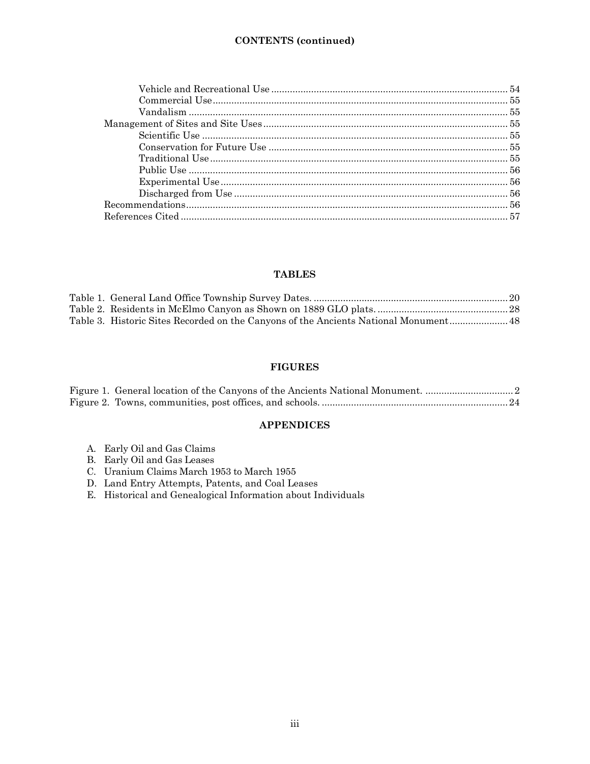**CONTENTS (continued)**

- Vehicle and Recreational Use ........ 54
- Commercial Use ........ 55
- Vandalism ........ 55
- Management of Sites and Site Uses ........ 55
  - Scientific Use ........ 55
  - Conservation for Future Use ........ 55
  - Traditional Use ........ 55
  - Public Use ........ 56
  - Experimental Use ........ 56
  - Discharged from Use ........ 56
- Recommendations ........ 56
- References Cited ........ 57

## TABLES

- Table 1. General Land Office Township Survey Dates. ........ 20
- Table 2. Residents in McElmo Canyon as Shown on 1889 GLO plats. ........ 28
- Table 3. Historic Sites Recorded on the Canyons of the Ancients National Monument ........ 48

## FIGURES

- Figure 1. General location of the Canyons of the Ancients National Monument. ........ 2
- Figure 2. Towns, communities, post offices, and schools. ........ 24

## APPENDICES

A. Early Oil and Gas Claims
B. Early Oil and Gas Leases
C. Uranium Claims March 1953 to March 1955
D. Land Entry Attempts, Patents, and Coal Leases
E. Historical and Genealogical Information about Individuals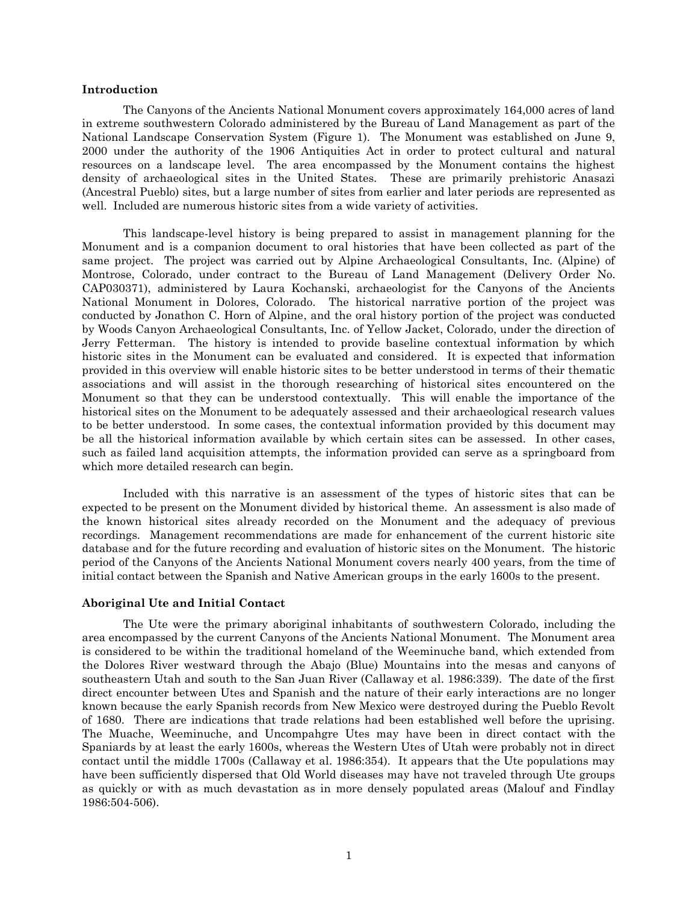## Introduction

The Canyons of the Ancients National Monument covers approximately 164,000 acres of land in extreme southwestern Colorado administered by the Bureau of Land Management as part of the National Landscape Conservation System (Figure 1). The Monument was established on June 9, 2000 under the authority of the 1906 Antiquities Act in order to protect cultural and natural resources on a landscape level. The area encompassed by the Monument contains the highest density of archaeological sites in the United States. These are primarily prehistoric Anasazi (Ancestral Pueblo) sites, but a large number of sites from earlier and later periods are represented as well. Included are numerous historic sites from a wide variety of activities.

This landscape-level history is being prepared to assist in management planning for the Monument and is a companion document to oral histories that have been collected as part of the same project. The project was carried out by Alpine Archaeological Consultants, Inc. (Alpine) of Montrose, Colorado, under contract to the Bureau of Land Management (Delivery Order No. CAP030371), administered by Laura Kochanski, archaeologist for the Canyons of the Ancients National Monument in Dolores, Colorado. The historical narrative portion of the project was conducted by Jonathon C. Horn of Alpine, and the oral history portion of the project was conducted by Woods Canyon Archaeological Consultants, Inc. of Yellow Jacket, Colorado, under the direction of Jerry Fetterman. The history is intended to provide baseline contextual information by which historic sites in the Monument can be evaluated and considered. It is expected that information provided in this overview will enable historic sites to be better understood in terms of their thematic associations and will assist in the thorough researching of historical sites encountered on the Monument so that they can be understood contextually. This will enable the importance of the historical sites on the Monument to be adequately assessed and their archaeological research values to be better understood. In some cases, the contextual information provided by this document may be all the historical information available by which certain sites can be assessed. In other cases, such as failed land acquisition attempts, the information provided can serve as a springboard from which more detailed research can begin.

Included with this narrative is an assessment of the types of historic sites that can be expected to be present on the Monument divided by historical theme. An assessment is also made of the known historical sites already recorded on the Monument and the adequacy of previous recordings. Management recommendations are made for enhancement of the current historic site database and for the future recording and evaluation of historic sites on the Monument. The historic period of the Canyons of the Ancients National Monument covers nearly 400 years, from the time of initial contact between the Spanish and Native American groups in the early 1600s to the present.

## Aboriginal Ute and Initial Contact

The Ute were the primary aboriginal inhabitants of southwestern Colorado, including the area encompassed by the current Canyons of the Ancients National Monument. The Monument area is considered to be within the traditional homeland of the Weeminuche band, which extended from the Dolores River westward through the Abajo (Blue) Mountains into the mesas and canyons of southeastern Utah and south to the San Juan River (Callaway et al. 1986:339). The date of the first direct encounter between Utes and Spanish and the nature of their early interactions are no longer known because the early Spanish records from New Mexico were destroyed during the Pueblo Revolt of 1680. There are indications that trade relations had been established well before the uprising. The Muache, Weeminuche, and Uncompahgre Utes may have been in direct contact with the Spaniards by at least the early 1600s, whereas the Western Utes of Utah were probably not in direct contact until the middle 1700s (Callaway et al. 1986:354). It appears that the Ute populations may have been sufficiently dispersed that Old World diseases may have not traveled through Ute groups as quickly or with as much devastation as in more densely populated areas (Malouf and Findlay 1986:504-506).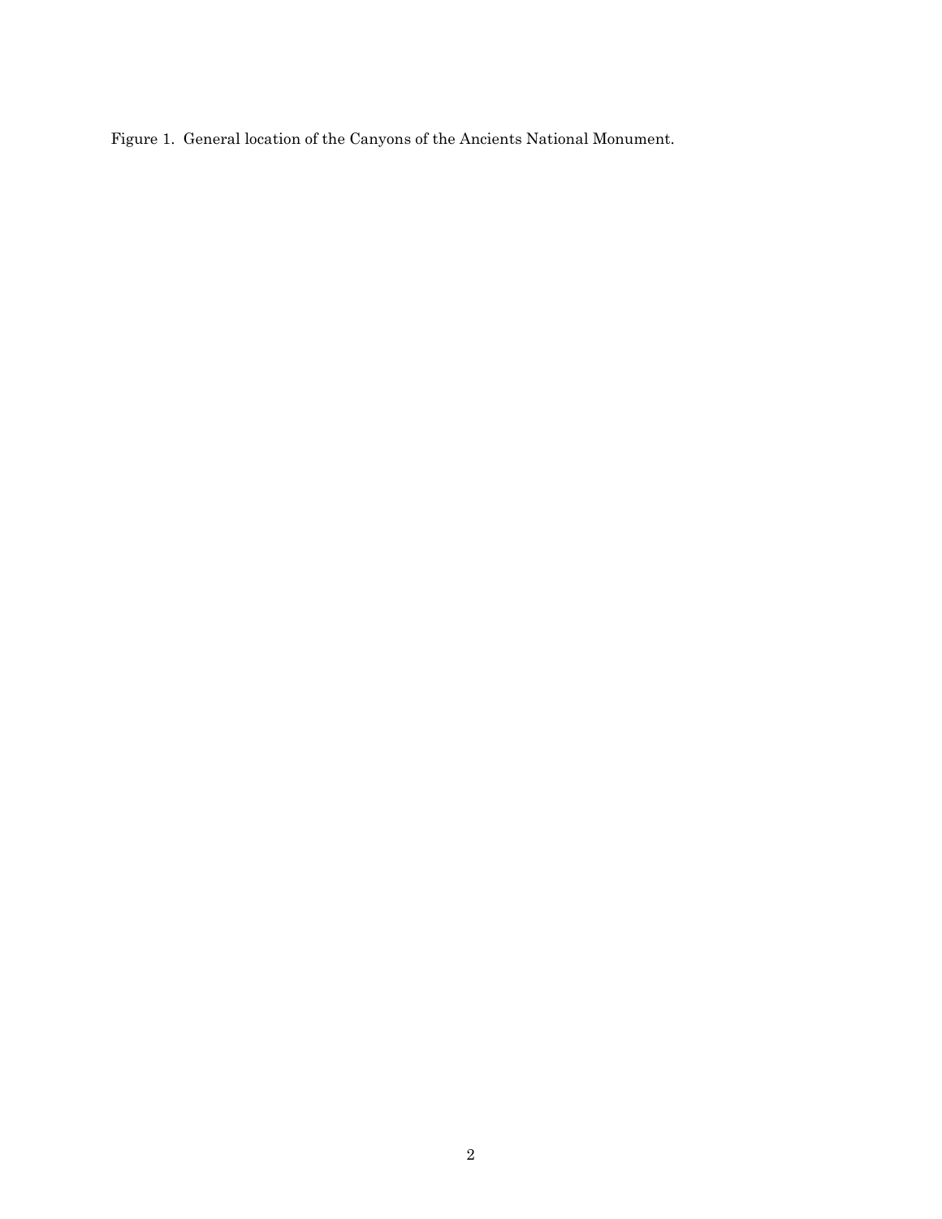Figure 1. General location of the Canyons of the Ancients National Monument.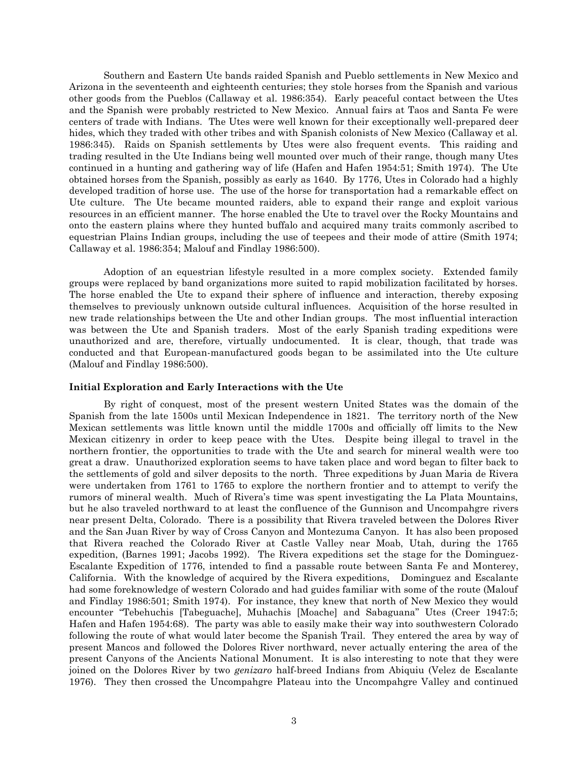Southern and Eastern Ute bands raided Spanish and Pueblo settlements in New Mexico and Arizona in the seventeenth and eighteenth centuries; they stole horses from the Spanish and various other goods from the Pueblos (Callaway et al. 1986:354). Early peaceful contact between the Utes and the Spanish were probably restricted to New Mexico. Annual fairs at Taos and Santa Fe were centers of trade with Indians. The Utes were well known for their exceptionally well-prepared deer hides, which they traded with other tribes and with Spanish colonists of New Mexico (Callaway et al. 1986:345). Raids on Spanish settlements by Utes were also frequent events. This raiding and trading resulted in the Ute Indians being well mounted over much of their range, though many Utes continued in a hunting and gathering way of life (Hafen and Hafen 1954:51; Smith 1974). The Ute obtained horses from the Spanish, possibly as early as 1640. By 1776, Utes in Colorado had a highly developed tradition of horse use. The use of the horse for transportation had a remarkable effect on Ute culture. The Ute became mounted raiders, able to expand their range and exploit various resources in an efficient manner. The horse enabled the Ute to travel over the Rocky Mountains and onto the eastern plains where they hunted buffalo and acquired many traits commonly ascribed to equestrian Plains Indian groups, including the use of teepees and their mode of attire (Smith 1974; Callaway et al. 1986:354; Malouf and Findlay 1986:500).

Adoption of an equestrian lifestyle resulted in a more complex society. Extended family groups were replaced by band organizations more suited to rapid mobilization facilitated by horses. The horse enabled the Ute to expand their sphere of influence and interaction, thereby exposing themselves to previously unknown outside cultural influences. Acquisition of the horse resulted in new trade relationships between the Ute and other Indian groups. The most influential interaction was between the Ute and Spanish traders. Most of the early Spanish trading expeditions were unauthorized and are, therefore, virtually undocumented. It is clear, though, that trade was conducted and that European-manufactured goods began to be assimilated into the Ute culture (Malouf and Findlay 1986:500).

**Initial Exploration and Early Interactions with the Ute**

By right of conquest, most of the present western United States was the domain of the Spanish from the late 1500s until Mexican Independence in 1821. The territory north of the New Mexican settlements was little known until the middle 1700s and officially off limits to the New Mexican citizenry in order to keep peace with the Utes. Despite being illegal to travel in the northern frontier, the opportunities to trade with the Ute and search for mineral wealth were too great a draw. Unauthorized exploration seems to have taken place and word began to filter back to the settlements of gold and silver deposits to the north. Three expeditions by Juan Maria de Rivera were undertaken from 1761 to 1765 to explore the northern frontier and to attempt to verify the rumors of mineral wealth. Much of Rivera's time was spent investigating the La Plata Mountains, but he also traveled northward to at least the confluence of the Gunnison and Uncompahgre rivers near present Delta, Colorado. There is a possibility that Rivera traveled between the Dolores River and the San Juan River by way of Cross Canyon and Montezuma Canyon. It has also been proposed that Rivera reached the Colorado River at Castle Valley near Moab, Utah, during the 1765 expedition, (Barnes 1991; Jacobs 1992). The Rivera expeditions set the stage for the Dominguez-Escalante Expedition of 1776, intended to find a passable route between Santa Fe and Monterey, California. With the knowledge of acquired by the Rivera expeditions, Dominguez and Escalante had some foreknowledge of western Colorado and had guides familiar with some of the route (Malouf and Findlay 1986:501; Smith 1974). For instance, they knew that north of New Mexico they would encounter "Tebehuchis [Tabeguache], Muhachis [Moache] and Sabaguana" Utes (Creer 1947:5; Hafen and Hafen 1954:68). The party was able to easily make their way into southwestern Colorado following the route of what would later become the Spanish Trail. They entered the area by way of present Mancos and followed the Dolores River northward, never actually entering the area of the present Canyons of the Ancients National Monument. It is also interesting to note that they were joined on the Dolores River by two *genizaro* half-breed Indians from Abiquiu (Velez de Escalante 1976). They then crossed the Uncompahgre Plateau into the Uncompahgre Valley and continued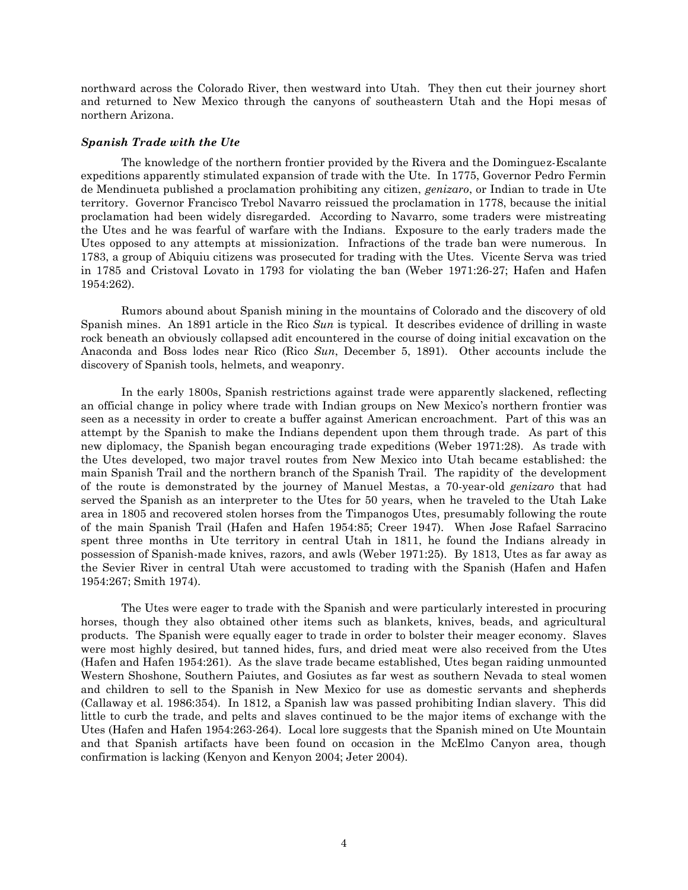northward across the Colorado River, then westward into Utah. They then cut their journey short and returned to New Mexico through the canyons of southeastern Utah and the Hopi mesas of northern Arizona.

### *Spanish Trade with the Ute*

The knowledge of the northern frontier provided by the Rivera and the Dominguez-Escalante expeditions apparently stimulated expansion of trade with the Ute. In 1775, Governor Pedro Fermin de Mendinueta published a proclamation prohibiting any citizen, *genizaro*, or Indian to trade in Ute territory. Governor Francisco Trebol Navarro reissued the proclamation in 1778, because the initial proclamation had been widely disregarded. According to Navarro, some traders were mistreating the Utes and he was fearful of warfare with the Indians. Exposure to the early traders made the Utes opposed to any attempts at missionization. Infractions of the trade ban were numerous. In 1783, a group of Abiquiu citizens was prosecuted for trading with the Utes. Vicente Serva was tried in 1785 and Cristoval Lovato in 1793 for violating the ban (Weber 1971:26-27; Hafen and Hafen 1954:262).

Rumors abound about Spanish mining in the mountains of Colorado and the discovery of old Spanish mines. An 1891 article in the Rico *Sun* is typical. It describes evidence of drilling in waste rock beneath an obviously collapsed adit encountered in the course of doing initial excavation on the Anaconda and Boss lodes near Rico (Rico *Sun*, December 5, 1891). Other accounts include the discovery of Spanish tools, helmets, and weaponry.

In the early 1800s, Spanish restrictions against trade were apparently slackened, reflecting an official change in policy where trade with Indian groups on New Mexico's northern frontier was seen as a necessity in order to create a buffer against American encroachment. Part of this was an attempt by the Spanish to make the Indians dependent upon them through trade. As part of this new diplomacy, the Spanish began encouraging trade expeditions (Weber 1971:28). As trade with the Utes developed, two major travel routes from New Mexico into Utah became established: the main Spanish Trail and the northern branch of the Spanish Trail. The rapidity of the development of the route is demonstrated by the journey of Manuel Mestas, a 70-year-old *genizaro* that had served the Spanish as an interpreter to the Utes for 50 years, when he traveled to the Utah Lake area in 1805 and recovered stolen horses from the Timpanogos Utes, presumably following the route of the main Spanish Trail (Hafen and Hafen 1954:85; Creer 1947). When Jose Rafael Sarracino spent three months in Ute territory in central Utah in 1811, he found the Indians already in possession of Spanish-made knives, razors, and awls (Weber 1971:25). By 1813, Utes as far away as the Sevier River in central Utah were accustomed to trading with the Spanish (Hafen and Hafen 1954:267; Smith 1974).

The Utes were eager to trade with the Spanish and were particularly interested in procuring horses, though they also obtained other items such as blankets, knives, beads, and agricultural products. The Spanish were equally eager to trade in order to bolster their meager economy. Slaves were most highly desired, but tanned hides, furs, and dried meat were also received from the Utes (Hafen and Hafen 1954:261). As the slave trade became established, Utes began raiding unmounted Western Shoshone, Southern Paiutes, and Gosiutes as far west as southern Nevada to steal women and children to sell to the Spanish in New Mexico for use as domestic servants and shepherds (Callaway et al. 1986:354). In 1812, a Spanish law was passed prohibiting Indian slavery. This did little to curb the trade, and pelts and slaves continued to be the major items of exchange with the Utes (Hafen and Hafen 1954:263-264). Local lore suggests that the Spanish mined on Ute Mountain and that Spanish artifacts have been found on occasion in the McElmo Canyon area, though confirmation is lacking (Kenyon and Kenyon 2004; Jeter 2004).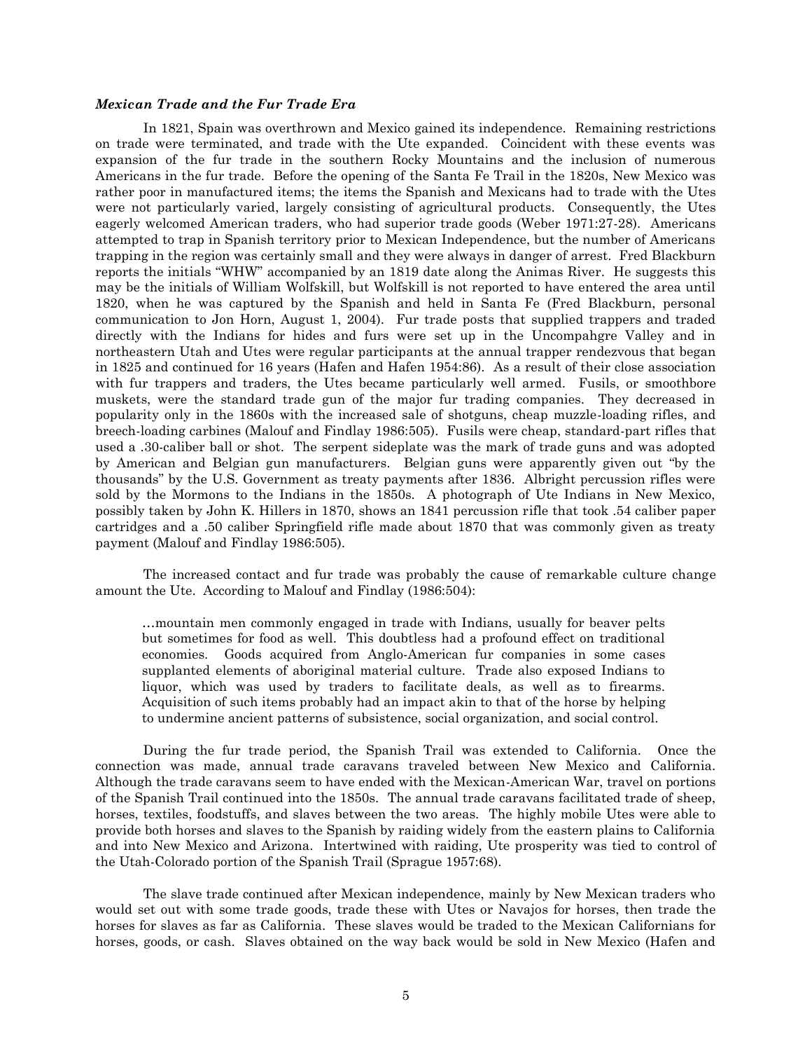### *Mexican Trade and the Fur Trade Era*

In 1821, Spain was overthrown and Mexico gained its independence. Remaining restrictions on trade were terminated, and trade with the Ute expanded. Coincident with these events was expansion of the fur trade in the southern Rocky Mountains and the inclusion of numerous Americans in the fur trade. Before the opening of the Santa Fe Trail in the 1820s, New Mexico was rather poor in manufactured items; the items the Spanish and Mexicans had to trade with the Utes were not particularly varied, largely consisting of agricultural products. Consequently, the Utes eagerly welcomed American traders, who had superior trade goods (Weber 1971:27-28). Americans attempted to trap in Spanish territory prior to Mexican Independence, but the number of Americans trapping in the region was certainly small and they were always in danger of arrest. Fred Blackburn reports the initials "WHW" accompanied by an 1819 date along the Animas River. He suggests this may be the initials of William Wolfskill, but Wolfskill is not reported to have entered the area until 1820, when he was captured by the Spanish and held in Santa Fe (Fred Blackburn, personal communication to Jon Horn, August 1, 2004). Fur trade posts that supplied trappers and traded directly with the Indians for hides and furs were set up in the Uncompahgre Valley and in northeastern Utah and Utes were regular participants at the annual trapper rendezvous that began in 1825 and continued for 16 years (Hafen and Hafen 1954:86). As a result of their close association with fur trappers and traders, the Utes became particularly well armed. Fusils, or smoothbore muskets, were the standard trade gun of the major fur trading companies. They decreased in popularity only in the 1860s with the increased sale of shotguns, cheap muzzle-loading rifles, and breech-loading carbines (Malouf and Findlay 1986:505). Fusils were cheap, standard-part rifles that used a .30-caliber ball or shot. The serpent sideplate was the mark of trade guns and was adopted by American and Belgian gun manufacturers. Belgian guns were apparently given out "by the thousands" by the U.S. Government as treaty payments after 1836. Albright percussion rifles were sold by the Mormons to the Indians in the 1850s. A photograph of Ute Indians in New Mexico, possibly taken by John K. Hillers in 1870, shows an 1841 percussion rifle that took .54 caliber paper cartridges and a .50 caliber Springfield rifle made about 1870 that was commonly given as treaty payment (Malouf and Findlay 1986:505).

The increased contact and fur trade was probably the cause of remarkable culture change amount the Ute. According to Malouf and Findlay (1986:504):

> …mountain men commonly engaged in trade with Indians, usually for beaver pelts but sometimes for food as well. This doubtless had a profound effect on traditional economies. Goods acquired from Anglo-American fur companies in some cases supplanted elements of aboriginal material culture. Trade also exposed Indians to liquor, which was used by traders to facilitate deals, as well as to firearms. Acquisition of such items probably had an impact akin to that of the horse by helping to undermine ancient patterns of subsistence, social organization, and social control.

During the fur trade period, the Spanish Trail was extended to California. Once the connection was made, annual trade caravans traveled between New Mexico and California. Although the trade caravans seem to have ended with the Mexican-American War, travel on portions of the Spanish Trail continued into the 1850s. The annual trade caravans facilitated trade of sheep, horses, textiles, foodstuffs, and slaves between the two areas. The highly mobile Utes were able to provide both horses and slaves to the Spanish by raiding widely from the eastern plains to California and into New Mexico and Arizona. Intertwined with raiding, Ute prosperity was tied to control of the Utah-Colorado portion of the Spanish Trail (Sprague 1957:68).

The slave trade continued after Mexican independence, mainly by New Mexican traders who would set out with some trade goods, trade these with Utes or Navajos for horses, then trade the horses for slaves as far as California. These slaves would be traded to the Mexican Californians for horses, goods, or cash. Slaves obtained on the way back would be sold in New Mexico (Hafen and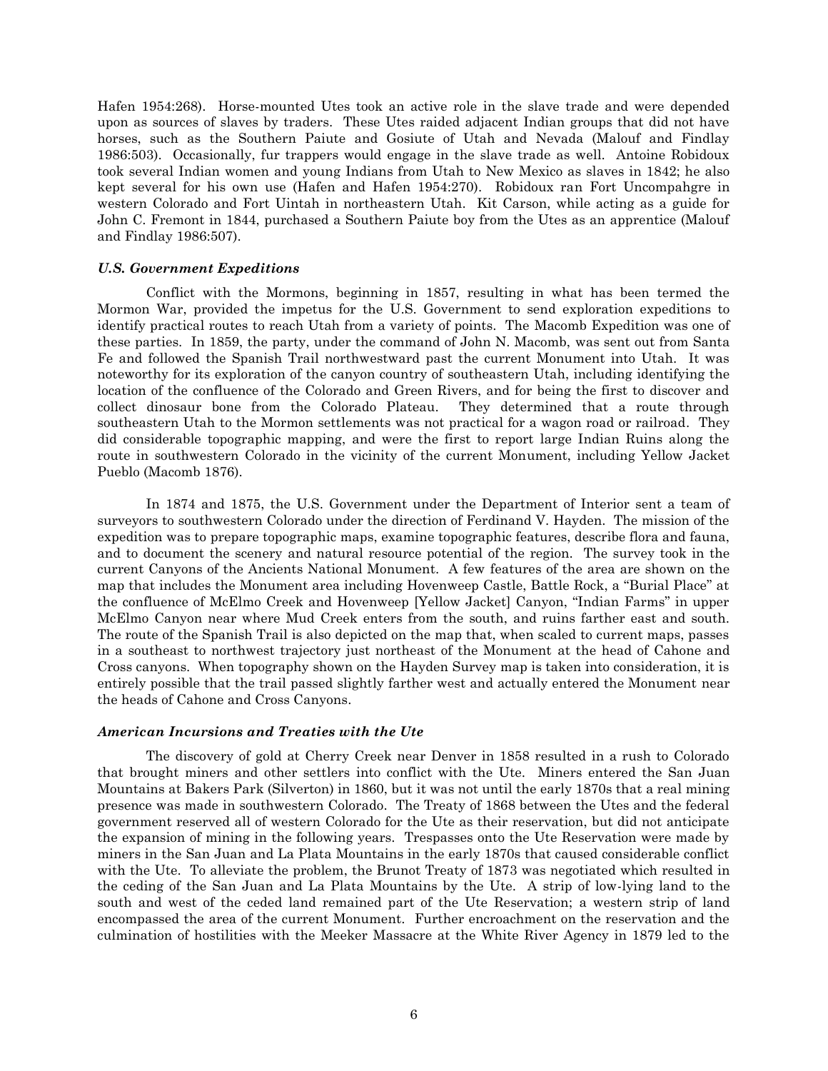Hafen 1954:268). Horse-mounted Utes took an active role in the slave trade and were depended upon as sources of slaves by traders. These Utes raided adjacent Indian groups that did not have horses, such as the Southern Paiute and Gosiute of Utah and Nevada (Malouf and Findlay 1986:503). Occasionally, fur trappers would engage in the slave trade as well. Antoine Robidoux took several Indian women and young Indians from Utah to New Mexico as slaves in 1842; he also kept several for his own use (Hafen and Hafen 1954:270). Robidoux ran Fort Uncompahgre in western Colorado and Fort Uintah in northeastern Utah. Kit Carson, while acting as a guide for John C. Fremont in 1844, purchased a Southern Paiute boy from the Utes as an apprentice (Malouf and Findlay 1986:507).

### *U.S. Government Expeditions*

Conflict with the Mormons, beginning in 1857, resulting in what has been termed the Mormon War, provided the impetus for the U.S. Government to send exploration expeditions to identify practical routes to reach Utah from a variety of points. The Macomb Expedition was one of these parties. In 1859, the party, under the command of John N. Macomb, was sent out from Santa Fe and followed the Spanish Trail northwestward past the current Monument into Utah. It was noteworthy for its exploration of the canyon country of southeastern Utah, including identifying the location of the confluence of the Colorado and Green Rivers, and for being the first to discover and collect dinosaur bone from the Colorado Plateau. They determined that a route through southeastern Utah to the Mormon settlements was not practical for a wagon road or railroad. They did considerable topographic mapping, and were the first to report large Indian Ruins along the route in southwestern Colorado in the vicinity of the current Monument, including Yellow Jacket Pueblo (Macomb 1876).

In 1874 and 1875, the U.S. Government under the Department of Interior sent a team of surveyors to southwestern Colorado under the direction of Ferdinand V. Hayden. The mission of the expedition was to prepare topographic maps, examine topographic features, describe flora and fauna, and to document the scenery and natural resource potential of the region. The survey took in the current Canyons of the Ancients National Monument. A few features of the area are shown on the map that includes the Monument area including Hovenweep Castle, Battle Rock, a "Burial Place" at the confluence of McElmo Creek and Hovenweep [Yellow Jacket] Canyon, "Indian Farms" in upper McElmo Canyon near where Mud Creek enters from the south, and ruins farther east and south. The route of the Spanish Trail is also depicted on the map that, when scaled to current maps, passes in a southeast to northwest trajectory just northeast of the Monument at the head of Cahone and Cross canyons. When topography shown on the Hayden Survey map is taken into consideration, it is entirely possible that the trail passed slightly farther west and actually entered the Monument near the heads of Cahone and Cross Canyons.

### *American Incursions and Treaties with the Ute*

The discovery of gold at Cherry Creek near Denver in 1858 resulted in a rush to Colorado that brought miners and other settlers into conflict with the Ute. Miners entered the San Juan Mountains at Bakers Park (Silverton) in 1860, but it was not until the early 1870s that a real mining presence was made in southwestern Colorado. The Treaty of 1868 between the Utes and the federal government reserved all of western Colorado for the Ute as their reservation, but did not anticipate the expansion of mining in the following years. Trespasses onto the Ute Reservation were made by miners in the San Juan and La Plata Mountains in the early 1870s that caused considerable conflict with the Ute. To alleviate the problem, the Brunot Treaty of 1873 was negotiated which resulted in the ceding of the San Juan and La Plata Mountains by the Ute. A strip of low-lying land to the south and west of the ceded land remained part of the Ute Reservation; a western strip of land encompassed the area of the current Monument. Further encroachment on the reservation and the culmination of hostilities with the Meeker Massacre at the White River Agency in 1879 led to the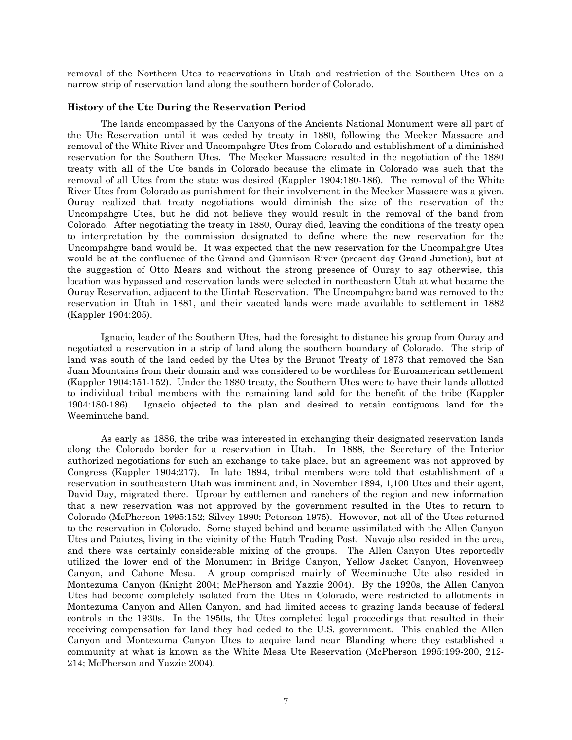removal of the Northern Utes to reservations in Utah and restriction of the Southern Utes on a narrow strip of reservation land along the southern border of Colorado.

### History of the Ute During the Reservation Period

The lands encompassed by the Canyons of the Ancients National Monument were all part of the Ute Reservation until it was ceded by treaty in 1880, following the Meeker Massacre and removal of the White River and Uncompahgre Utes from Colorado and establishment of a diminished reservation for the Southern Utes. The Meeker Massacre resulted in the negotiation of the 1880 treaty with all of the Ute bands in Colorado because the climate in Colorado was such that the removal of all Utes from the state was desired (Kappler 1904:180-186). The removal of the White River Utes from Colorado as punishment for their involvement in the Meeker Massacre was a given. Ouray realized that treaty negotiations would diminish the size of the reservation of the Uncompahgre Utes, but he did not believe they would result in the removal of the band from Colorado. After negotiating the treaty in 1880, Ouray died, leaving the conditions of the treaty open to interpretation by the commission designated to define where the new reservation for the Uncompahgre band would be. It was expected that the new reservation for the Uncompahgre Utes would be at the confluence of the Grand and Gunnison River (present day Grand Junction), but at the suggestion of Otto Mears and without the strong presence of Ouray to say otherwise, this location was bypassed and reservation lands were selected in northeastern Utah at what became the Ouray Reservation, adjacent to the Uintah Reservation. The Uncompahgre band was removed to the reservation in Utah in 1881, and their vacated lands were made available to settlement in 1882 (Kappler 1904:205).

Ignacio, leader of the Southern Utes, had the foresight to distance his group from Ouray and negotiated a reservation in a strip of land along the southern boundary of Colorado. The strip of land was south of the land ceded by the Utes by the Brunot Treaty of 1873 that removed the San Juan Mountains from their domain and was considered to be worthless for Euroamerican settlement (Kappler 1904:151-152). Under the 1880 treaty, the Southern Utes were to have their lands allotted to individual tribal members with the remaining land sold for the benefit of the tribe (Kappler 1904:180-186). Ignacio objected to the plan and desired to retain contiguous land for the Weeminuche band.

As early as 1886, the tribe was interested in exchanging their designated reservation lands along the Colorado border for a reservation in Utah. In 1888, the Secretary of the Interior authorized negotiations for such an exchange to take place, but an agreement was not approved by Congress (Kappler 1904:217). In late 1894, tribal members were told that establishment of a reservation in southeastern Utah was imminent and, in November 1894, 1,100 Utes and their agent, David Day, migrated there. Uproar by cattlemen and ranchers of the region and new information that a new reservation was not approved by the government resulted in the Utes to return to Colorado (McPherson 1995:152; Silvey 1990; Peterson 1975). However, not all of the Utes returned to the reservation in Colorado. Some stayed behind and became assimilated with the Allen Canyon Utes and Paiutes, living in the vicinity of the Hatch Trading Post. Navajo also resided in the area, and there was certainly considerable mixing of the groups. The Allen Canyon Utes reportedly utilized the lower end of the Monument in Bridge Canyon, Yellow Jacket Canyon, Hovenweep Canyon, and Cahone Mesa. A group comprised mainly of Weeminuche Ute also resided in Montezuma Canyon (Knight 2004; McPherson and Yazzie 2004). By the 1920s, the Allen Canyon Utes had become completely isolated from the Utes in Colorado, were restricted to allotments in Montezuma Canyon and Allen Canyon, and had limited access to grazing lands because of federal controls in the 1930s. In the 1950s, the Utes completed legal proceedings that resulted in their receiving compensation for land they had ceded to the U.S. government. This enabled the Allen Canyon and Montezuma Canyon Utes to acquire land near Blanding where they established a community at what is known as the White Mesa Ute Reservation (McPherson 1995:199-200, 212-214; McPherson and Yazzie 2004).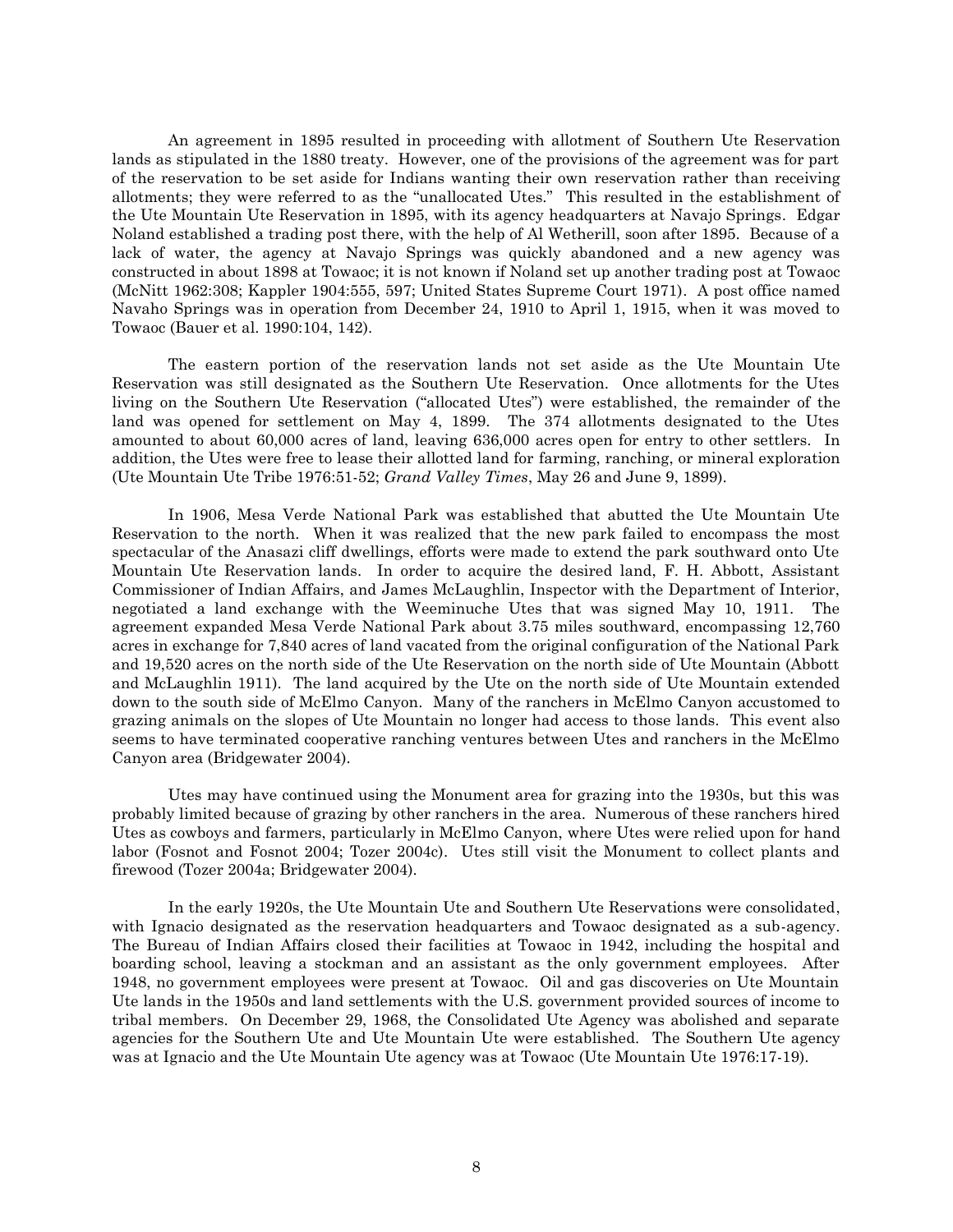An agreement in 1895 resulted in proceeding with allotment of Southern Ute Reservation lands as stipulated in the 1880 treaty. However, one of the provisions of the agreement was for part of the reservation to be set aside for Indians wanting their own reservation rather than receiving allotments; they were referred to as the "unallocated Utes." This resulted in the establishment of the Ute Mountain Ute Reservation in 1895, with its agency headquarters at Navajo Springs. Edgar Noland established a trading post there, with the help of Al Wetherill, soon after 1895. Because of a lack of water, the agency at Navajo Springs was quickly abandoned and a new agency was constructed in about 1898 at Towaoc; it is not known if Noland set up another trading post at Towaoc (McNitt 1962:308; Kappler 1904:555, 597; United States Supreme Court 1971). A post office named Navaho Springs was in operation from December 24, 1910 to April 1, 1915, when it was moved to Towaoc (Bauer et al. 1990:104, 142).

The eastern portion of the reservation lands not set aside as the Ute Mountain Ute Reservation was still designated as the Southern Ute Reservation. Once allotments for the Utes living on the Southern Ute Reservation ("allocated Utes") were established, the remainder of the land was opened for settlement on May 4, 1899. The 374 allotments designated to the Utes amounted to about 60,000 acres of land, leaving 636,000 acres open for entry to other settlers. In addition, the Utes were free to lease their allotted land for farming, ranching, or mineral exploration (Ute Mountain Ute Tribe 1976:51-52; *Grand Valley Times*, May 26 and June 9, 1899).

In 1906, Mesa Verde National Park was established that abutted the Ute Mountain Ute Reservation to the north. When it was realized that the new park failed to encompass the most spectacular of the Anasazi cliff dwellings, efforts were made to extend the park southward onto Ute Mountain Ute Reservation lands. In order to acquire the desired land, F. H. Abbott, Assistant Commissioner of Indian Affairs, and James McLaughlin, Inspector with the Department of Interior, negotiated a land exchange with the Weeminuche Utes that was signed May 10, 1911. The agreement expanded Mesa Verde National Park about 3.75 miles southward, encompassing 12,760 acres in exchange for 7,840 acres of land vacated from the original configuration of the National Park and 19,520 acres on the north side of the Ute Reservation on the north side of Ute Mountain (Abbott and McLaughlin 1911). The land acquired by the Ute on the north side of Ute Mountain extended down to the south side of McElmo Canyon. Many of the ranchers in McElmo Canyon accustomed to grazing animals on the slopes of Ute Mountain no longer had access to those lands. This event also seems to have terminated cooperative ranching ventures between Utes and ranchers in the McElmo Canyon area (Bridgewater 2004).

Utes may have continued using the Monument area for grazing into the 1930s, but this was probably limited because of grazing by other ranchers in the area. Numerous of these ranchers hired Utes as cowboys and farmers, particularly in McElmo Canyon, where Utes were relied upon for hand labor (Fosnot and Fosnot 2004; Tozer 2004c). Utes still visit the Monument to collect plants and firewood (Tozer 2004a; Bridgewater 2004).

In the early 1920s, the Ute Mountain Ute and Southern Ute Reservations were consolidated, with Ignacio designated as the reservation headquarters and Towaoc designated as a sub-agency. The Bureau of Indian Affairs closed their facilities at Towaoc in 1942, including the hospital and boarding school, leaving a stockman and an assistant as the only government employees. After 1948, no government employees were present at Towaoc. Oil and gas discoveries on Ute Mountain Ute lands in the 1950s and land settlements with the U.S. government provided sources of income to tribal members. On December 29, 1968, the Consolidated Ute Agency was abolished and separate agencies for the Southern Ute and Ute Mountain Ute were established. The Southern Ute agency was at Ignacio and the Ute Mountain Ute agency was at Towaoc (Ute Mountain Ute 1976:17-19).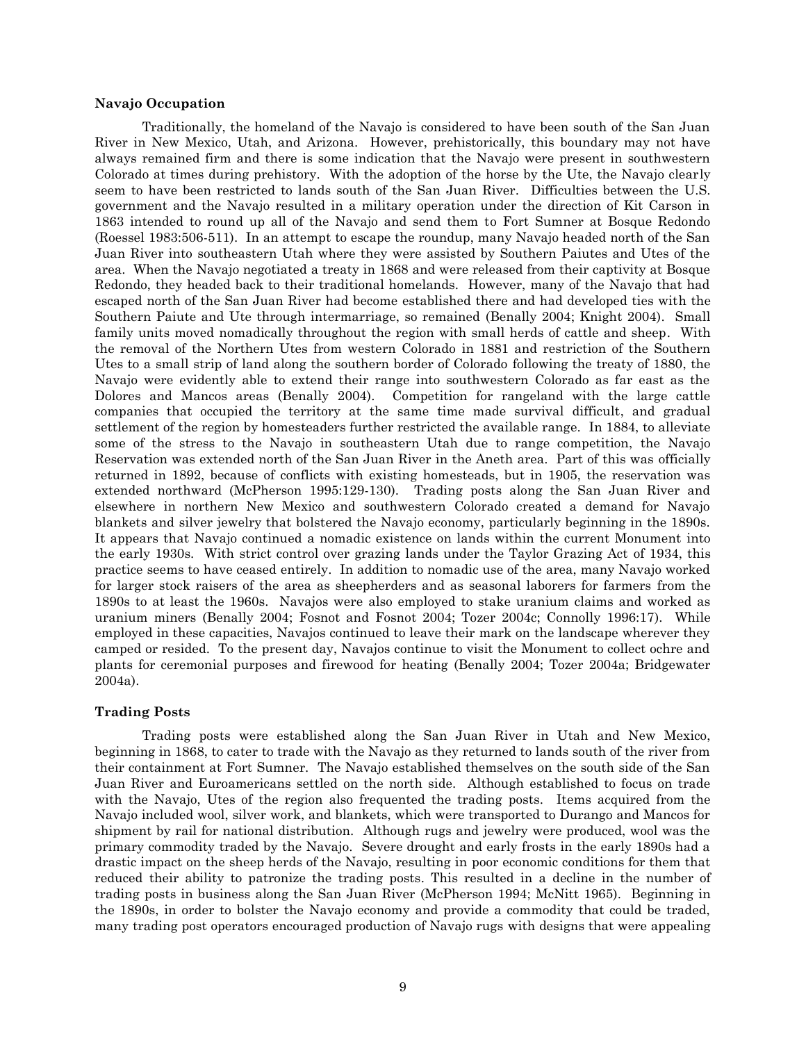### Navajo Occupation

Traditionally, the homeland of the Navajo is considered to have been south of the San Juan River in New Mexico, Utah, and Arizona. However, prehistorically, this boundary may not have always remained firm and there is some indication that the Navajo were present in southwestern Colorado at times during prehistory. With the adoption of the horse by the Ute, the Navajo clearly seem to have been restricted to lands south of the San Juan River. Difficulties between the U.S. government and the Navajo resulted in a military operation under the direction of Kit Carson in 1863 intended to round up all of the Navajo and send them to Fort Sumner at Bosque Redondo (Roessel 1983:506-511). In an attempt to escape the roundup, many Navajo headed north of the San Juan River into southeastern Utah where they were assisted by Southern Paiutes and Utes of the area. When the Navajo negotiated a treaty in 1868 and were released from their captivity at Bosque Redondo, they headed back to their traditional homelands. However, many of the Navajo that had escaped north of the San Juan River had become established there and had developed ties with the Southern Paiute and Ute through intermarriage, so remained (Benally 2004; Knight 2004). Small family units moved nomadically throughout the region with small herds of cattle and sheep. With the removal of the Northern Utes from western Colorado in 1881 and restriction of the Southern Utes to a small strip of land along the southern border of Colorado following the treaty of 1880, the Navajo were evidently able to extend their range into southwestern Colorado as far east as the Dolores and Mancos areas (Benally 2004). Competition for rangeland with the large cattle companies that occupied the territory at the same time made survival difficult, and gradual settlement of the region by homesteaders further restricted the available range. In 1884, to alleviate some of the stress to the Navajo in southeastern Utah due to range competition, the Navajo Reservation was extended north of the San Juan River in the Aneth area. Part of this was officially returned in 1892, because of conflicts with existing homesteads, but in 1905, the reservation was extended northward (McPherson 1995:129-130). Trading posts along the San Juan River and elsewhere in northern New Mexico and southwestern Colorado created a demand for Navajo blankets and silver jewelry that bolstered the Navajo economy, particularly beginning in the 1890s. It appears that Navajo continued a nomadic existence on lands within the current Monument into the early 1930s. With strict control over grazing lands under the Taylor Grazing Act of 1934, this practice seems to have ceased entirely. In addition to nomadic use of the area, many Navajo worked for larger stock raisers of the area as sheepherders and as seasonal laborers for farmers from the 1890s to at least the 1960s. Navajos were also employed to stake uranium claims and worked as uranium miners (Benally 2004; Fosnot and Fosnot 2004; Tozer 2004c; Connolly 1996:17). While employed in these capacities, Navajos continued to leave their mark on the landscape wherever they camped or resided. To the present day, Navajos continue to visit the Monument to collect ochre and plants for ceremonial purposes and firewood for heating (Benally 2004; Tozer 2004a; Bridgewater 2004a).

### Trading Posts

Trading posts were established along the San Juan River in Utah and New Mexico, beginning in 1868, to cater to trade with the Navajo as they returned to lands south of the river from their containment at Fort Sumner. The Navajo established themselves on the south side of the San Juan River and Euroamericans settled on the north side. Although established to focus on trade with the Navajo, Utes of the region also frequented the trading posts. Items acquired from the Navajo included wool, silver work, and blankets, which were transported to Durango and Mancos for shipment by rail for national distribution. Although rugs and jewelry were produced, wool was the primary commodity traded by the Navajo. Severe drought and early frosts in the early 1890s had a drastic impact on the sheep herds of the Navajo, resulting in poor economic conditions for them that reduced their ability to patronize the trading posts. This resulted in a decline in the number of trading posts in business along the San Juan River (McPherson 1994; McNitt 1965). Beginning in the 1890s, in order to bolster the Navajo economy and provide a commodity that could be traded, many trading post operators encouraged production of Navajo rugs with designs that were appealing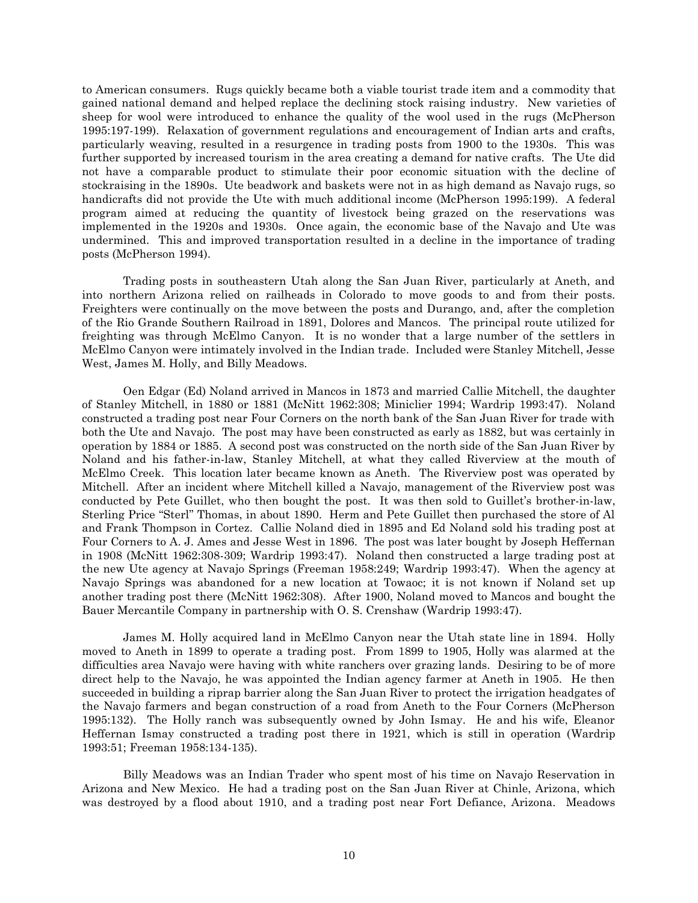to American consumers. Rugs quickly became both a viable tourist trade item and a commodity that gained national demand and helped replace the declining stock raising industry. New varieties of sheep for wool were introduced to enhance the quality of the wool used in the rugs (McPherson 1995:197-199). Relaxation of government regulations and encouragement of Indian arts and crafts, particularly weaving, resulted in a resurgence in trading posts from 1900 to the 1930s. This was further supported by increased tourism in the area creating a demand for native crafts. The Ute did not have a comparable product to stimulate their poor economic situation with the decline of stockraising in the 1890s. Ute beadwork and baskets were not in as high demand as Navajo rugs, so handicrafts did not provide the Ute with much additional income (McPherson 1995:199). A federal program aimed at reducing the quantity of livestock being grazed on the reservations was implemented in the 1920s and 1930s. Once again, the economic base of the Navajo and Ute was undermined. This and improved transportation resulted in a decline in the importance of trading posts (McPherson 1994).

Trading posts in southeastern Utah along the San Juan River, particularly at Aneth, and into northern Arizona relied on railheads in Colorado to move goods to and from their posts. Freighters were continually on the move between the posts and Durango, and, after the completion of the Rio Grande Southern Railroad in 1891, Dolores and Mancos. The principal route utilized for freighting was through McElmo Canyon. It is no wonder that a large number of the settlers in McElmo Canyon were intimately involved in the Indian trade. Included were Stanley Mitchell, Jesse West, James M. Holly, and Billy Meadows.

Oen Edgar (Ed) Noland arrived in Mancos in 1873 and married Callie Mitchell, the daughter of Stanley Mitchell, in 1880 or 1881 (McNitt 1962:308; Miniclier 1994; Wardrip 1993:47). Noland constructed a trading post near Four Corners on the north bank of the San Juan River for trade with both the Ute and Navajo. The post may have been constructed as early as 1882, but was certainly in operation by 1884 or 1885. A second post was constructed on the north side of the San Juan River by Noland and his father-in-law, Stanley Mitchell, at what they called Riverview at the mouth of McElmo Creek. This location later became known as Aneth. The Riverview post was operated by Mitchell. After an incident where Mitchell killed a Navajo, management of the Riverview post was conducted by Pete Guillet, who then bought the post. It was then sold to Guillet's brother-in-law, Sterling Price "Sterl" Thomas, in about 1890. Herm and Pete Guillet then purchased the store of Al and Frank Thompson in Cortez. Callie Noland died in 1895 and Ed Noland sold his trading post at Four Corners to A. J. Ames and Jesse West in 1896. The post was later bought by Joseph Heffernan in 1908 (McNitt 1962:308-309; Wardrip 1993:47). Noland then constructed a large trading post at the new Ute agency at Navajo Springs (Freeman 1958:249; Wardrip 1993:47). When the agency at Navajo Springs was abandoned for a new location at Towaoc; it is not known if Noland set up another trading post there (McNitt 1962:308). After 1900, Noland moved to Mancos and bought the Bauer Mercantile Company in partnership with O. S. Crenshaw (Wardrip 1993:47).

James M. Holly acquired land in McElmo Canyon near the Utah state line in 1894. Holly moved to Aneth in 1899 to operate a trading post. From 1899 to 1905, Holly was alarmed at the difficulties area Navajo were having with white ranchers over grazing lands. Desiring to be of more direct help to the Navajo, he was appointed the Indian agency farmer at Aneth in 1905. He then succeeded in building a riprap barrier along the San Juan River to protect the irrigation headgates of the Navajo farmers and began construction of a road from Aneth to the Four Corners (McPherson 1995:132). The Holly ranch was subsequently owned by John Ismay. He and his wife, Eleanor Heffernan Ismay constructed a trading post there in 1921, which is still in operation (Wardrip 1993:51; Freeman 1958:134-135).

Billy Meadows was an Indian Trader who spent most of his time on Navajo Reservation in Arizona and New Mexico. He had a trading post on the San Juan River at Chinle, Arizona, which was destroyed by a flood about 1910, and a trading post near Fort Defiance, Arizona. Meadows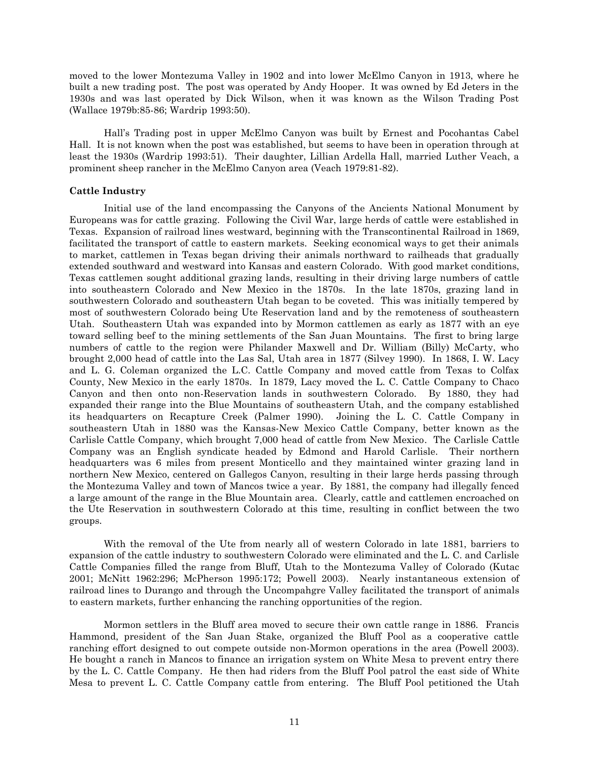moved to the lower Montezuma Valley in 1902 and into lower McElmo Canyon in 1913, where he built a new trading post. The post was operated by Andy Hooper. It was owned by Ed Jeters in the 1930s and was last operated by Dick Wilson, when it was known as the Wilson Trading Post (Wallace 1979b:85-86; Wardrip 1993:50).

Hall's Trading post in upper McElmo Canyon was built by Ernest and Pocohantas Cabel Hall. It is not known when the post was established, but seems to have been in operation through at least the 1930s (Wardrip 1993:51). Their daughter, Lillian Ardella Hall, married Luther Veach, a prominent sheep rancher in the McElmo Canyon area (Veach 1979:81-82).

**Cattle Industry**

Initial use of the land encompassing the Canyons of the Ancients National Monument by Europeans was for cattle grazing. Following the Civil War, large herds of cattle were established in Texas. Expansion of railroad lines westward, beginning with the Transcontinental Railroad in 1869, facilitated the transport of cattle to eastern markets. Seeking economical ways to get their animals to market, cattlemen in Texas began driving their animals northward to railheads that gradually extended southward and westward into Kansas and eastern Colorado. With good market conditions, Texas cattlemen sought additional grazing lands, resulting in their driving large numbers of cattle into southeastern Colorado and New Mexico in the 1870s. In the late 1870s, grazing land in southwestern Colorado and southeastern Utah began to be coveted. This was initially tempered by most of southwestern Colorado being Ute Reservation land and by the remoteness of southeastern Utah. Southeastern Utah was expanded into by Mormon cattlemen as early as 1877 with an eye toward selling beef to the mining settlements of the San Juan Mountains. The first to bring large numbers of cattle to the region were Philander Maxwell and Dr. William (Billy) McCarty, who brought 2,000 head of cattle into the Las Sal, Utah area in 1877 (Silvey 1990). In 1868, I. W. Lacy and L. G. Coleman organized the L.C. Cattle Company and moved cattle from Texas to Colfax County, New Mexico in the early 1870s. In 1879, Lacy moved the L. C. Cattle Company to Chaco Canyon and then onto non-Reservation lands in southwestern Colorado. By 1880, they had expanded their range into the Blue Mountains of southeastern Utah, and the company established its headquarters on Recapture Creek (Palmer 1990). Joining the L. C. Cattle Company in southeastern Utah in 1880 was the Kansas-New Mexico Cattle Company, better known as the Carlisle Cattle Company, which brought 7,000 head of cattle from New Mexico. The Carlisle Cattle Company was an English syndicate headed by Edmond and Harold Carlisle. Their northern headquarters was 6 miles from present Monticello and they maintained winter grazing land in northern New Mexico, centered on Gallegos Canyon, resulting in their large herds passing through the Montezuma Valley and town of Mancos twice a year. By 1881, the company had illegally fenced a large amount of the range in the Blue Mountain area. Clearly, cattle and cattlemen encroached on the Ute Reservation in southwestern Colorado at this time, resulting in conflict between the two groups.

With the removal of the Ute from nearly all of western Colorado in late 1881, barriers to expansion of the cattle industry to southwestern Colorado were eliminated and the L. C. and Carlisle Cattle Companies filled the range from Bluff, Utah to the Montezuma Valley of Colorado (Kutac 2001; McNitt 1962:296; McPherson 1995:172; Powell 2003). Nearly instantaneous extension of railroad lines to Durango and through the Uncompahgre Valley facilitated the transport of animals to eastern markets, further enhancing the ranching opportunities of the region.

Mormon settlers in the Bluff area moved to secure their own cattle range in 1886. Francis Hammond, president of the San Juan Stake, organized the Bluff Pool as a cooperative cattle ranching effort designed to out compete outside non-Mormon operations in the area (Powell 2003). He bought a ranch in Mancos to finance an irrigation system on White Mesa to prevent entry there by the L. C. Cattle Company. He then had riders from the Bluff Pool patrol the east side of White Mesa to prevent L. C. Cattle Company cattle from entering. The Bluff Pool petitioned the Utah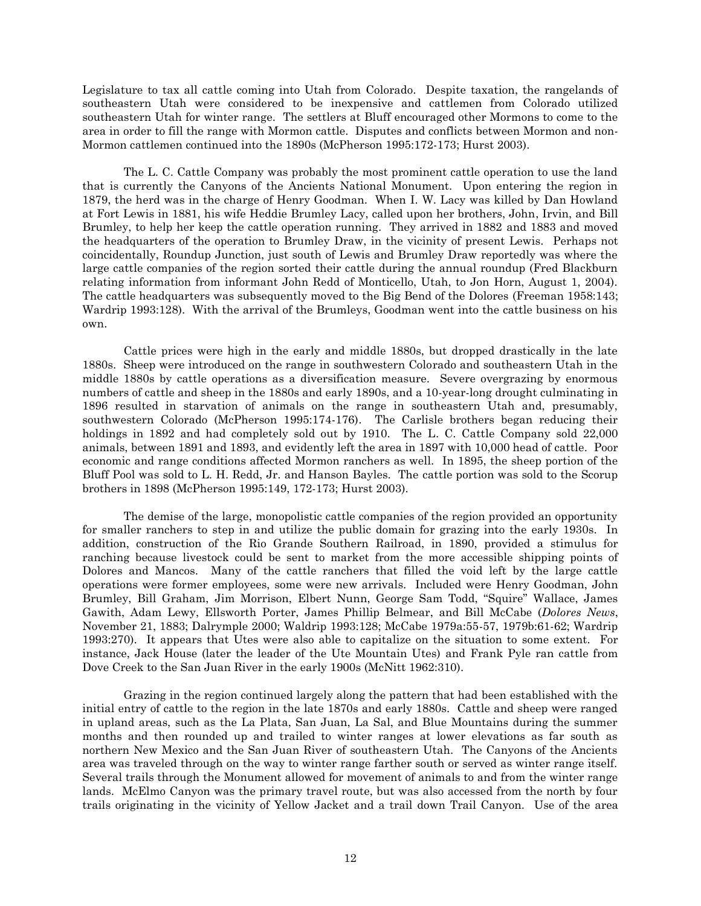Legislature to tax all cattle coming into Utah from Colorado. Despite taxation, the rangelands of southeastern Utah were considered to be inexpensive and cattlemen from Colorado utilized southeastern Utah for winter range. The settlers at Bluff encouraged other Mormons to come to the area in order to fill the range with Mormon cattle. Disputes and conflicts between Mormon and non-Mormon cattlemen continued into the 1890s (McPherson 1995:172-173; Hurst 2003).

The L. C. Cattle Company was probably the most prominent cattle operation to use the land that is currently the Canyons of the Ancients National Monument. Upon entering the region in 1879, the herd was in the charge of Henry Goodman. When I. W. Lacy was killed by Dan Howland at Fort Lewis in 1881, his wife Heddie Brumley Lacy, called upon her brothers, John, Irvin, and Bill Brumley, to help her keep the cattle operation running. They arrived in 1882 and 1883 and moved the headquarters of the operation to Brumley Draw, in the vicinity of present Lewis. Perhaps not coincidentally, Roundup Junction, just south of Lewis and Brumley Draw reportedly was where the large cattle companies of the region sorted their cattle during the annual roundup (Fred Blackburn relating information from informant John Redd of Monticello, Utah, to Jon Horn, August 1, 2004). The cattle headquarters was subsequently moved to the Big Bend of the Dolores (Freeman 1958:143; Wardrip 1993:128). With the arrival of the Brumleys, Goodman went into the cattle business on his own.

Cattle prices were high in the early and middle 1880s, but dropped drastically in the late 1880s. Sheep were introduced on the range in southwestern Colorado and southeastern Utah in the middle 1880s by cattle operations as a diversification measure. Severe overgrazing by enormous numbers of cattle and sheep in the 1880s and early 1890s, and a 10-year-long drought culminating in 1896 resulted in starvation of animals on the range in southeastern Utah and, presumably, southwestern Colorado (McPherson 1995:174-176). The Carlisle brothers began reducing their holdings in 1892 and had completely sold out by 1910. The L. C. Cattle Company sold 22,000 animals, between 1891 and 1893, and evidently left the area in 1897 with 10,000 head of cattle. Poor economic and range conditions affected Mormon ranchers as well. In 1895, the sheep portion of the Bluff Pool was sold to L. H. Redd, Jr. and Hanson Bayles. The cattle portion was sold to the Scorup brothers in 1898 (McPherson 1995:149, 172-173; Hurst 2003).

The demise of the large, monopolistic cattle companies of the region provided an opportunity for smaller ranchers to step in and utilize the public domain for grazing into the early 1930s. In addition, construction of the Rio Grande Southern Railroad, in 1890, provided a stimulus for ranching because livestock could be sent to market from the more accessible shipping points of Dolores and Mancos. Many of the cattle ranchers that filled the void left by the large cattle operations were former employees, some were new arrivals. Included were Henry Goodman, John Brumley, Bill Graham, Jim Morrison, Elbert Nunn, George Sam Todd, "Squire" Wallace, James Gawith, Adam Lewy, Ellsworth Porter, James Phillip Belmear, and Bill McCabe (*Dolores News*, November 21, 1883; Dalrymple 2000; Waldrip 1993:128; McCabe 1979a:55-57, 1979b:61-62; Wardrip 1993:270). It appears that Utes were also able to capitalize on the situation to some extent. For instance, Jack House (later the leader of the Ute Mountain Utes) and Frank Pyle ran cattle from Dove Creek to the San Juan River in the early 1900s (McNitt 1962:310).

Grazing in the region continued largely along the pattern that had been established with the initial entry of cattle to the region in the late 1870s and early 1880s. Cattle and sheep were ranged in upland areas, such as the La Plata, San Juan, La Sal, and Blue Mountains during the summer months and then rounded up and trailed to winter ranges at lower elevations as far south as northern New Mexico and the San Juan River of southeastern Utah. The Canyons of the Ancients area was traveled through on the way to winter range farther south or served as winter range itself. Several trails through the Monument allowed for movement of animals to and from the winter range lands. McElmo Canyon was the primary travel route, but was also accessed from the north by four trails originating in the vicinity of Yellow Jacket and a trail down Trail Canyon. Use of the area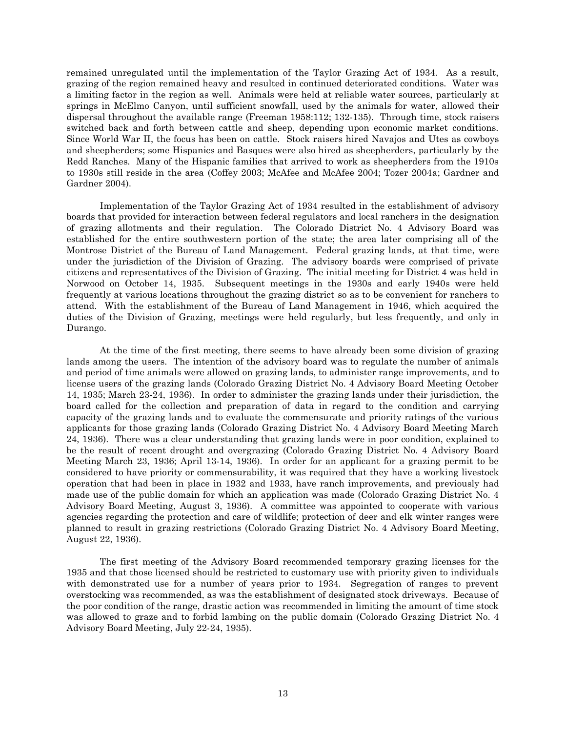remained unregulated until the implementation of the Taylor Grazing Act of 1934. As a result, grazing of the region remained heavy and resulted in continued deteriorated conditions. Water was a limiting factor in the region as well. Animals were held at reliable water sources, particularly at springs in McElmo Canyon, until sufficient snowfall, used by the animals for water, allowed their dispersal throughout the available range (Freeman 1958:112; 132-135). Through time, stock raisers switched back and forth between cattle and sheep, depending upon economic market conditions. Since World War II, the focus has been on cattle. Stock raisers hired Navajos and Utes as cowboys and sheepherders; some Hispanics and Basques were also hired as sheepherders, particularly by the Redd Ranches. Many of the Hispanic families that arrived to work as sheepherders from the 1910s to 1930s still reside in the area (Coffey 2003; McAfee and McAfee 2004; Tozer 2004a; Gardner and Gardner 2004).

Implementation of the Taylor Grazing Act of 1934 resulted in the establishment of advisory boards that provided for interaction between federal regulators and local ranchers in the designation of grazing allotments and their regulation. The Colorado District No. 4 Advisory Board was established for the entire southwestern portion of the state; the area later comprising all of the Montrose District of the Bureau of Land Management. Federal grazing lands, at that time, were under the jurisdiction of the Division of Grazing. The advisory boards were comprised of private citizens and representatives of the Division of Grazing. The initial meeting for District 4 was held in Norwood on October 14, 1935. Subsequent meetings in the 1930s and early 1940s were held frequently at various locations throughout the grazing district so as to be convenient for ranchers to attend. With the establishment of the Bureau of Land Management in 1946, which acquired the duties of the Division of Grazing, meetings were held regularly, but less frequently, and only in Durango.

At the time of the first meeting, there seems to have already been some division of grazing lands among the users. The intention of the advisory board was to regulate the number of animals and period of time animals were allowed on grazing lands, to administer range improvements, and to license users of the grazing lands (Colorado Grazing District No. 4 Advisory Board Meeting October 14, 1935; March 23-24, 1936). In order to administer the grazing lands under their jurisdiction, the board called for the collection and preparation of data in regard to the condition and carrying capacity of the grazing lands and to evaluate the commensurate and priority ratings of the various applicants for those grazing lands (Colorado Grazing District No. 4 Advisory Board Meeting March 24, 1936). There was a clear understanding that grazing lands were in poor condition, explained to be the result of recent drought and overgrazing (Colorado Grazing District No. 4 Advisory Board Meeting March 23, 1936; April 13-14, 1936). In order for an applicant for a grazing permit to be considered to have priority or commensurability, it was required that they have a working livestock operation that had been in place in 1932 and 1933, have ranch improvements, and previously had made use of the public domain for which an application was made (Colorado Grazing District No. 4 Advisory Board Meeting, August 3, 1936). A committee was appointed to cooperate with various agencies regarding the protection and care of wildlife; protection of deer and elk winter ranges were planned to result in grazing restrictions (Colorado Grazing District No. 4 Advisory Board Meeting, August 22, 1936).

The first meeting of the Advisory Board recommended temporary grazing licenses for the 1935 and that those licensed should be restricted to customary use with priority given to individuals with demonstrated use for a number of years prior to 1934. Segregation of ranges to prevent overstocking was recommended, as was the establishment of designated stock driveways. Because of the poor condition of the range, drastic action was recommended in limiting the amount of time stock was allowed to graze and to forbid lambing on the public domain (Colorado Grazing District No. 4 Advisory Board Meeting, July 22-24, 1935).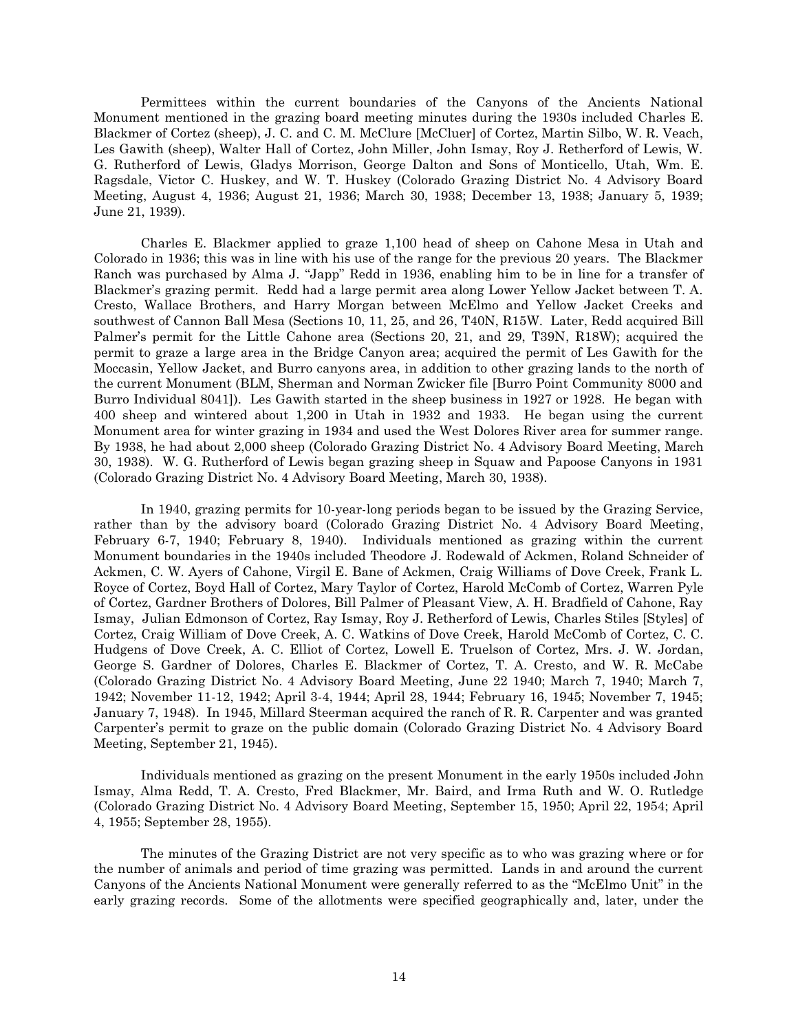Permittees within the current boundaries of the Canyons of the Ancients National Monument mentioned in the grazing board meeting minutes during the 1930s included Charles E. Blackmer of Cortez (sheep), J. C. and C. M. McClure [McCluer] of Cortez, Martin Silbo, W. R. Veach, Les Gawith (sheep), Walter Hall of Cortez, John Miller, John Ismay, Roy J. Retherford of Lewis, W. G. Rutherford of Lewis, Gladys Morrison, George Dalton and Sons of Monticello, Utah, Wm. E. Ragsdale, Victor C. Huskey, and W. T. Huskey (Colorado Grazing District No. 4 Advisory Board Meeting, August 4, 1936; August 21, 1936; March 30, 1938; December 13, 1938; January 5, 1939; June 21, 1939).

Charles E. Blackmer applied to graze 1,100 head of sheep on Cahone Mesa in Utah and Colorado in 1936; this was in line with his use of the range for the previous 20 years. The Blackmer Ranch was purchased by Alma J. "Japp" Redd in 1936, enabling him to be in line for a transfer of Blackmer's grazing permit. Redd had a large permit area along Lower Yellow Jacket between T. A. Cresto, Wallace Brothers, and Harry Morgan between McElmo and Yellow Jacket Creeks and southwest of Cannon Ball Mesa (Sections 10, 11, 25, and 26, T40N, R15W. Later, Redd acquired Bill Palmer's permit for the Little Cahone area (Sections 20, 21, and 29, T39N, R18W); acquired the permit to graze a large area in the Bridge Canyon area; acquired the permit of Les Gawith for the Moccasin, Yellow Jacket, and Burro canyons area, in addition to other grazing lands to the north of the current Monument (BLM, Sherman and Norman Zwicker file [Burro Point Community 8000 and Burro Individual 8041]). Les Gawith started in the sheep business in 1927 or 1928. He began with 400 sheep and wintered about 1,200 in Utah in 1932 and 1933. He began using the current Monument area for winter grazing in 1934 and used the West Dolores River area for summer range. By 1938, he had about 2,000 sheep (Colorado Grazing District No. 4 Advisory Board Meeting, March 30, 1938). W. G. Rutherford of Lewis began grazing sheep in Squaw and Papoose Canyons in 1931 (Colorado Grazing District No. 4 Advisory Board Meeting, March 30, 1938).

In 1940, grazing permits for 10-year-long periods began to be issued by the Grazing Service, rather than by the advisory board (Colorado Grazing District No. 4 Advisory Board Meeting, February 6-7, 1940; February 8, 1940). Individuals mentioned as grazing within the current Monument boundaries in the 1940s included Theodore J. Rodewald of Ackmen, Roland Schneider of Ackmen, C. W. Ayers of Cahone, Virgil E. Bane of Ackmen, Craig Williams of Dove Creek, Frank L. Royce of Cortez, Boyd Hall of Cortez, Mary Taylor of Cortez, Harold McComb of Cortez, Warren Pyle of Cortez, Gardner Brothers of Dolores, Bill Palmer of Pleasant View, A. H. Bradfield of Cahone, Ray Ismay, Julian Edmonson of Cortez, Ray Ismay, Roy J. Retherford of Lewis, Charles Stiles [Styles] of Cortez, Craig William of Dove Creek, A. C. Watkins of Dove Creek, Harold McComb of Cortez, C. C. Hudgens of Dove Creek, A. C. Elliot of Cortez, Lowell E. Truelson of Cortez, Mrs. J. W. Jordan, George S. Gardner of Dolores, Charles E. Blackmer of Cortez, T. A. Cresto, and W. R. McCabe (Colorado Grazing District No. 4 Advisory Board Meeting, June 22 1940; March 7, 1940; March 7, 1942; November 11-12, 1942; April 3-4, 1944; April 28, 1944; February 16, 1945; November 7, 1945; January 7, 1948). In 1945, Millard Steerman acquired the ranch of R. R. Carpenter and was granted Carpenter's permit to graze on the public domain (Colorado Grazing District No. 4 Advisory Board Meeting, September 21, 1945).

Individuals mentioned as grazing on the present Monument in the early 1950s included John Ismay, Alma Redd, T. A. Cresto, Fred Blackmer, Mr. Baird, and Irma Ruth and W. O. Rutledge (Colorado Grazing District No. 4 Advisory Board Meeting, September 15, 1950; April 22, 1954; April 4, 1955; September 28, 1955).

The minutes of the Grazing District are not very specific as to who was grazing where or for the number of animals and period of time grazing was permitted. Lands in and around the current Canyons of the Ancients National Monument were generally referred to as the "McElmo Unit" in the early grazing records. Some of the allotments were specified geographically and, later, under the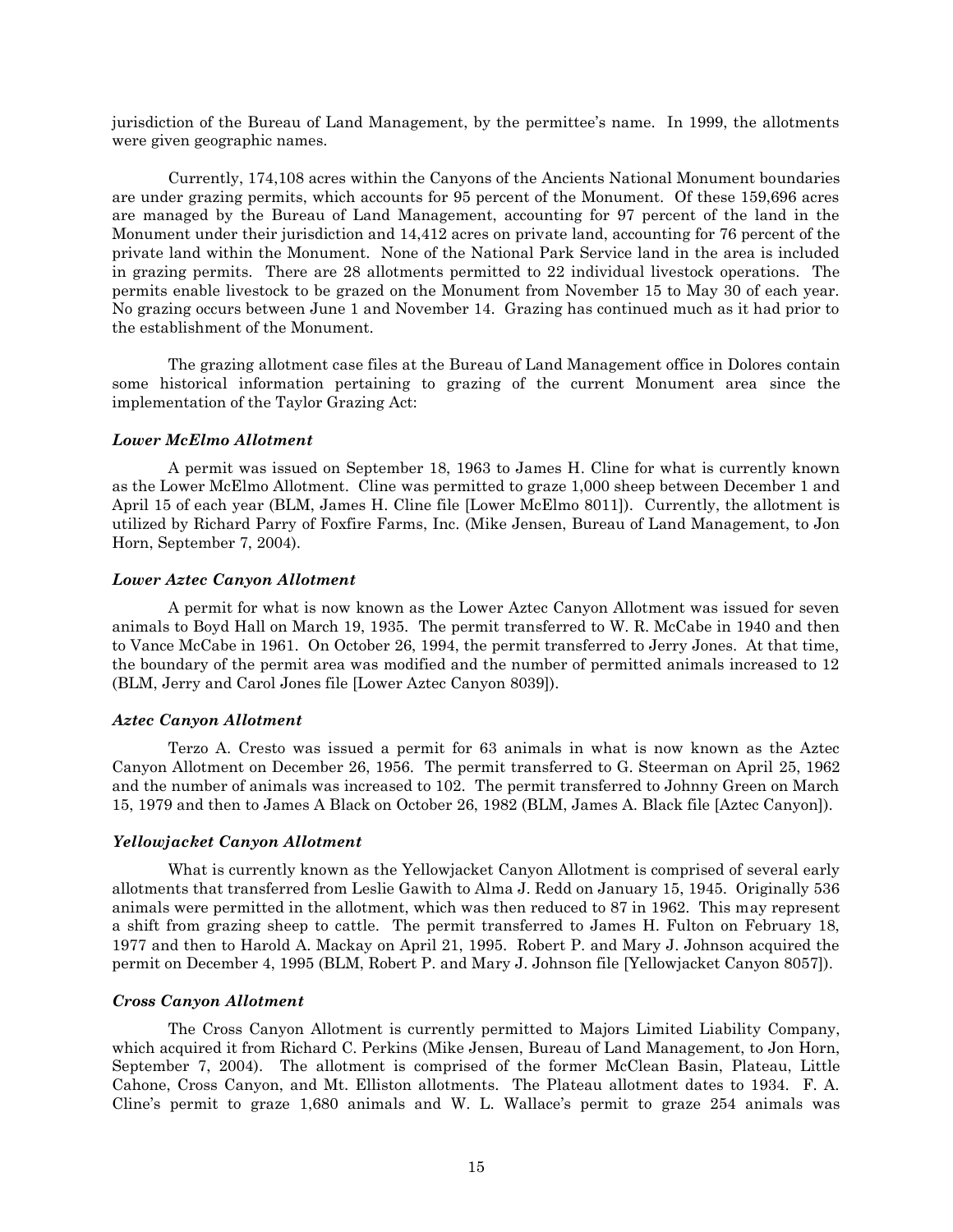jurisdiction of the Bureau of Land Management, by the permittee's name. In 1999, the allotments were given geographic names.

Currently, 174,108 acres within the Canyons of the Ancients National Monument boundaries are under grazing permits, which accounts for 95 percent of the Monument. Of these 159,696 acres are managed by the Bureau of Land Management, accounting for 97 percent of the land in the Monument under their jurisdiction and 14,412 acres on private land, accounting for 76 percent of the private land within the Monument. None of the National Park Service land in the area is included in grazing permits. There are 28 allotments permitted to 22 individual livestock operations. The permits enable livestock to be grazed on the Monument from November 15 to May 30 of each year. No grazing occurs between June 1 and November 14. Grazing has continued much as it had prior to the establishment of the Monument.

The grazing allotment case files at the Bureau of Land Management office in Dolores contain some historical information pertaining to grazing of the current Monument area since the implementation of the Taylor Grazing Act:

***Lower McElmo Allotment***

A permit was issued on September 18, 1963 to James H. Cline for what is currently known as the Lower McElmo Allotment. Cline was permitted to graze 1,000 sheep between December 1 and April 15 of each year (BLM, James H. Cline file [Lower McElmo 8011]). Currently, the allotment is utilized by Richard Parry of Foxfire Farms, Inc. (Mike Jensen, Bureau of Land Management, to Jon Horn, September 7, 2004).

***Lower Aztec Canyon Allotment***

A permit for what is now known as the Lower Aztec Canyon Allotment was issued for seven animals to Boyd Hall on March 19, 1935. The permit transferred to W. R. McCabe in 1940 and then to Vance McCabe in 1961. On October 26, 1994, the permit transferred to Jerry Jones. At that time, the boundary of the permit area was modified and the number of permitted animals increased to 12 (BLM, Jerry and Carol Jones file [Lower Aztec Canyon 8039]).

***Aztec Canyon Allotment***

Terzo A. Cresto was issued a permit for 63 animals in what is now known as the Aztec Canyon Allotment on December 26, 1956. The permit transferred to G. Steerman on April 25, 1962 and the number of animals was increased to 102. The permit transferred to Johnny Green on March 15, 1979 and then to James A Black on October 26, 1982 (BLM, James A. Black file [Aztec Canyon]).

***Yellowjacket Canyon Allotment***

What is currently known as the Yellowjacket Canyon Allotment is comprised of several early allotments that transferred from Leslie Gawith to Alma J. Redd on January 15, 1945. Originally 536 animals were permitted in the allotment, which was then reduced to 87 in 1962. This may represent a shift from grazing sheep to cattle. The permit transferred to James H. Fulton on February 18, 1977 and then to Harold A. Mackay on April 21, 1995. Robert P. and Mary J. Johnson acquired the permit on December 4, 1995 (BLM, Robert P. and Mary J. Johnson file [Yellowjacket Canyon 8057]).

***Cross Canyon Allotment***

The Cross Canyon Allotment is currently permitted to Majors Limited Liability Company, which acquired it from Richard C. Perkins (Mike Jensen, Bureau of Land Management, to Jon Horn, September 7, 2004). The allotment is comprised of the former McClean Basin, Plateau, Little Cahone, Cross Canyon, and Mt. Elliston allotments. The Plateau allotment dates to 1934. F. A. Cline's permit to graze 1,680 animals and W. L. Wallace's permit to graze 254 animals was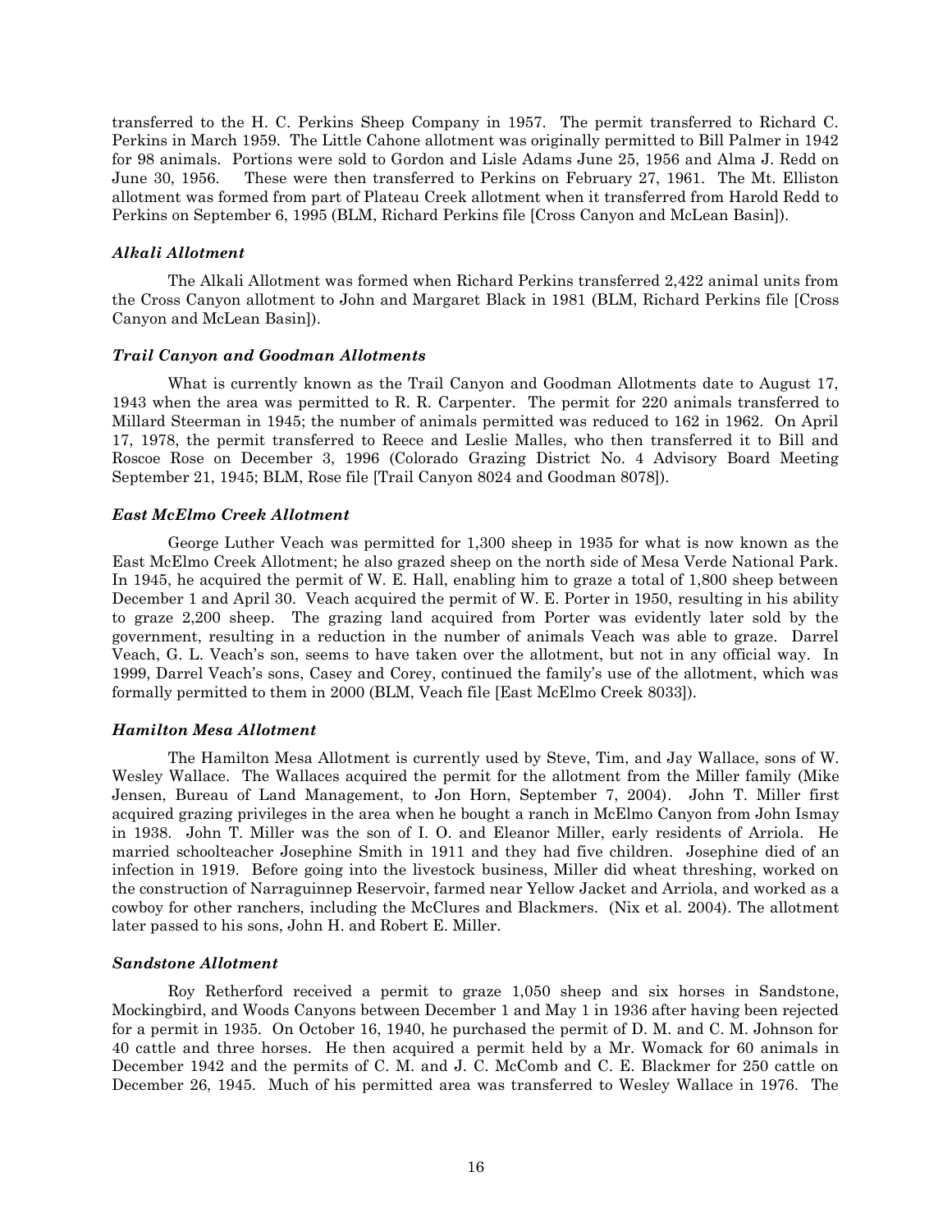transferred to the H. C. Perkins Sheep Company in 1957. The permit transferred to Richard C. Perkins in March 1959. The Little Cahone allotment was originally permitted to Bill Palmer in 1942 for 98 animals. Portions were sold to Gordon and Lisle Adams June 25, 1956 and Alma J. Redd on June 30, 1956. These were then transferred to Perkins on February 27, 1961. The Mt. Elliston allotment was formed from part of Plateau Creek allotment when it transferred from Harold Redd to Perkins on September 6, 1995 (BLM, Richard Perkins file [Cross Canyon and McLean Basin]).

### *Alkali Allotment*

The Alkali Allotment was formed when Richard Perkins transferred 2,422 animal units from the Cross Canyon allotment to John and Margaret Black in 1981 (BLM, Richard Perkins file [Cross Canyon and McLean Basin]).

### *Trail Canyon and Goodman Allotments*

What is currently known as the Trail Canyon and Goodman Allotments date to August 17, 1943 when the area was permitted to R. R. Carpenter. The permit for 220 animals transferred to Millard Steerman in 1945; the number of animals permitted was reduced to 162 in 1962. On April 17, 1978, the permit transferred to Reece and Leslie Malles, who then transferred it to Bill and Roscoe Rose on December 3, 1996 (Colorado Grazing District No. 4 Advisory Board Meeting September 21, 1945; BLM, Rose file [Trail Canyon 8024 and Goodman 8078]).

### *East McElmo Creek Allotment*

George Luther Veach was permitted for 1,300 sheep in 1935 for what is now known as the East McElmo Creek Allotment; he also grazed sheep on the north side of Mesa Verde National Park. In 1945, he acquired the permit of W. E. Hall, enabling him to graze a total of 1,800 sheep between December 1 and April 30. Veach acquired the permit of W. E. Porter in 1950, resulting in his ability to graze 2,200 sheep. The grazing land acquired from Porter was evidently later sold by the government, resulting in a reduction in the number of animals Veach was able to graze. Darrel Veach, G. L. Veach's son, seems to have taken over the allotment, but not in any official way. In 1999, Darrel Veach's sons, Casey and Corey, continued the family's use of the allotment, which was formally permitted to them in 2000 (BLM, Veach file [East McElmo Creek 8033]).

### *Hamilton Mesa Allotment*

The Hamilton Mesa Allotment is currently used by Steve, Tim, and Jay Wallace, sons of W. Wesley Wallace. The Wallaces acquired the permit for the allotment from the Miller family (Mike Jensen, Bureau of Land Management, to Jon Horn, September 7, 2004). John T. Miller first acquired grazing privileges in the area when he bought a ranch in McElmo Canyon from John Ismay in 1938. John T. Miller was the son of I. O. and Eleanor Miller, early residents of Arriola. He married schoolteacher Josephine Smith in 1911 and they had five children. Josephine died of an infection in 1919. Before going into the livestock business, Miller did wheat threshing, worked on the construction of Narraguinnep Reservoir, farmed near Yellow Jacket and Arriola, and worked as a cowboy for other ranchers, including the McClures and Blackmers. (Nix et al. 2004). The allotment later passed to his sons, John H. and Robert E. Miller.

### *Sandstone Allotment*

Roy Retherford received a permit to graze 1,050 sheep and six horses in Sandstone, Mockingbird, and Woods Canyons between December 1 and May 1 in 1936 after having been rejected for a permit in 1935. On October 16, 1940, he purchased the permit of D. M. and C. M. Johnson for 40 cattle and three horses. He then acquired a permit held by a Mr. Womack for 60 animals in December 1942 and the permits of C. M. and J. C. McComb and C. E. Blackmer for 250 cattle on December 26, 1945. Much of his permitted area was transferred to Wesley Wallace in 1976. The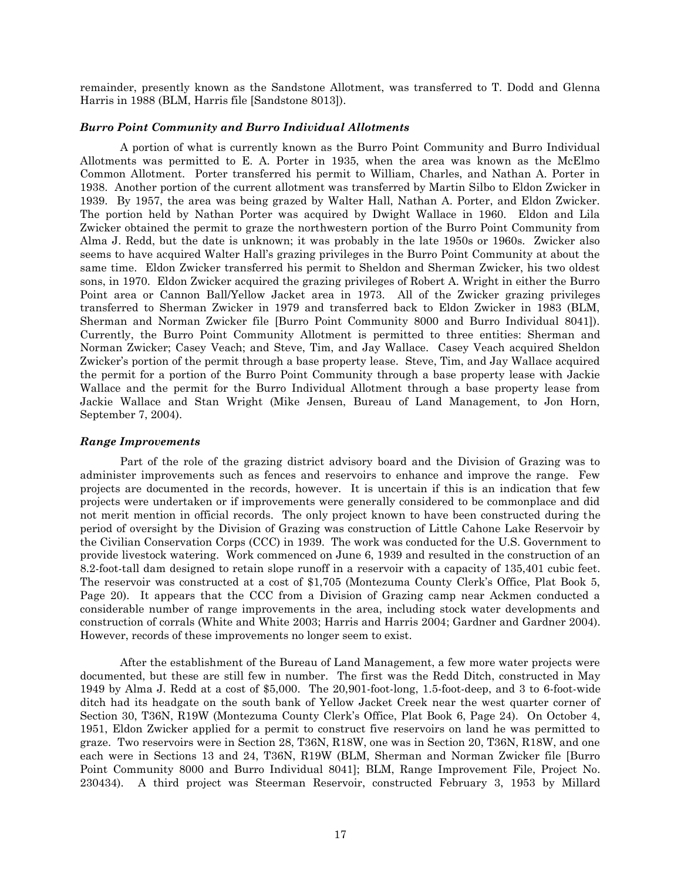remainder, presently known as the Sandstone Allotment, was transferred to T. Dodd and Glenna Harris in 1988 (BLM, Harris file [Sandstone 8013]).

### *Burro Point Community and Burro Individual Allotments*

A portion of what is currently known as the Burro Point Community and Burro Individual Allotments was permitted to E. A. Porter in 1935, when the area was known as the McElmo Common Allotment. Porter transferred his permit to William, Charles, and Nathan A. Porter in 1938. Another portion of the current allotment was transferred by Martin Silbo to Eldon Zwicker in 1939. By 1957, the area was being grazed by Walter Hall, Nathan A. Porter, and Eldon Zwicker. The portion held by Nathan Porter was acquired by Dwight Wallace in 1960. Eldon and Lila Zwicker obtained the permit to graze the northwestern portion of the Burro Point Community from Alma J. Redd, but the date is unknown; it was probably in the late 1950s or 1960s. Zwicker also seems to have acquired Walter Hall's grazing privileges in the Burro Point Community at about the same time. Eldon Zwicker transferred his permit to Sheldon and Sherman Zwicker, his two oldest sons, in 1970. Eldon Zwicker acquired the grazing privileges of Robert A. Wright in either the Burro Point area or Cannon Ball/Yellow Jacket area in 1973. All of the Zwicker grazing privileges transferred to Sherman Zwicker in 1979 and transferred back to Eldon Zwicker in 1983 (BLM, Sherman and Norman Zwicker file [Burro Point Community 8000 and Burro Individual 8041]). Currently, the Burro Point Community Allotment is permitted to three entities: Sherman and Norman Zwicker; Casey Veach; and Steve, Tim, and Jay Wallace. Casey Veach acquired Sheldon Zwicker's portion of the permit through a base property lease. Steve, Tim, and Jay Wallace acquired the permit for a portion of the Burro Point Community through a base property lease with Jackie Wallace and the permit for the Burro Individual Allotment through a base property lease from Jackie Wallace and Stan Wright (Mike Jensen, Bureau of Land Management, to Jon Horn, September 7, 2004).

### *Range Improvements*

Part of the role of the grazing district advisory board and the Division of Grazing was to administer improvements such as fences and reservoirs to enhance and improve the range. Few projects are documented in the records, however. It is uncertain if this is an indication that few projects were undertaken or if improvements were generally considered to be commonplace and did not merit mention in official records. The only project known to have been constructed during the period of oversight by the Division of Grazing was construction of Little Cahone Lake Reservoir by the Civilian Conservation Corps (CCC) in 1939. The work was conducted for the U.S. Government to provide livestock watering. Work commenced on June 6, 1939 and resulted in the construction of an 8.2-foot-tall dam designed to retain slope runoff in a reservoir with a capacity of 135,401 cubic feet. The reservoir was constructed at a cost of $1,705 (Montezuma County Clerk's Office, Plat Book 5, Page 20). It appears that the CCC from a Division of Grazing camp near Ackmen conducted a considerable number of range improvements in the area, including stock water developments and construction of corrals (White and White 2003; Harris and Harris 2004; Gardner and Gardner 2004). However, records of these improvements no longer seem to exist.

After the establishment of the Bureau of Land Management, a few more water projects were documented, but these are still few in number. The first was the Redd Ditch, constructed in May 1949 by Alma J. Redd at a cost of $5,000. The 20,901-foot-long, 1.5-foot-deep, and 3 to 6-foot-wide ditch had its headgate on the south bank of Yellow Jacket Creek near the west quarter corner of Section 30, T36N, R19W (Montezuma County Clerk's Office, Plat Book 6, Page 24). On October 4, 1951, Eldon Zwicker applied for a permit to construct five reservoirs on land he was permitted to graze. Two reservoirs were in Section 28, T36N, R18W, one was in Section 20, T36N, R18W, and one each were in Sections 13 and 24, T36N, R19W (BLM, Sherman and Norman Zwicker file [Burro Point Community 8000 and Burro Individual 8041]; BLM, Range Improvement File, Project No. 230434). A third project was Steerman Reservoir, constructed February 3, 1953 by Millard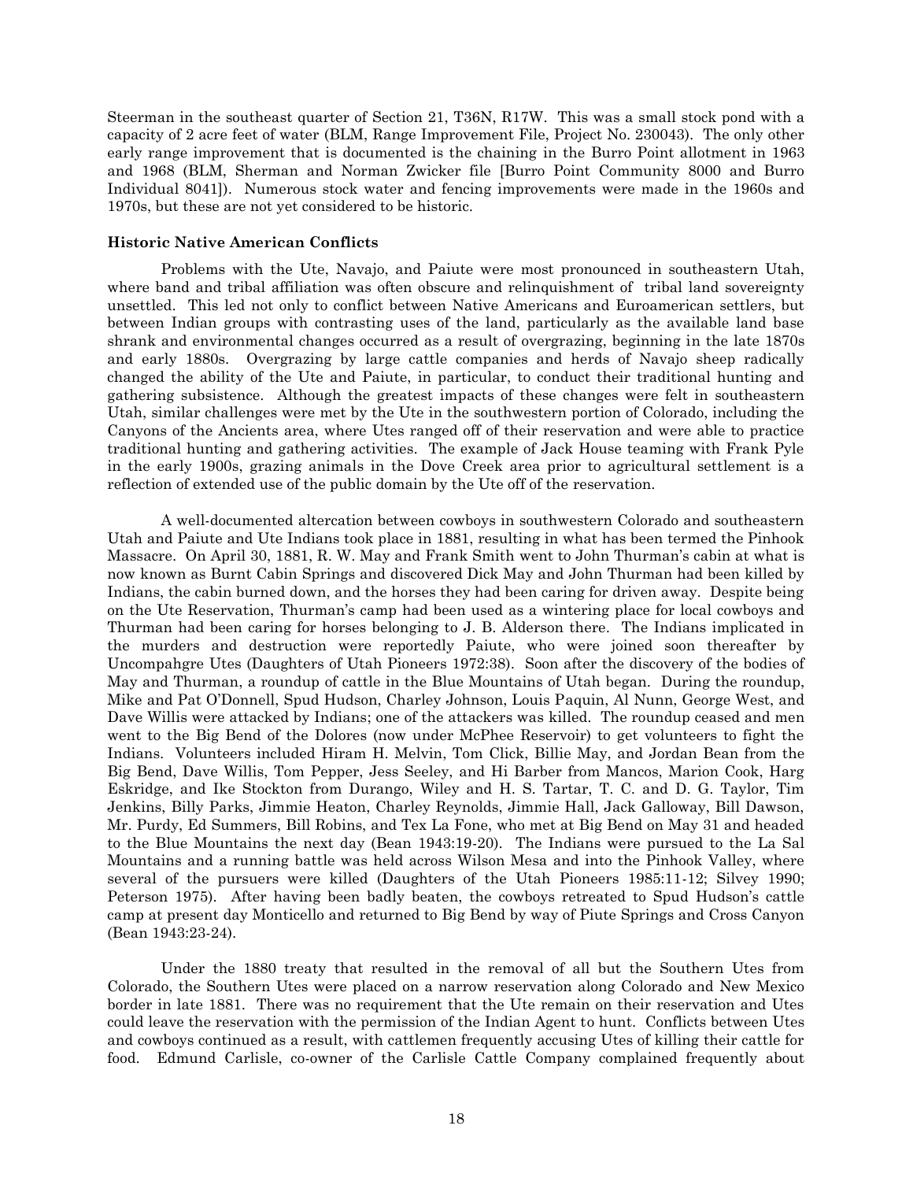Steerman in the southeast quarter of Section 21, T36N, R17W. This was a small stock pond with a capacity of 2 acre feet of water (BLM, Range Improvement File, Project No. 230043). The only other early range improvement that is documented is the chaining in the Burro Point allotment in 1963 and 1968 (BLM, Sherman and Norman Zwicker file [Burro Point Community 8000 and Burro Individual 8041]). Numerous stock water and fencing improvements were made in the 1960s and 1970s, but these are not yet considered to be historic.

**Historic Native American Conflicts**

Problems with the Ute, Navajo, and Paiute were most pronounced in southeastern Utah, where band and tribal affiliation was often obscure and relinquishment of tribal land sovereignty unsettled. This led not only to conflict between Native Americans and Euroamerican settlers, but between Indian groups with contrasting uses of the land, particularly as the available land base shrank and environmental changes occurred as a result of overgrazing, beginning in the late 1870s and early 1880s. Overgrazing by large cattle companies and herds of Navajo sheep radically changed the ability of the Ute and Paiute, in particular, to conduct their traditional hunting and gathering subsistence. Although the greatest impacts of these changes were felt in southeastern Utah, similar challenges were met by the Ute in the southwestern portion of Colorado, including the Canyons of the Ancients area, where Utes ranged off of their reservation and were able to practice traditional hunting and gathering activities. The example of Jack House teaming with Frank Pyle in the early 1900s, grazing animals in the Dove Creek area prior to agricultural settlement is a reflection of extended use of the public domain by the Ute off of the reservation.

A well-documented altercation between cowboys in southwestern Colorado and southeastern Utah and Paiute and Ute Indians took place in 1881, resulting in what has been termed the Pinhook Massacre. On April 30, 1881, R. W. May and Frank Smith went to John Thurman's cabin at what is now known as Burnt Cabin Springs and discovered Dick May and John Thurman had been killed by Indians, the cabin burned down, and the horses they had been caring for driven away. Despite being on the Ute Reservation, Thurman's camp had been used as a wintering place for local cowboys and Thurman had been caring for horses belonging to J. B. Alderson there. The Indians implicated in the murders and destruction were reportedly Paiute, who were joined soon thereafter by Uncompahgre Utes (Daughters of Utah Pioneers 1972:38). Soon after the discovery of the bodies of May and Thurman, a roundup of cattle in the Blue Mountains of Utah began. During the roundup, Mike and Pat O'Donnell, Spud Hudson, Charley Johnson, Louis Paquin, Al Nunn, George West, and Dave Willis were attacked by Indians; one of the attackers was killed. The roundup ceased and men went to the Big Bend of the Dolores (now under McPhee Reservoir) to get volunteers to fight the Indians. Volunteers included Hiram H. Melvin, Tom Click, Billie May, and Jordan Bean from the Big Bend, Dave Willis, Tom Pepper, Jess Seeley, and Hi Barber from Mancos, Marion Cook, Harg Eskridge, and Ike Stockton from Durango, Wiley and H. S. Tartar, T. C. and D. G. Taylor, Tim Jenkins, Billy Parks, Jimmie Heaton, Charley Reynolds, Jimmie Hall, Jack Galloway, Bill Dawson, Mr. Purdy, Ed Summers, Bill Robins, and Tex La Fone, who met at Big Bend on May 31 and headed to the Blue Mountains the next day (Bean 1943:19-20). The Indians were pursued to the La Sal Mountains and a running battle was held across Wilson Mesa and into the Pinhook Valley, where several of the pursuers were killed (Daughters of the Utah Pioneers 1985:11-12; Silvey 1990; Peterson 1975). After having been badly beaten, the cowboys retreated to Spud Hudson's cattle camp at present day Monticello and returned to Big Bend by way of Piute Springs and Cross Canyon (Bean 1943:23-24).

Under the 1880 treaty that resulted in the removal of all but the Southern Utes from Colorado, the Southern Utes were placed on a narrow reservation along Colorado and New Mexico border in late 1881. There was no requirement that the Ute remain on their reservation and Utes could leave the reservation with the permission of the Indian Agent to hunt. Conflicts between Utes and cowboys continued as a result, with cattlemen frequently accusing Utes of killing their cattle for food. Edmund Carlisle, co-owner of the Carlisle Cattle Company complained frequently about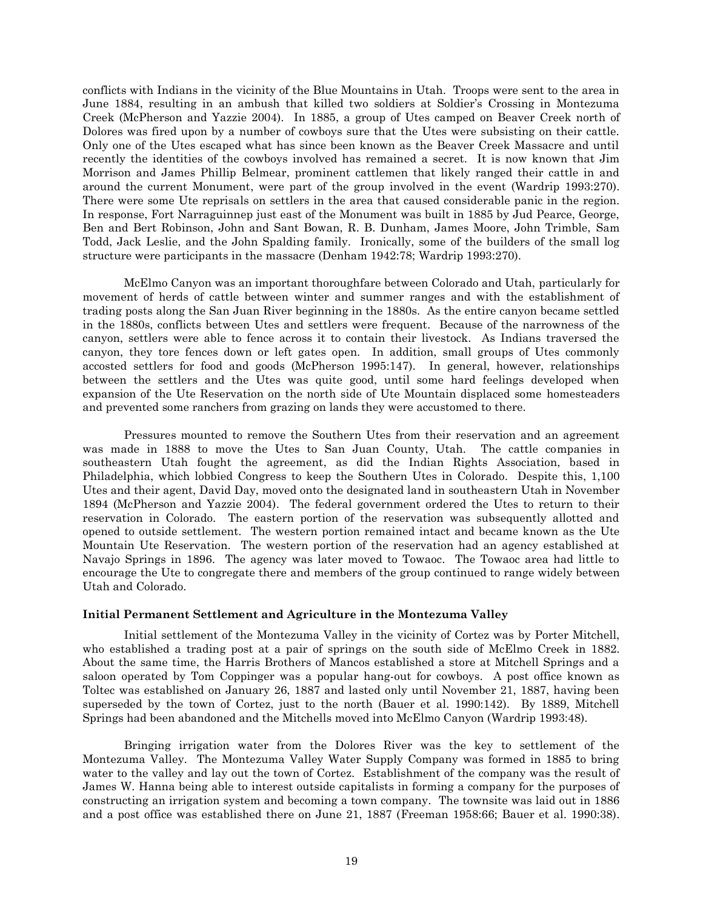conflicts with Indians in the vicinity of the Blue Mountains in Utah. Troops were sent to the area in June 1884, resulting in an ambush that killed two soldiers at Soldier's Crossing in Montezuma Creek (McPherson and Yazzie 2004). In 1885, a group of Utes camped on Beaver Creek north of Dolores was fired upon by a number of cowboys sure that the Utes were subsisting on their cattle. Only one of the Utes escaped what has since been known as the Beaver Creek Massacre and until recently the identities of the cowboys involved has remained a secret. It is now known that Jim Morrison and James Phillip Belmear, prominent cattlemen that likely ranged their cattle in and around the current Monument, were part of the group involved in the event (Wardrip 1993:270). There were some Ute reprisals on settlers in the area that caused considerable panic in the region. In response, Fort Narraguinnep just east of the Monument was built in 1885 by Jud Pearce, George, Ben and Bert Robinson, John and Sant Bowan, R. B. Dunham, James Moore, John Trimble, Sam Todd, Jack Leslie, and the John Spalding family. Ironically, some of the builders of the small log structure were participants in the massacre (Denham 1942:78; Wardrip 1993:270).

McElmo Canyon was an important thoroughfare between Colorado and Utah, particularly for movement of herds of cattle between winter and summer ranges and with the establishment of trading posts along the San Juan River beginning in the 1880s. As the entire canyon became settled in the 1880s, conflicts between Utes and settlers were frequent. Because of the narrowness of the canyon, settlers were able to fence across it to contain their livestock. As Indians traversed the canyon, they tore fences down or left gates open. In addition, small groups of Utes commonly accosted settlers for food and goods (McPherson 1995:147). In general, however, relationships between the settlers and the Utes was quite good, until some hard feelings developed when expansion of the Ute Reservation on the north side of Ute Mountain displaced some homesteaders and prevented some ranchers from grazing on lands they were accustomed to there.

Pressures mounted to remove the Southern Utes from their reservation and an agreement was made in 1888 to move the Utes to San Juan County, Utah. The cattle companies in southeastern Utah fought the agreement, as did the Indian Rights Association, based in Philadelphia, which lobbied Congress to keep the Southern Utes in Colorado. Despite this, 1,100 Utes and their agent, David Day, moved onto the designated land in southeastern Utah in November 1894 (McPherson and Yazzie 2004). The federal government ordered the Utes to return to their reservation in Colorado. The eastern portion of the reservation was subsequently allotted and opened to outside settlement. The western portion remained intact and became known as the Ute Mountain Ute Reservation. The western portion of the reservation had an agency established at Navajo Springs in 1896. The agency was later moved to Towaoc. The Towaoc area had little to encourage the Ute to congregate there and members of the group continued to range widely between Utah and Colorado.

**Initial Permanent Settlement and Agriculture in the Montezuma Valley**

Initial settlement of the Montezuma Valley in the vicinity of Cortez was by Porter Mitchell, who established a trading post at a pair of springs on the south side of McElmo Creek in 1882. About the same time, the Harris Brothers of Mancos established a store at Mitchell Springs and a saloon operated by Tom Coppinger was a popular hang-out for cowboys. A post office known as Toltec was established on January 26, 1887 and lasted only until November 21, 1887, having been superseded by the town of Cortez, just to the north (Bauer et al. 1990:142). By 1889, Mitchell Springs had been abandoned and the Mitchells moved into McElmo Canyon (Wardrip 1993:48).

Bringing irrigation water from the Dolores River was the key to settlement of the Montezuma Valley. The Montezuma Valley Water Supply Company was formed in 1885 to bring water to the valley and lay out the town of Cortez. Establishment of the company was the result of James W. Hanna being able to interest outside capitalists in forming a company for the purposes of constructing an irrigation system and becoming a town company. The townsite was laid out in 1886 and a post office was established there on June 21, 1887 (Freeman 1958:66; Bauer et al. 1990:38).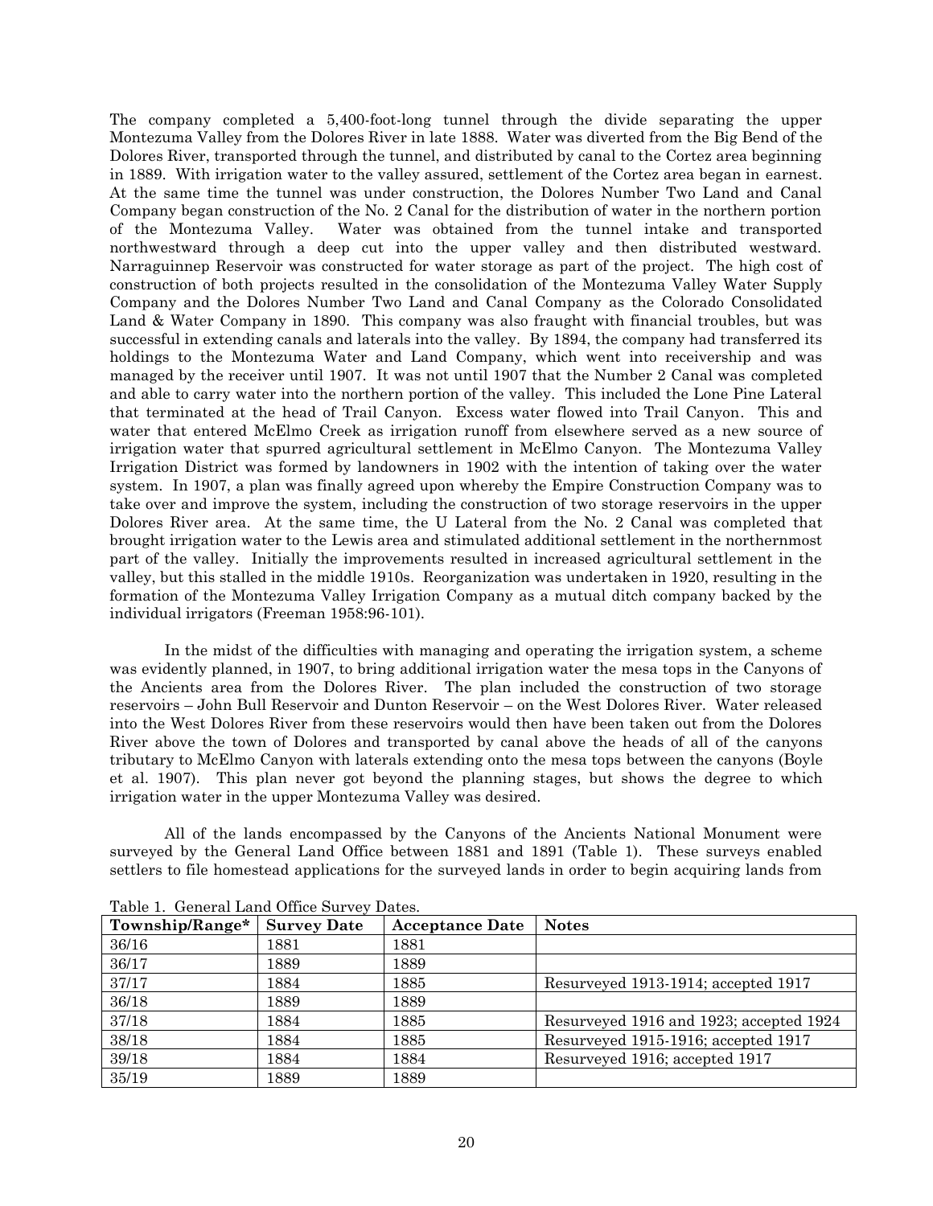The company completed a 5,400-foot-long tunnel through the divide separating the upper Montezuma Valley from the Dolores River in late 1888. Water was diverted from the Big Bend of the Dolores River, transported through the tunnel, and distributed by canal to the Cortez area beginning in 1889. With irrigation water to the valley assured, settlement of the Cortez area began in earnest. At the same time the tunnel was under construction, the Dolores Number Two Land and Canal Company began construction of the No. 2 Canal for the distribution of water in the northern portion of the Montezuma Valley. Water was obtained from the tunnel intake and transported northwestward through a deep cut into the upper valley and then distributed westward. Narraguinnep Reservoir was constructed for water storage as part of the project. The high cost of construction of both projects resulted in the consolidation of the Montezuma Valley Water Supply Company and the Dolores Number Two Land and Canal Company as the Colorado Consolidated Land & Water Company in 1890. This company was also fraught with financial troubles, but was successful in extending canals and laterals into the valley. By 1894, the company had transferred its holdings to the Montezuma Water and Land Company, which went into receivership and was managed by the receiver until 1907. It was not until 1907 that the Number 2 Canal was completed and able to carry water into the northern portion of the valley. This included the Lone Pine Lateral that terminated at the head of Trail Canyon. Excess water flowed into Trail Canyon. This and water that entered McElmo Creek as irrigation runoff from elsewhere served as a new source of irrigation water that spurred agricultural settlement in McElmo Canyon. The Montezuma Valley Irrigation District was formed by landowners in 1902 with the intention of taking over the water system. In 1907, a plan was finally agreed upon whereby the Empire Construction Company was to take over and improve the system, including the construction of two storage reservoirs in the upper Dolores River area. At the same time, the U Lateral from the No. 2 Canal was completed that brought irrigation water to the Lewis area and stimulated additional settlement in the northernmost part of the valley. Initially the improvements resulted in increased agricultural settlement in the valley, but this stalled in the middle 1910s. Reorganization was undertaken in 1920, resulting in the formation of the Montezuma Valley Irrigation Company as a mutual ditch company backed by the individual irrigators (Freeman 1958:96-101).

In the midst of the difficulties with managing and operating the irrigation system, a scheme was evidently planned, in 1907, to bring additional irrigation water the mesa tops in the Canyons of the Ancients area from the Dolores River. The plan included the construction of two storage reservoirs – John Bull Reservoir and Dunton Reservoir – on the West Dolores River. Water released into the West Dolores River from these reservoirs would then have been taken out from the Dolores River above the town of Dolores and transported by canal above the heads of all of the canyons tributary to McElmo Canyon with laterals extending onto the mesa tops between the canyons (Boyle et al. 1907). This plan never got beyond the planning stages, but shows the degree to which irrigation water in the upper Montezuma Valley was desired.

All of the lands encompassed by the Canyons of the Ancients National Monument were surveyed by the General Land Office between 1881 and 1891 (Table 1). These surveys enabled settlers to file homestead applications for the surveyed lands in order to begin acquiring lands from

Table 1. General Land Office Survey Dates.

| Township/Range* | Survey Date | Acceptance Date | Notes |
|---|---|---|---|
| 36/16 | 1881 | 1881 | |
| 36/17 | 1889 | 1889 | |
| 37/17 | 1884 | 1885 | Resurveyed 1913-1914; accepted 1917 |
| 36/18 | 1889 | 1889 | |
| 37/18 | 1884 | 1885 | Resurveyed 1916 and 1923; accepted 1924 |
| 38/18 | 1884 | 1885 | Resurveyed 1915-1916; accepted 1917 |
| 39/18 | 1884 | 1884 | Resurveyed 1916; accepted 1917 |
| 35/19 | 1889 | 1889 | |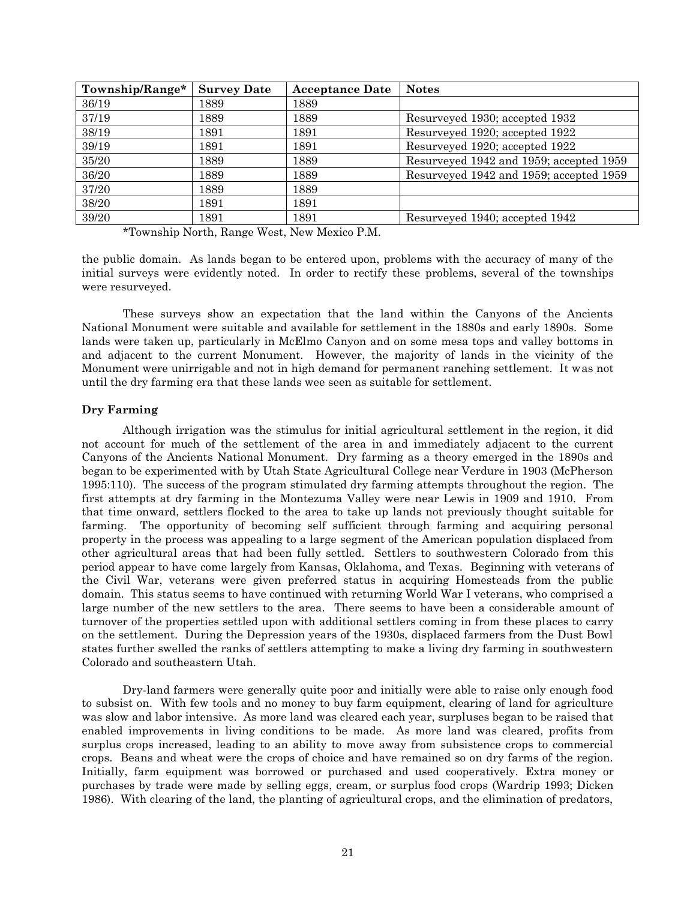| Township/Range* | Survey Date | Acceptance Date | Notes |
|---|---|---|---|
| 36/19 | 1889 | 1889 | |
| 37/19 | 1889 | 1889 | Resurveyed 1930; accepted 1932 |
| 38/19 | 1891 | 1891 | Resurveyed 1920; accepted 1922 |
| 39/19 | 1891 | 1891 | Resurveyed 1920; accepted 1922 |
| 35/20 | 1889 | 1889 | Resurveyed 1942 and 1959; accepted 1959 |
| 36/20 | 1889 | 1889 | Resurveyed 1942 and 1959; accepted 1959 |
| 37/20 | 1889 | 1889 | |
| 38/20 | 1891 | 1891 | |
| 39/20 | 1891 | 1891 | Resurveyed 1940; accepted 1942 |

*Township North, Range West, New Mexico P.M.

the public domain. As lands began to be entered upon, problems with the accuracy of many of the initial surveys were evidently noted. In order to rectify these problems, several of the townships were resurveyed.

These surveys show an expectation that the land within the Canyons of the Ancients National Monument were suitable and available for settlement in the 1880s and early 1890s. Some lands were taken up, particularly in McElmo Canyon and on some mesa tops and valley bottoms in and adjacent to the current Monument. However, the majority of lands in the vicinity of the Monument were unirrigable and not in high demand for permanent ranching settlement. It was not until the dry farming era that these lands wee seen as suitable for settlement.

**Dry Farming**

Although irrigation was the stimulus for initial agricultural settlement in the region, it did not account for much of the settlement of the area in and immediately adjacent to the current Canyons of the Ancients National Monument. Dry farming as a theory emerged in the 1890s and began to be experimented with by Utah State Agricultural College near Verdure in 1903 (McPherson 1995:110). The success of the program stimulated dry farming attempts throughout the region. The first attempts at dry farming in the Montezuma Valley were near Lewis in 1909 and 1910. From that time onward, settlers flocked to the area to take up lands not previously thought suitable for farming. The opportunity of becoming self sufficient through farming and acquiring personal property in the process was appealing to a large segment of the American population displaced from other agricultural areas that had been fully settled. Settlers to southwestern Colorado from this period appear to have come largely from Kansas, Oklahoma, and Texas. Beginning with veterans of the Civil War, veterans were given preferred status in acquiring Homesteads from the public domain. This status seems to have continued with returning World War I veterans, who comprised a large number of the new settlers to the area. There seems to have been a considerable amount of turnover of the properties settled upon with additional settlers coming in from these places to carry on the settlement. During the Depression years of the 1930s, displaced farmers from the Dust Bowl states further swelled the ranks of settlers attempting to make a living dry farming in southwestern Colorado and southeastern Utah.

Dry-land farmers were generally quite poor and initially were able to raise only enough food to subsist on. With few tools and no money to buy farm equipment, clearing of land for agriculture was slow and labor intensive. As more land was cleared each year, surpluses began to be raised that enabled improvements in living conditions to be made. As more land was cleared, profits from surplus crops increased, leading to an ability to move away from subsistence crops to commercial crops. Beans and wheat were the crops of choice and have remained so on dry farms of the region. Initially, farm equipment was borrowed or purchased and used cooperatively. Extra money or purchases by trade were made by selling eggs, cream, or surplus food crops (Wardrip 1993; Dicken 1986). With clearing of the land, the planting of agricultural crops, and the elimination of predators,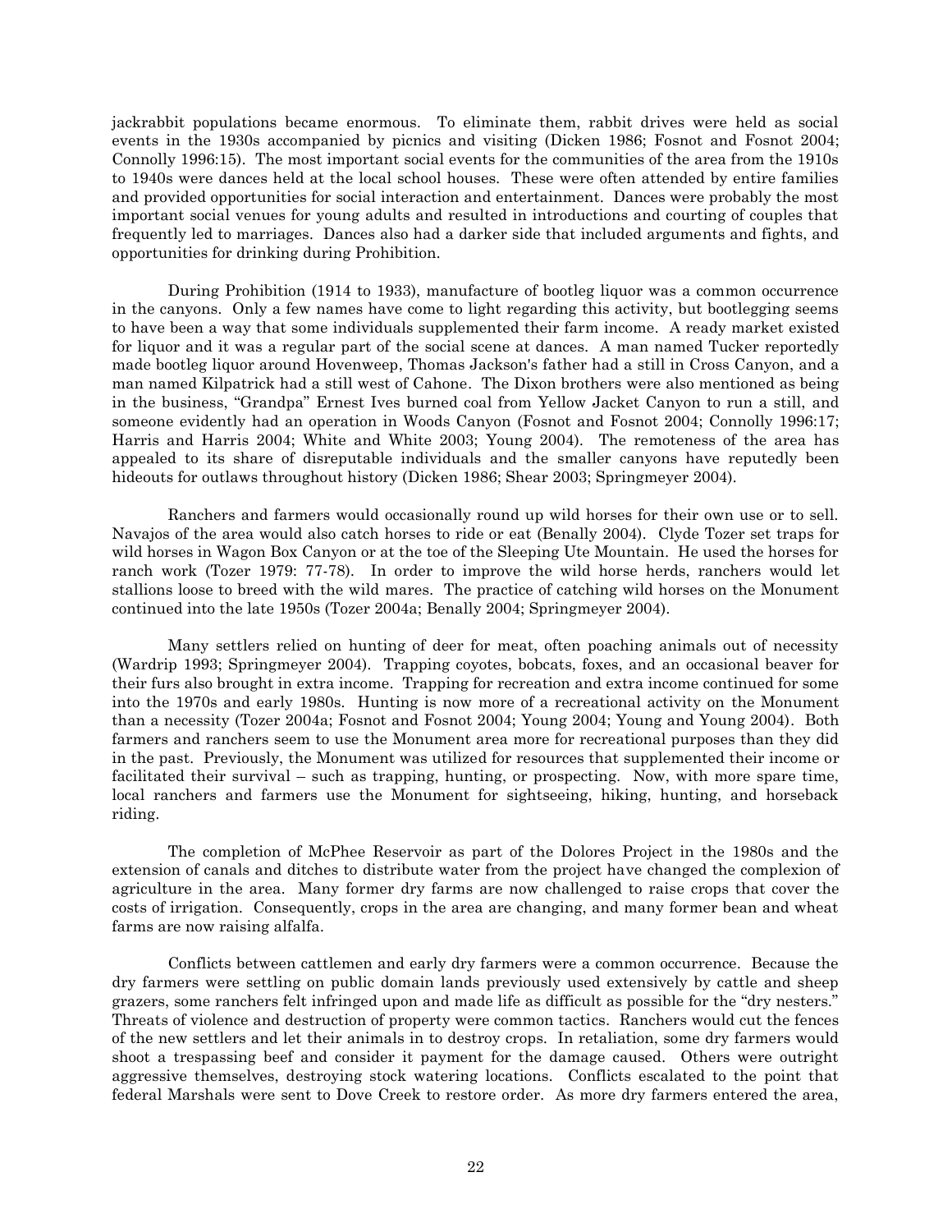jackrabbit populations became enormous. To eliminate them, rabbit drives were held as social events in the 1930s accompanied by picnics and visiting (Dicken 1986; Fosnot and Fosnot 2004; Connolly 1996:15). The most important social events for the communities of the area from the 1910s to 1940s were dances held at the local school houses. These were often attended by entire families and provided opportunities for social interaction and entertainment. Dances were probably the most important social venues for young adults and resulted in introductions and courting of couples that frequently led to marriages. Dances also had a darker side that included arguments and fights, and opportunities for drinking during Prohibition.

During Prohibition (1914 to 1933), manufacture of bootleg liquor was a common occurrence in the canyons. Only a few names have come to light regarding this activity, but bootlegging seems to have been a way that some individuals supplemented their farm income. A ready market existed for liquor and it was a regular part of the social scene at dances. A man named Tucker reportedly made bootleg liquor around Hovenweep, Thomas Jackson's father had a still in Cross Canyon, and a man named Kilpatrick had a still west of Cahone. The Dixon brothers were also mentioned as being in the business, "Grandpa" Ernest Ives burned coal from Yellow Jacket Canyon to run a still, and someone evidently had an operation in Woods Canyon (Fosnot and Fosnot 2004; Connolly 1996:17; Harris and Harris 2004; White and White 2003; Young 2004). The remoteness of the area has appealed to its share of disreputable individuals and the smaller canyons have reputedly been hideouts for outlaws throughout history (Dicken 1986; Shear 2003; Springmeyer 2004).

Ranchers and farmers would occasionally round up wild horses for their own use or to sell. Navajos of the area would also catch horses to ride or eat (Benally 2004). Clyde Tozer set traps for wild horses in Wagon Box Canyon or at the toe of the Sleeping Ute Mountain. He used the horses for ranch work (Tozer 1979: 77-78). In order to improve the wild horse herds, ranchers would let stallions loose to breed with the wild mares. The practice of catching wild horses on the Monument continued into the late 1950s (Tozer 2004a; Benally 2004; Springmeyer 2004).

Many settlers relied on hunting of deer for meat, often poaching animals out of necessity (Wardrip 1993; Springmeyer 2004). Trapping coyotes, bobcats, foxes, and an occasional beaver for their furs also brought in extra income. Trapping for recreation and extra income continued for some into the 1970s and early 1980s. Hunting is now more of a recreational activity on the Monument than a necessity (Tozer 2004a; Fosnot and Fosnot 2004; Young 2004; Young and Young 2004). Both farmers and ranchers seem to use the Monument area more for recreational purposes than they did in the past. Previously, the Monument was utilized for resources that supplemented their income or facilitated their survival – such as trapping, hunting, or prospecting. Now, with more spare time, local ranchers and farmers use the Monument for sightseeing, hiking, hunting, and horseback riding.

The completion of McPhee Reservoir as part of the Dolores Project in the 1980s and the extension of canals and ditches to distribute water from the project have changed the complexion of agriculture in the area. Many former dry farms are now challenged to raise crops that cover the costs of irrigation. Consequently, crops in the area are changing, and many former bean and wheat farms are now raising alfalfa.

Conflicts between cattlemen and early dry farmers were a common occurrence. Because the dry farmers were settling on public domain lands previously used extensively by cattle and sheep grazers, some ranchers felt infringed upon and made life as difficult as possible for the "dry nesters." Threats of violence and destruction of property were common tactics. Ranchers would cut the fences of the new settlers and let their animals in to destroy crops. In retaliation, some dry farmers would shoot a trespassing beef and consider it payment for the damage caused. Others were outright aggressive themselves, destroying stock watering locations. Conflicts escalated to the point that federal Marshals were sent to Dove Creek to restore order. As more dry farmers entered the area,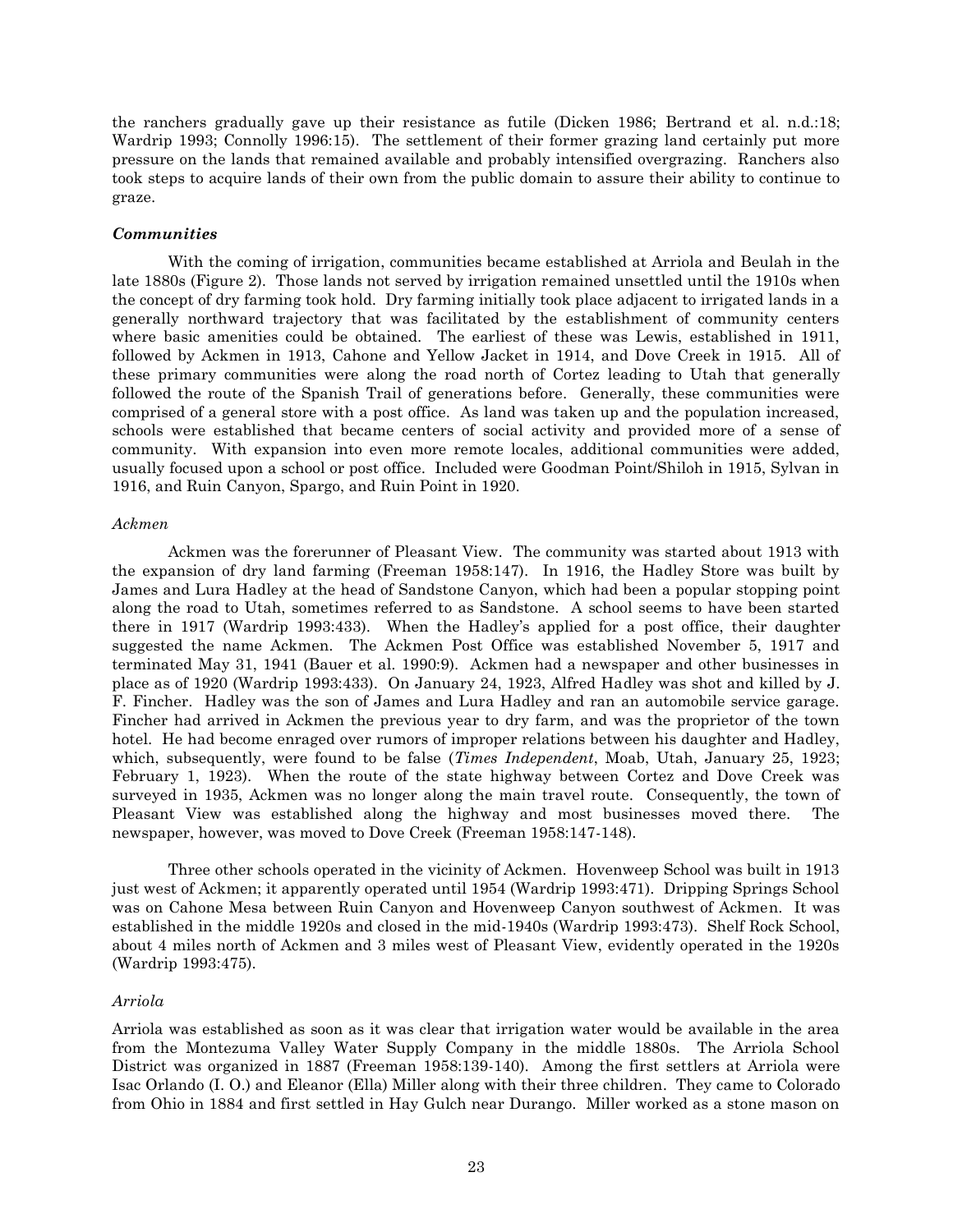the ranchers gradually gave up their resistance as futile (Dicken 1986; Bertrand et al. n.d.:18; Wardrip 1993; Connolly 1996:15). The settlement of their former grazing land certainly put more pressure on the lands that remained available and probably intensified overgrazing. Ranchers also took steps to acquire lands of their own from the public domain to assure their ability to continue to graze.

### *Communities*

With the coming of irrigation, communities became established at Arriola and Beulah in the late 1880s (Figure 2). Those lands not served by irrigation remained unsettled until the 1910s when the concept of dry farming took hold. Dry farming initially took place adjacent to irrigated lands in a generally northward trajectory that was facilitated by the establishment of community centers where basic amenities could be obtained. The earliest of these was Lewis, established in 1911, followed by Ackmen in 1913, Cahone and Yellow Jacket in 1914, and Dove Creek in 1915. All of these primary communities were along the road north of Cortez leading to Utah that generally followed the route of the Spanish Trail of generations before. Generally, these communities were comprised of a general store with a post office. As land was taken up and the population increased, schools were established that became centers of social activity and provided more of a sense of community. With expansion into even more remote locales, additional communities were added, usually focused upon a school or post office. Included were Goodman Point/Shiloh in 1915, Sylvan in 1916, and Ruin Canyon, Spargo, and Ruin Point in 1920.

#### *Ackmen*

Ackmen was the forerunner of Pleasant View. The community was started about 1913 with the expansion of dry land farming (Freeman 1958:147). In 1916, the Hadley Store was built by James and Lura Hadley at the head of Sandstone Canyon, which had been a popular stopping point along the road to Utah, sometimes referred to as Sandstone. A school seems to have been started there in 1917 (Wardrip 1993:433). When the Hadley's applied for a post office, their daughter suggested the name Ackmen. The Ackmen Post Office was established November 5, 1917 and terminated May 31, 1941 (Bauer et al. 1990:9). Ackmen had a newspaper and other businesses in place as of 1920 (Wardrip 1993:433). On January 24, 1923, Alfred Hadley was shot and killed by J. F. Fincher. Hadley was the son of James and Lura Hadley and ran an automobile service garage. Fincher had arrived in Ackmen the previous year to dry farm, and was the proprietor of the town hotel. He had become enraged over rumors of improper relations between his daughter and Hadley, which, subsequently, were found to be false (*Times Independent*, Moab, Utah, January 25, 1923; February 1, 1923). When the route of the state highway between Cortez and Dove Creek was surveyed in 1935, Ackmen was no longer along the main travel route. Consequently, the town of Pleasant View was established along the highway and most businesses moved there. The newspaper, however, was moved to Dove Creek (Freeman 1958:147-148).

Three other schools operated in the vicinity of Ackmen. Hovenweep School was built in 1913 just west of Ackmen; it apparently operated until 1954 (Wardrip 1993:471). Dripping Springs School was on Cahone Mesa between Ruin Canyon and Hovenweep Canyon southwest of Ackmen. It was established in the middle 1920s and closed in the mid-1940s (Wardrip 1993:473). Shelf Rock School, about 4 miles north of Ackmen and 3 miles west of Pleasant View, evidently operated in the 1920s (Wardrip 1993:475).

#### *Arriola*

Arriola was established as soon as it was clear that irrigation water would be available in the area from the Montezuma Valley Water Supply Company in the middle 1880s. The Arriola School District was organized in 1887 (Freeman 1958:139-140). Among the first settlers at Arriola were Isac Orlando (I. O.) and Eleanor (Ella) Miller along with their three children. They came to Colorado from Ohio in 1884 and first settled in Hay Gulch near Durango. Miller worked as a stone mason on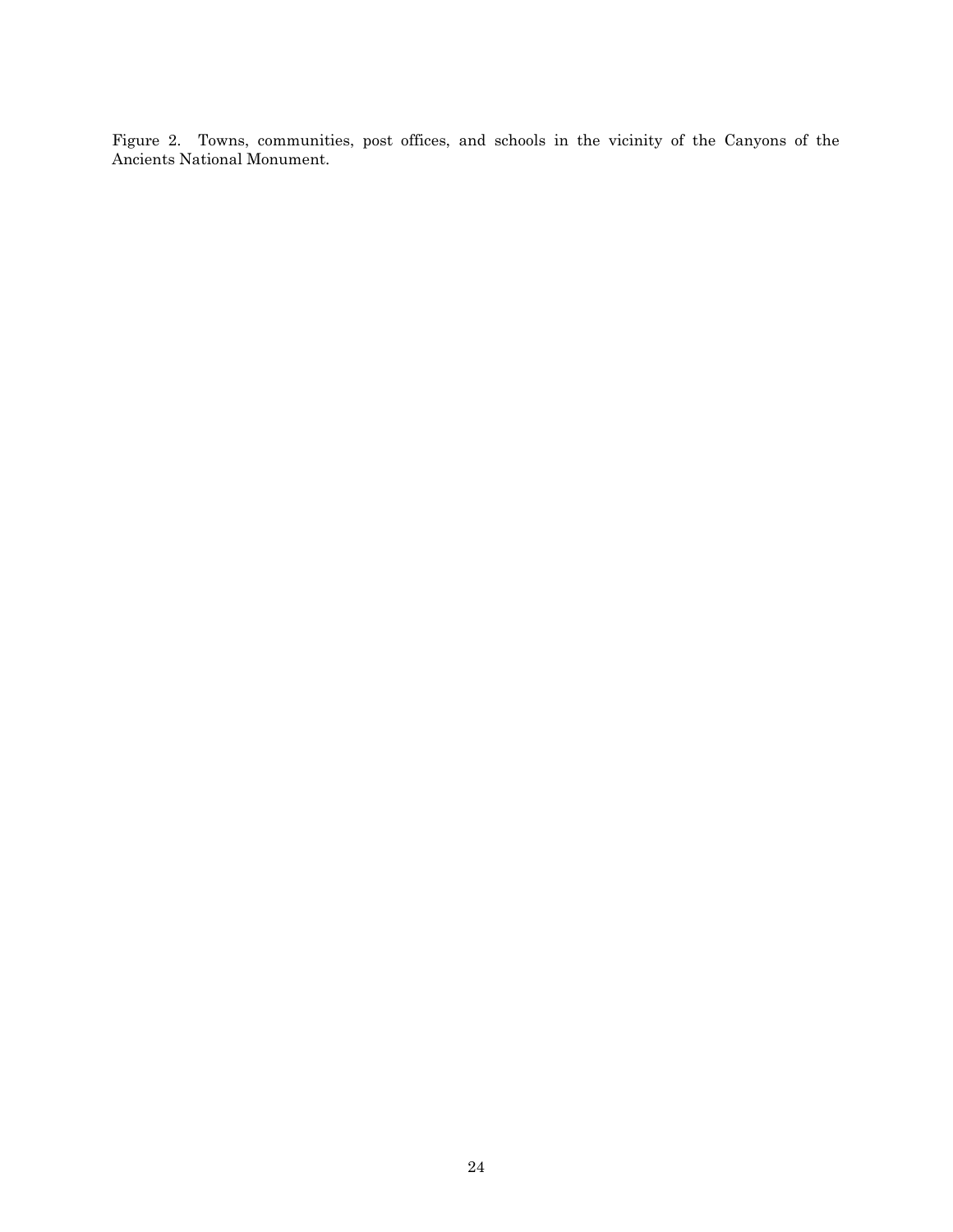Figure 2. Towns, communities, post offices, and schools in the vicinity of the Canyons of the Ancients National Monument.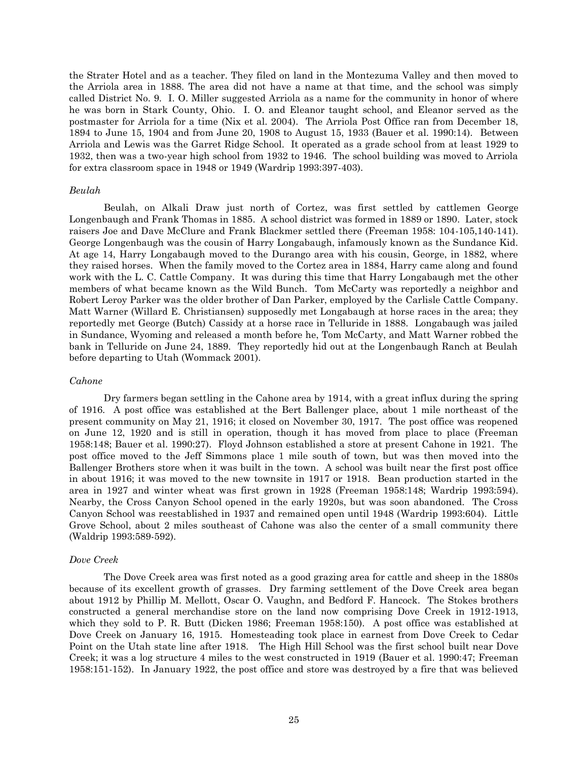the Strater Hotel and as a teacher. They filed on land in the Montezuma Valley and then moved to the Arriola area in 1888. The area did not have a name at that time, and the school was simply called District No. 9. I. O. Miller suggested Arriola as a name for the community in honor of where he was born in Stark County, Ohio. I. O. and Eleanor taught school, and Eleanor served as the postmaster for Arriola for a time (Nix et al. 2004). The Arriola Post Office ran from December 18, 1894 to June 15, 1904 and from June 20, 1908 to August 15, 1933 (Bauer et al. 1990:14). Between Arriola and Lewis was the Garret Ridge School. It operated as a grade school from at least 1929 to 1932, then was a two-year high school from 1932 to 1946. The school building was moved to Arriola for extra classroom space in 1948 or 1949 (Wardrip 1993:397-403).

*Beulah*

Beulah, on Alkali Draw just north of Cortez, was first settled by cattlemen George Longenbaugh and Frank Thomas in 1885. A school district was formed in 1889 or 1890. Later, stock raisers Joe and Dave McClure and Frank Blackmer settled there (Freeman 1958: 104-105,140-141). George Longenbaugh was the cousin of Harry Longabaugh, infamously known as the Sundance Kid. At age 14, Harry Longabaugh moved to the Durango area with his cousin, George, in 1882, where they raised horses. When the family moved to the Cortez area in 1884, Harry came along and found work with the L. C. Cattle Company. It was during this time that Harry Longabaugh met the other members of what became known as the Wild Bunch. Tom McCarty was reportedly a neighbor and Robert Leroy Parker was the older brother of Dan Parker, employed by the Carlisle Cattle Company. Matt Warner (Willard E. Christiansen) supposedly met Longabaugh at horse races in the area; they reportedly met George (Butch) Cassidy at a horse race in Telluride in 1888. Longabaugh was jailed in Sundance, Wyoming and released a month before he, Tom McCarty, and Matt Warner robbed the bank in Telluride on June 24, 1889. They reportedly hid out at the Longenbaugh Ranch at Beulah before departing to Utah (Wommack 2001).

*Cahone*

Dry farmers began settling in the Cahone area by 1914, with a great influx during the spring of 1916. A post office was established at the Bert Ballenger place, about 1 mile northeast of the present community on May 21, 1916; it closed on November 30, 1917. The post office was reopened on June 12, 1920 and is still in operation, though it has moved from place to place (Freeman 1958:148; Bauer et al. 1990:27). Floyd Johnson established a store at present Cahone in 1921. The post office moved to the Jeff Simmons place 1 mile south of town, but was then moved into the Ballenger Brothers store when it was built in the town. A school was built near the first post office in about 1916; it was moved to the new townsite in 1917 or 1918. Bean production started in the area in 1927 and winter wheat was first grown in 1928 (Freeman 1958:148; Wardrip 1993:594). Nearby, the Cross Canyon School opened in the early 1920s, but was soon abandoned. The Cross Canyon School was reestablished in 1937 and remained open until 1948 (Wardrip 1993:604). Little Grove School, about 2 miles southeast of Cahone was also the center of a small community there (Waldrip 1993:589-592).

*Dove Creek*

The Dove Creek area was first noted as a good grazing area for cattle and sheep in the 1880s because of its excellent growth of grasses. Dry farming settlement of the Dove Creek area began about 1912 by Phillip M. Mellott, Oscar O. Vaughn, and Bedford F. Hancock. The Stokes brothers constructed a general merchandise store on the land now comprising Dove Creek in 1912-1913, which they sold to P. R. Butt (Dicken 1986; Freeman 1958:150). A post office was established at Dove Creek on January 16, 1915. Homesteading took place in earnest from Dove Creek to Cedar Point on the Utah state line after 1918. The High Hill School was the first school built near Dove Creek; it was a log structure 4 miles to the west constructed in 1919 (Bauer et al. 1990:47; Freeman 1958:151-152). In January 1922, the post office and store was destroyed by a fire that was believed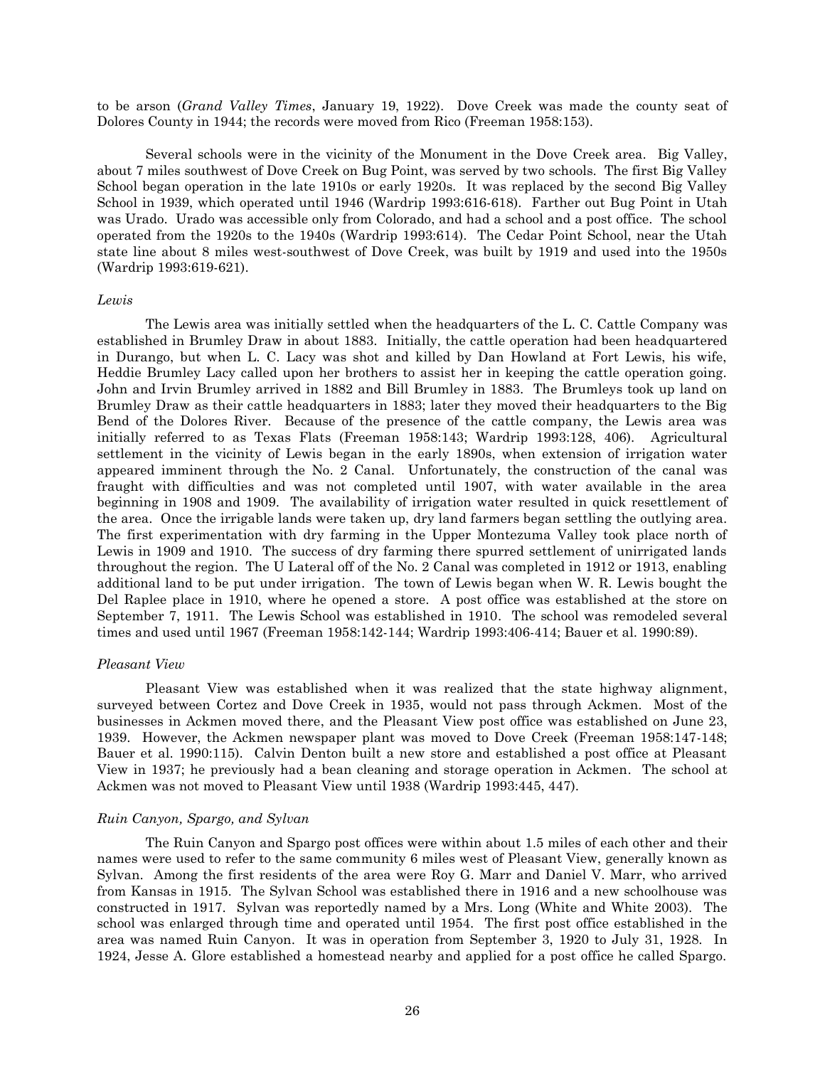to be arson (*Grand Valley Times*, January 19, 1922). Dove Creek was made the county seat of Dolores County in 1944; the records were moved from Rico (Freeman 1958:153).

Several schools were in the vicinity of the Monument in the Dove Creek area. Big Valley, about 7 miles southwest of Dove Creek on Bug Point, was served by two schools. The first Big Valley School began operation in the late 1910s or early 1920s. It was replaced by the second Big Valley School in 1939, which operated until 1946 (Wardrip 1993:616-618). Farther out Bug Point in Utah was Urado. Urado was accessible only from Colorado, and had a school and a post office. The school operated from the 1920s to the 1940s (Wardrip 1993:614). The Cedar Point School, near the Utah state line about 8 miles west-southwest of Dove Creek, was built by 1919 and used into the 1950s (Wardrip 1993:619-621).

*Lewis*

The Lewis area was initially settled when the headquarters of the L. C. Cattle Company was established in Brumley Draw in about 1883. Initially, the cattle operation had been headquartered in Durango, but when L. C. Lacy was shot and killed by Dan Howland at Fort Lewis, his wife, Heddie Brumley Lacy called upon her brothers to assist her in keeping the cattle operation going. John and Irvin Brumley arrived in 1882 and Bill Brumley in 1883. The Brumleys took up land on Brumley Draw as their cattle headquarters in 1883; later they moved their headquarters to the Big Bend of the Dolores River. Because of the presence of the cattle company, the Lewis area was initially referred to as Texas Flats (Freeman 1958:143; Wardrip 1993:128, 406). Agricultural settlement in the vicinity of Lewis began in the early 1890s, when extension of irrigation water appeared imminent through the No. 2 Canal. Unfortunately, the construction of the canal was fraught with difficulties and was not completed until 1907, with water available in the area beginning in 1908 and 1909. The availability of irrigation water resulted in quick resettlement of the area. Once the irrigable lands were taken up, dry land farmers began settling the outlying area. The first experimentation with dry farming in the Upper Montezuma Valley took place north of Lewis in 1909 and 1910. The success of dry farming there spurred settlement of unirrigated lands throughout the region. The U Lateral off of the No. 2 Canal was completed in 1912 or 1913, enabling additional land to be put under irrigation. The town of Lewis began when W. R. Lewis bought the Del Raplee place in 1910, where he opened a store. A post office was established at the store on September 7, 1911. The Lewis School was established in 1910. The school was remodeled several times and used until 1967 (Freeman 1958:142-144; Wardrip 1993:406-414; Bauer et al. 1990:89).

*Pleasant View*

Pleasant View was established when it was realized that the state highway alignment, surveyed between Cortez and Dove Creek in 1935, would not pass through Ackmen. Most of the businesses in Ackmen moved there, and the Pleasant View post office was established on June 23, 1939. However, the Ackmen newspaper plant was moved to Dove Creek (Freeman 1958:147-148; Bauer et al. 1990:115). Calvin Denton built a new store and established a post office at Pleasant View in 1937; he previously had a bean cleaning and storage operation in Ackmen. The school at Ackmen was not moved to Pleasant View until 1938 (Wardrip 1993:445, 447).

*Ruin Canyon, Spargo, and Sylvan*

The Ruin Canyon and Spargo post offices were within about 1.5 miles of each other and their names were used to refer to the same community 6 miles west of Pleasant View, generally known as Sylvan. Among the first residents of the area were Roy G. Marr and Daniel V. Marr, who arrived from Kansas in 1915. The Sylvan School was established there in 1916 and a new schoolhouse was constructed in 1917. Sylvan was reportedly named by a Mrs. Long (White and White 2003). The school was enlarged through time and operated until 1954. The first post office established in the area was named Ruin Canyon. It was in operation from September 3, 1920 to July 31, 1928. In 1924, Jesse A. Glore established a homestead nearby and applied for a post office he called Spargo.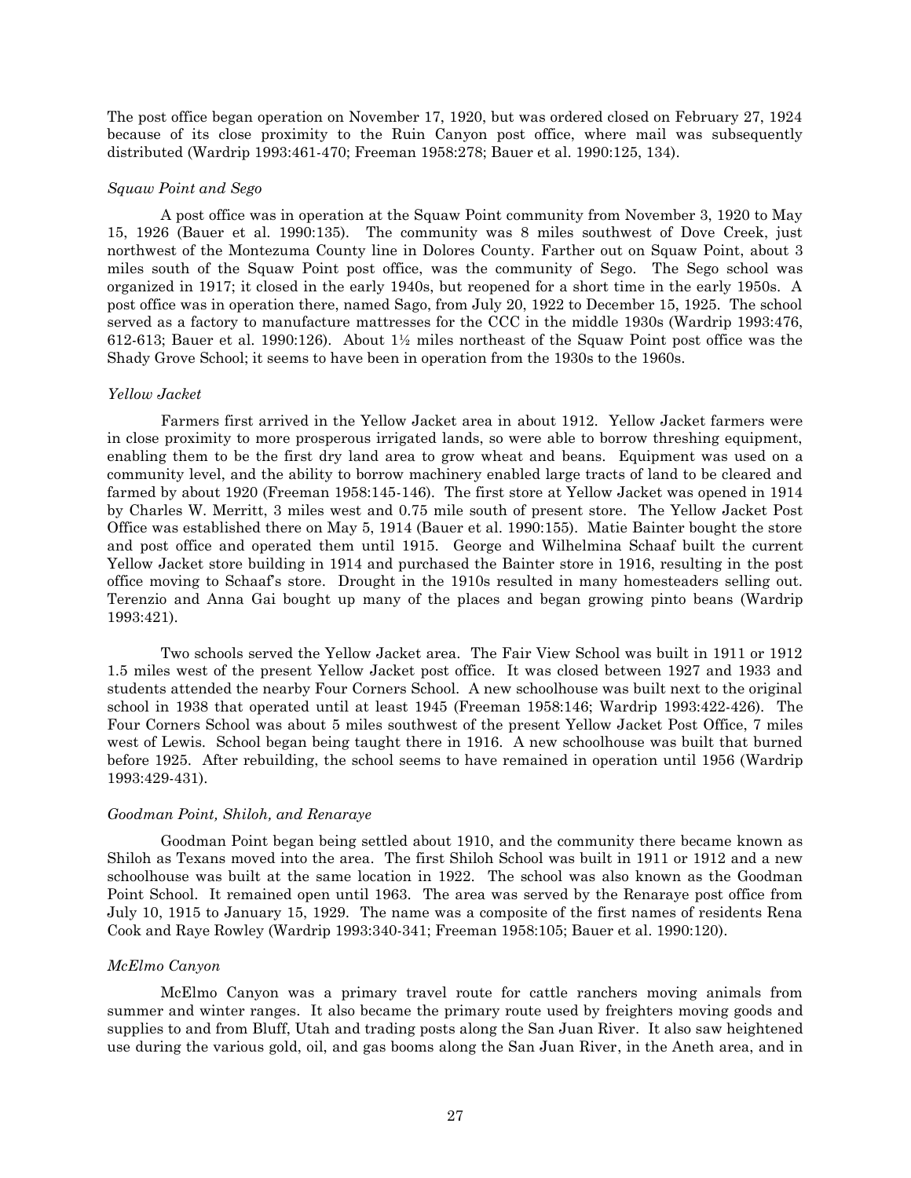The post office began operation on November 17, 1920, but was ordered closed on February 27, 1924 because of its close proximity to the Ruin Canyon post office, where mail was subsequently distributed (Wardrip 1993:461-470; Freeman 1958:278; Bauer et al. 1990:125, 134).

*Squaw Point and Sego*

A post office was in operation at the Squaw Point community from November 3, 1920 to May 15, 1926 (Bauer et al. 1990:135). The community was 8 miles southwest of Dove Creek, just northwest of the Montezuma County line in Dolores County. Farther out on Squaw Point, about 3 miles south of the Squaw Point post office, was the community of Sego. The Sego school was organized in 1917; it closed in the early 1940s, but reopened for a short time in the early 1950s. A post office was in operation there, named Sago, from July 20, 1922 to December 15, 1925. The school served as a factory to manufacture mattresses for the CCC in the middle 1930s (Wardrip 1993:476, 612-613; Bauer et al. 1990:126). About 1½ miles northeast of the Squaw Point post office was the Shady Grove School; it seems to have been in operation from the 1930s to the 1960s.

*Yellow Jacket*

Farmers first arrived in the Yellow Jacket area in about 1912. Yellow Jacket farmers were in close proximity to more prosperous irrigated lands, so were able to borrow threshing equipment, enabling them to be the first dry land area to grow wheat and beans. Equipment was used on a community level, and the ability to borrow machinery enabled large tracts of land to be cleared and farmed by about 1920 (Freeman 1958:145-146). The first store at Yellow Jacket was opened in 1914 by Charles W. Merritt, 3 miles west and 0.75 mile south of present store. The Yellow Jacket Post Office was established there on May 5, 1914 (Bauer et al. 1990:155). Matie Bainter bought the store and post office and operated them until 1915. George and Wilhelmina Schaaf built the current Yellow Jacket store building in 1914 and purchased the Bainter store in 1916, resulting in the post office moving to Schaaf's store. Drought in the 1910s resulted in many homesteaders selling out. Terenzio and Anna Gai bought up many of the places and began growing pinto beans (Wardrip 1993:421).

Two schools served the Yellow Jacket area. The Fair View School was built in 1911 or 1912 1.5 miles west of the present Yellow Jacket post office. It was closed between 1927 and 1933 and students attended the nearby Four Corners School. A new schoolhouse was built next to the original school in 1938 that operated until at least 1945 (Freeman 1958:146; Wardrip 1993:422-426). The Four Corners School was about 5 miles southwest of the present Yellow Jacket Post Office, 7 miles west of Lewis. School began being taught there in 1916. A new schoolhouse was built that burned before 1925. After rebuilding, the school seems to have remained in operation until 1956 (Wardrip 1993:429-431).

*Goodman Point, Shiloh, and Renaraye*

Goodman Point began being settled about 1910, and the community there became known as Shiloh as Texans moved into the area. The first Shiloh School was built in 1911 or 1912 and a new schoolhouse was built at the same location in 1922. The school was also known as the Goodman Point School. It remained open until 1963. The area was served by the Renaraye post office from July 10, 1915 to January 15, 1929. The name was a composite of the first names of residents Rena Cook and Raye Rowley (Wardrip 1993:340-341; Freeman 1958:105; Bauer et al. 1990:120).

*McElmo Canyon*

McElmo Canyon was a primary travel route for cattle ranchers moving animals from summer and winter ranges. It also became the primary route used by freighters moving goods and supplies to and from Bluff, Utah and trading posts along the San Juan River. It also saw heightened use during the various gold, oil, and gas booms along the San Juan River, in the Aneth area, and in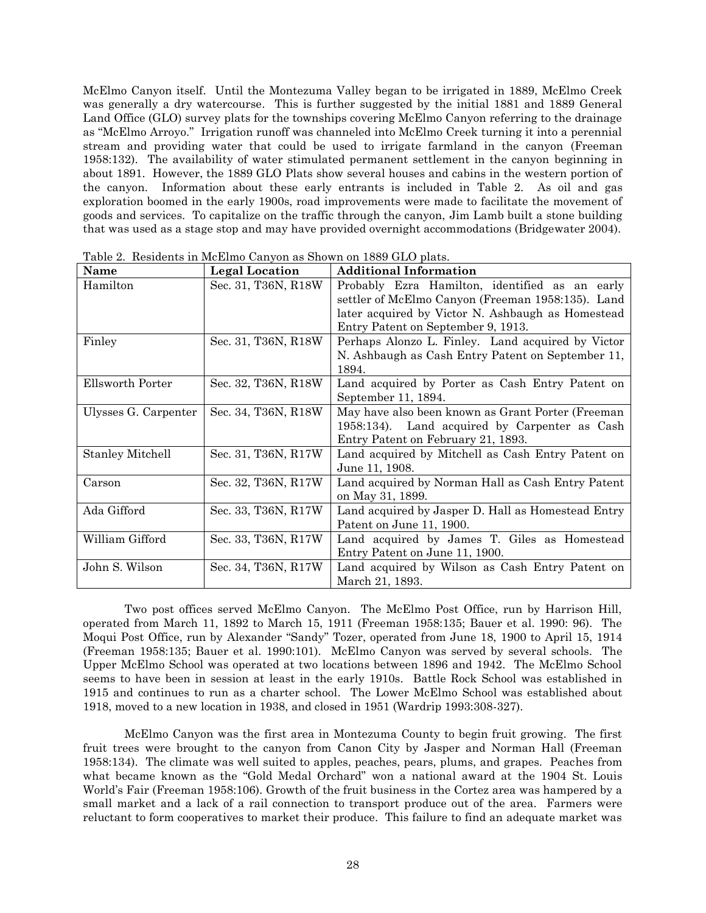McElmo Canyon itself. Until the Montezuma Valley began to be irrigated in 1889, McElmo Creek was generally a dry watercourse. This is further suggested by the initial 1881 and 1889 General Land Office (GLO) survey plats for the townships covering McElmo Canyon referring to the drainage as "McElmo Arroyo." Irrigation runoff was channeled into McElmo Creek turning it into a perennial stream and providing water that could be used to irrigate farmland in the canyon (Freeman 1958:132). The availability of water stimulated permanent settlement in the canyon beginning in about 1891. However, the 1889 GLO Plats show several houses and cabins in the western portion of the canyon. Information about these early entrants is included in Table 2. As oil and gas exploration boomed in the early 1900s, road improvements were made to facilitate the movement of goods and services. To capitalize on the traffic through the canyon, Jim Lamb built a stone building that was used as a stage stop and may have provided overnight accommodations (Bridgewater 2004).

Table 2. Residents in McElmo Canyon as Shown on 1889 GLO plats.

| Name | Legal Location | Additional Information |
|---|---|---|
| Hamilton | Sec. 31, T36N, R18W | Probably Ezra Hamilton, identified as an early settler of McElmo Canyon (Freeman 1958:135). Land later acquired by Victor N. Ashbaugh as Homestead Entry Patent on September 9, 1913. |
| Finley | Sec. 31, T36N, R18W | Perhaps Alonzo L. Finley. Land acquired by Victor N. Ashbaugh as Cash Entry Patent on September 11, 1894. |
| Ellsworth Porter | Sec. 32, T36N, R18W | Land acquired by Porter as Cash Entry Patent on September 11, 1894. |
| Ulysses G. Carpenter | Sec. 34, T36N, R18W | May have also been known as Grant Porter (Freeman 1958:134). Land acquired by Carpenter as Cash Entry Patent on February 21, 1893. |
| Stanley Mitchell | Sec. 31, T36N, R17W | Land acquired by Mitchell as Cash Entry Patent on June 11, 1908. |
| Carson | Sec. 32, T36N, R17W | Land acquired by Norman Hall as Cash Entry Patent on May 31, 1899. |
| Ada Gifford | Sec. 33, T36N, R17W | Land acquired by Jasper D. Hall as Homestead Entry Patent on June 11, 1900. |
| William Gifford | Sec. 33, T36N, R17W | Land acquired by James T. Giles as Homestead Entry Patent on June 11, 1900. |
| John S. Wilson | Sec. 34, T36N, R17W | Land acquired by Wilson as Cash Entry Patent on March 21, 1893. |

Two post offices served McElmo Canyon. The McElmo Post Office, run by Harrison Hill, operated from March 11, 1892 to March 15, 1911 (Freeman 1958:135; Bauer et al. 1990: 96). The Moqui Post Office, run by Alexander "Sandy" Tozer, operated from June 18, 1900 to April 15, 1914 (Freeman 1958:135; Bauer et al. 1990:101). McElmo Canyon was served by several schools. The Upper McElmo School was operated at two locations between 1896 and 1942. The McElmo School seems to have been in session at least in the early 1910s. Battle Rock School was established in 1915 and continues to run as a charter school. The Lower McElmo School was established about 1918, moved to a new location in 1938, and closed in 1951 (Wardrip 1993:308-327).

McElmo Canyon was the first area in Montezuma County to begin fruit growing. The first fruit trees were brought to the canyon from Canon City by Jasper and Norman Hall (Freeman 1958:134). The climate was well suited to apples, peaches, pears, plums, and grapes. Peaches from what became known as the "Gold Medal Orchard" won a national award at the 1904 St. Louis World's Fair (Freeman 1958:106). Growth of the fruit business in the Cortez area was hampered by a small market and a lack of a rail connection to transport produce out of the area. Farmers were reluctant to form cooperatives to market their produce. This failure to find an adequate market was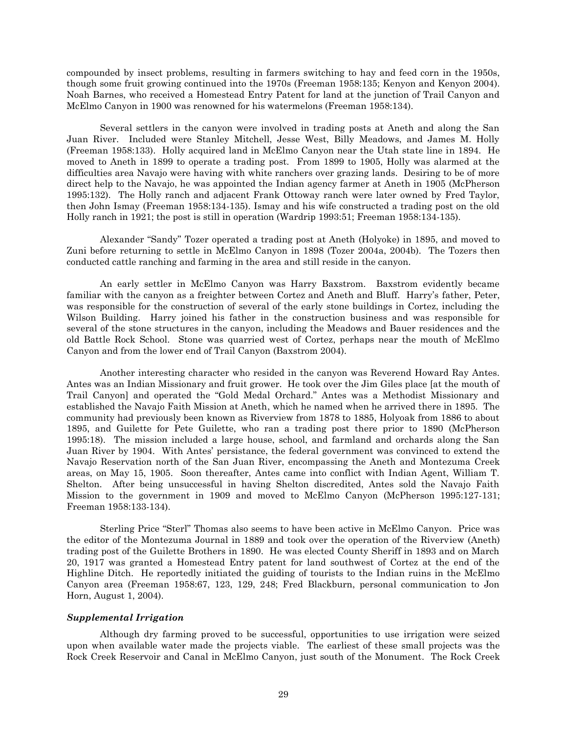compounded by insect problems, resulting in farmers switching to hay and feed corn in the 1950s, though some fruit growing continued into the 1970s (Freeman 1958:135; Kenyon and Kenyon 2004). Noah Barnes, who received a Homestead Entry Patent for land at the junction of Trail Canyon and McElmo Canyon in 1900 was renowned for his watermelons (Freeman 1958:134).

Several settlers in the canyon were involved in trading posts at Aneth and along the San Juan River. Included were Stanley Mitchell, Jesse West, Billy Meadows, and James M. Holly (Freeman 1958:133). Holly acquired land in McElmo Canyon near the Utah state line in 1894. He moved to Aneth in 1899 to operate a trading post. From 1899 to 1905, Holly was alarmed at the difficulties area Navajo were having with white ranchers over grazing lands. Desiring to be of more direct help to the Navajo, he was appointed the Indian agency farmer at Aneth in 1905 (McPherson 1995:132). The Holly ranch and adjacent Frank Ottoway ranch were later owned by Fred Taylor, then John Ismay (Freeman 1958:134-135). Ismay and his wife constructed a trading post on the old Holly ranch in 1921; the post is still in operation (Wardrip 1993:51; Freeman 1958:134-135).

Alexander "Sandy" Tozer operated a trading post at Aneth (Holyoke) in 1895, and moved to Zuni before returning to settle in McElmo Canyon in 1898 (Tozer 2004a, 2004b). The Tozers then conducted cattle ranching and farming in the area and still reside in the canyon.

An early settler in McElmo Canyon was Harry Baxstrom. Baxstrom evidently became familiar with the canyon as a freighter between Cortez and Aneth and Bluff. Harry's father, Peter, was responsible for the construction of several of the early stone buildings in Cortez, including the Wilson Building. Harry joined his father in the construction business and was responsible for several of the stone structures in the canyon, including the Meadows and Bauer residences and the old Battle Rock School. Stone was quarried west of Cortez, perhaps near the mouth of McElmo Canyon and from the lower end of Trail Canyon (Baxstrom 2004).

Another interesting character who resided in the canyon was Reverend Howard Ray Antes. Antes was an Indian Missionary and fruit grower. He took over the Jim Giles place [at the mouth of Trail Canyon] and operated the "Gold Medal Orchard." Antes was a Methodist Missionary and established the Navajo Faith Mission at Aneth, which he named when he arrived there in 1895. The community had previously been known as Riverview from 1878 to 1885, Holyoak from 1886 to about 1895, and Guilette for Pete Guilette, who ran a trading post there prior to 1890 (McPherson 1995:18). The mission included a large house, school, and farmland and orchards along the San Juan River by 1904. With Antes' persistance, the federal government was convinced to extend the Navajo Reservation north of the San Juan River, encompassing the Aneth and Montezuma Creek areas, on May 15, 1905. Soon thereafter, Antes came into conflict with Indian Agent, William T. Shelton. After being unsuccessful in having Shelton discredited, Antes sold the Navajo Faith Mission to the government in 1909 and moved to McElmo Canyon (McPherson 1995:127-131; Freeman 1958:133-134).

Sterling Price "Sterl" Thomas also seems to have been active in McElmo Canyon. Price was the editor of the Montezuma Journal in 1889 and took over the operation of the Riverview (Aneth) trading post of the Guilette Brothers in 1890. He was elected County Sheriff in 1893 and on March 20, 1917 was granted a Homestead Entry patent for land southwest of Cortez at the end of the Highline Ditch. He reportedly initiated the guiding of tourists to the Indian ruins in the McElmo Canyon area (Freeman 1958:67, 123, 129, 248; Fred Blackburn, personal communication to Jon Horn, August 1, 2004).

### *Supplemental Irrigation*

Although dry farming proved to be successful, opportunities to use irrigation were seized upon when available water made the projects viable. The earliest of these small projects was the Rock Creek Reservoir and Canal in McElmo Canyon, just south of the Monument. The Rock Creek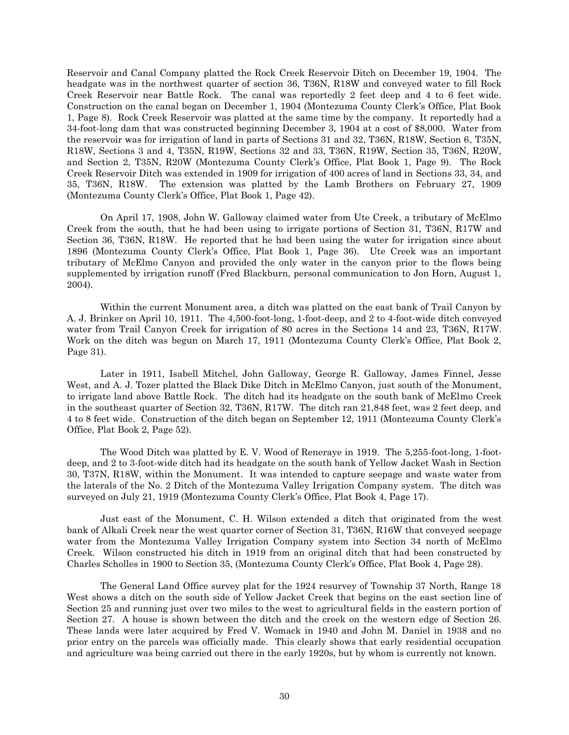Reservoir and Canal Company platted the Rock Creek Reservoir Ditch on December 19, 1904. The headgate was in the northwest quarter of section 36, T36N, R18W and conveyed water to fill Rock Creek Reservoir near Battle Rock. The canal was reportedly 2 feet deep and 4 to 6 feet wide. Construction on the canal began on December 1, 1904 (Montezuma County Clerk's Office, Plat Book 1, Page 8). Rock Creek Reservoir was platted at the same time by the company. It reportedly had a 34-foot-long dam that was constructed beginning December 3, 1904 at a cost of $8,000. Water from the reservoir was for irrigation of land in parts of Sections 31 and 32, T36N, R18W, Section 6, T35N, R18W, Sections 3 and 4, T35N, R19W, Sections 32 and 33, T36N, R19W, Section 35, T36N, R20W, and Section 2, T35N, R20W (Montezuma County Clerk's Office, Plat Book 1, Page 9). The Rock Creek Reservoir Ditch was extended in 1909 for irrigation of 400 acres of land in Sections 33, 34, and 35, T36N, R18W. The extension was platted by the Lamb Brothers on February 27, 1909 (Montezuma County Clerk's Office, Plat Book 1, Page 42).

On April 17, 1908, John W. Galloway claimed water from Ute Creek, a tributary of McElmo Creek from the south, that he had been using to irrigate portions of Section 31, T36N, R17W and Section 36, T36N, R18W. He reported that he had been using the water for irrigation since about 1896 (Montezuma County Clerk's Office, Plat Book 1, Page 36). Ute Creek was an important tributary of McElmo Canyon and provided the only water in the canyon prior to the flows being supplemented by irrigation runoff (Fred Blackburn, personal communication to Jon Horn, August 1, 2004).

Within the current Monument area, a ditch was platted on the east bank of Trail Canyon by A. J. Brinker on April 10, 1911. The 4,500-foot-long, 1-foot-deep, and 2 to 4-foot-wide ditch conveyed water from Trail Canyon Creek for irrigation of 80 acres in the Sections 14 and 23, T36N, R17W. Work on the ditch was begun on March 17, 1911 (Montezuma County Clerk's Office, Plat Book 2, Page 31).

Later in 1911, Isabell Mitchel, John Galloway, George R. Galloway, James Finnel, Jesse West, and A. J. Tozer platted the Black Dike Ditch in McElmo Canyon, just south of the Monument, to irrigate land above Battle Rock. The ditch had its headgate on the south bank of McElmo Creek in the southeast quarter of Section 32, T36N, R17W. The ditch ran 21,848 feet, was 2 feet deep, and 4 to 8 feet wide. Construction of the ditch began on September 12, 1911 (Montezuma County Clerk's Office, Plat Book 2, Page 52).

The Wood Ditch was platted by E. V. Wood of Reneraye in 1919. The 5,255-foot-long, 1-foot-deep, and 2 to 3-foot-wide ditch had its headgate on the south bank of Yellow Jacket Wash in Section 30, T37N, R18W, within the Monument. It was intended to capture seepage and waste water from the laterals of the No. 2 Ditch of the Montezuma Valley Irrigation Company system. The ditch was surveyed on July 21, 1919 (Montezuma County Clerk's Office, Plat Book 4, Page 17).

Just east of the Monument, C. H. Wilson extended a ditch that originated from the west bank of Alkali Creek near the west quarter corner of Section 31, T36N, R16W that conveyed seepage water from the Montezuma Valley Irrigation Company system into Section 34 north of McElmo Creek. Wilson constructed his ditch in 1919 from an original ditch that had been constructed by Charles Scholles in 1900 to Section 35, (Montezuma County Clerk's Office, Plat Book 4, Page 28).

The General Land Office survey plat for the 1924 resurvey of Township 37 North, Range 18 West shows a ditch on the south side of Yellow Jacket Creek that begins on the east section line of Section 25 and running just over two miles to the west to agricultural fields in the eastern portion of Section 27. A house is shown between the ditch and the creek on the western edge of Section 26. These lands were later acquired by Fred V. Womack in 1940 and John M. Daniel in 1938 and no prior entry on the parcels was officially made. This clearly shows that early residential occupation and agriculture was being carried out there in the early 1920s, but by whom is currently not known.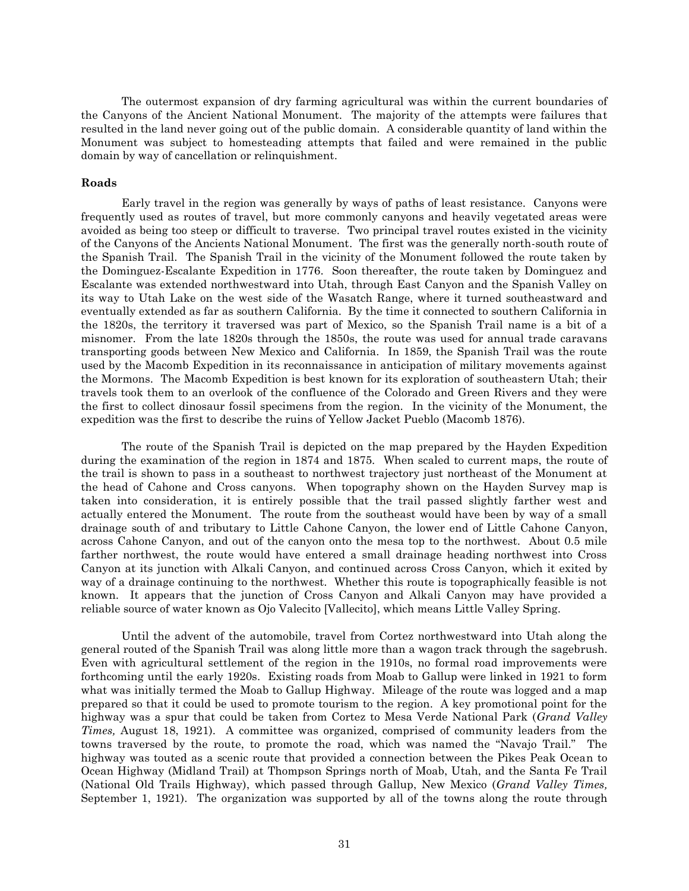The outermost expansion of dry farming agricultural was within the current boundaries of the Canyons of the Ancient National Monument. The majority of the attempts were failures that resulted in the land never going out of the public domain. A considerable quantity of land within the Monument was subject to homesteading attempts that failed and were remained in the public domain by way of cancellation or relinquishment.

**Roads**

Early travel in the region was generally by ways of paths of least resistance. Canyons were frequently used as routes of travel, but more commonly canyons and heavily vegetated areas were avoided as being too steep or difficult to traverse. Two principal travel routes existed in the vicinity of the Canyons of the Ancients National Monument. The first was the generally north-south route of the Spanish Trail. The Spanish Trail in the vicinity of the Monument followed the route taken by the Dominguez-Escalante Expedition in 1776. Soon thereafter, the route taken by Dominguez and Escalante was extended northwestward into Utah, through East Canyon and the Spanish Valley on its way to Utah Lake on the west side of the Wasatch Range, where it turned southeastward and eventually extended as far as southern California. By the time it connected to southern California in the 1820s, the territory it traversed was part of Mexico, so the Spanish Trail name is a bit of a misnomer. From the late 1820s through the 1850s, the route was used for annual trade caravans transporting goods between New Mexico and California. In 1859, the Spanish Trail was the route used by the Macomb Expedition in its reconnaissance in anticipation of military movements against the Mormons. The Macomb Expedition is best known for its exploration of southeastern Utah; their travels took them to an overlook of the confluence of the Colorado and Green Rivers and they were the first to collect dinosaur fossil specimens from the region. In the vicinity of the Monument, the expedition was the first to describe the ruins of Yellow Jacket Pueblo (Macomb 1876).

The route of the Spanish Trail is depicted on the map prepared by the Hayden Expedition during the examination of the region in 1874 and 1875. When scaled to current maps, the route of the trail is shown to pass in a southeast to northwest trajectory just northeast of the Monument at the head of Cahone and Cross canyons. When topography shown on the Hayden Survey map is taken into consideration, it is entirely possible that the trail passed slightly farther west and actually entered the Monument. The route from the southeast would have been by way of a small drainage south of and tributary to Little Cahone Canyon, the lower end of Little Cahone Canyon, across Cahone Canyon, and out of the canyon onto the mesa top to the northwest. About 0.5 mile farther northwest, the route would have entered a small drainage heading northwest into Cross Canyon at its junction with Alkali Canyon, and continued across Cross Canyon, which it exited by way of a drainage continuing to the northwest. Whether this route is topographically feasible is not known. It appears that the junction of Cross Canyon and Alkali Canyon may have provided a reliable source of water known as Ojo Valecito [Vallecito], which means Little Valley Spring.

Until the advent of the automobile, travel from Cortez northwestward into Utah along the general routed of the Spanish Trail was along little more than a wagon track through the sagebrush. Even with agricultural settlement of the region in the 1910s, no formal road improvements were forthcoming until the early 1920s. Existing roads from Moab to Gallup were linked in 1921 to form what was initially termed the Moab to Gallup Highway. Mileage of the route was logged and a map prepared so that it could be used to promote tourism to the region. A key promotional point for the highway was a spur that could be taken from Cortez to Mesa Verde National Park (*Grand Valley Times,* August 18, 1921). A committee was organized, comprised of community leaders from the towns traversed by the route, to promote the road, which was named the "Navajo Trail." The highway was touted as a scenic route that provided a connection between the Pikes Peak Ocean to Ocean Highway (Midland Trail) at Thompson Springs north of Moab, Utah, and the Santa Fe Trail (National Old Trails Highway), which passed through Gallup, New Mexico (*Grand Valley Times,* September 1, 1921). The organization was supported by all of the towns along the route through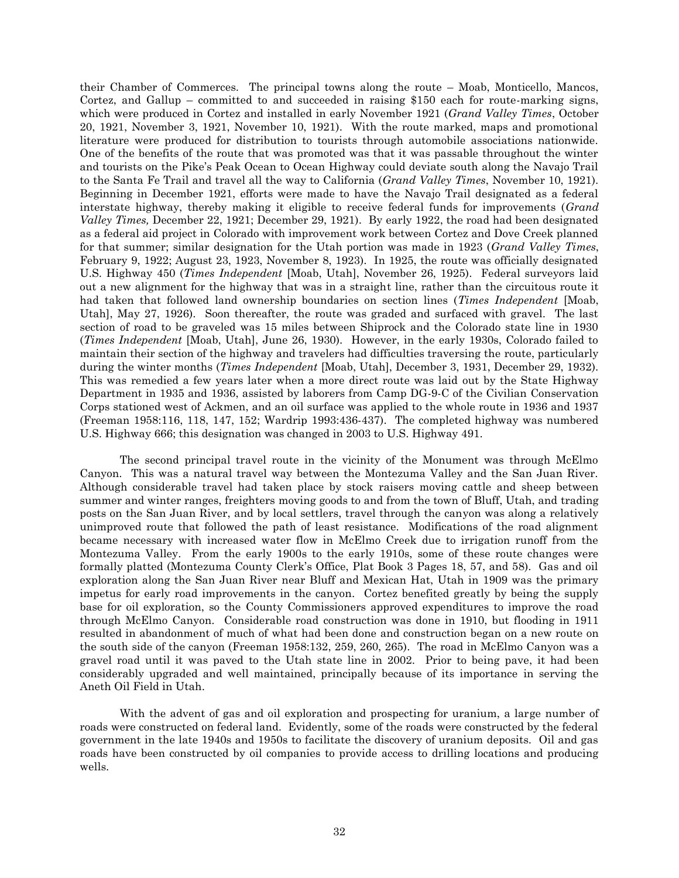their Chamber of Commerces. The principal towns along the route – Moab, Monticello, Mancos, Cortez, and Gallup – committed to and succeeded in raising $150 each for route-marking signs, which were produced in Cortez and installed in early November 1921 (*Grand Valley Times*, October 20, 1921, November 3, 1921, November 10, 1921). With the route marked, maps and promotional literature were produced for distribution to tourists through automobile associations nationwide. One of the benefits of the route that was promoted was that it was passable throughout the winter and tourists on the Pike's Peak Ocean to Ocean Highway could deviate south along the Navajo Trail to the Santa Fe Trail and travel all the way to California (*Grand Valley Times*, November 10, 1921). Beginning in December 1921, efforts were made to have the Navajo Trail designated as a federal interstate highway, thereby making it eligible to receive federal funds for improvements (*Grand Valley Times,* December 22, 1921; December 29, 1921). By early 1922, the road had been designated as a federal aid project in Colorado with improvement work between Cortez and Dove Creek planned for that summer; similar designation for the Utah portion was made in 1923 (*Grand Valley Times*, February 9, 1922; August 23, 1923, November 8, 1923). In 1925, the route was officially designated U.S. Highway 450 (*Times Independent* [Moab, Utah], November 26, 1925). Federal surveyors laid out a new alignment for the highway that was in a straight line, rather than the circuitous route it had taken that followed land ownership boundaries on section lines (*Times Independent* [Moab, Utah], May 27, 1926). Soon thereafter, the route was graded and surfaced with gravel. The last section of road to be graveled was 15 miles between Shiprock and the Colorado state line in 1930 (*Times Independent* [Moab, Utah], June 26, 1930). However, in the early 1930s, Colorado failed to maintain their section of the highway and travelers had difficulties traversing the route, particularly during the winter months (*Times Independent* [Moab, Utah], December 3, 1931, December 29, 1932). This was remedied a few years later when a more direct route was laid out by the State Highway Department in 1935 and 1936, assisted by laborers from Camp DG-9-C of the Civilian Conservation Corps stationed west of Ackmen, and an oil surface was applied to the whole route in 1936 and 1937 (Freeman 1958:116, 118, 147, 152; Wardrip 1993:436-437). The completed highway was numbered U.S. Highway 666; this designation was changed in 2003 to U.S. Highway 491.

The second principal travel route in the vicinity of the Monument was through McElmo Canyon. This was a natural travel way between the Montezuma Valley and the San Juan River. Although considerable travel had taken place by stock raisers moving cattle and sheep between summer and winter ranges, freighters moving goods to and from the town of Bluff, Utah, and trading posts on the San Juan River, and by local settlers, travel through the canyon was along a relatively unimproved route that followed the path of least resistance. Modifications of the road alignment became necessary with increased water flow in McElmo Creek due to irrigation runoff from the Montezuma Valley. From the early 1900s to the early 1910s, some of these route changes were formally platted (Montezuma County Clerk's Office, Plat Book 3 Pages 18, 57, and 58). Gas and oil exploration along the San Juan River near Bluff and Mexican Hat, Utah in 1909 was the primary impetus for early road improvements in the canyon. Cortez benefited greatly by being the supply base for oil exploration, so the County Commissioners approved expenditures to improve the road through McElmo Canyon. Considerable road construction was done in 1910, but flooding in 1911 resulted in abandonment of much of what had been done and construction began on a new route on the south side of the canyon (Freeman 1958:132, 259, 260, 265). The road in McElmo Canyon was a gravel road until it was paved to the Utah state line in 2002. Prior to being pave, it had been considerably upgraded and well maintained, principally because of its importance in serving the Aneth Oil Field in Utah.

With the advent of gas and oil exploration and prospecting for uranium, a large number of roads were constructed on federal land. Evidently, some of the roads were constructed by the federal government in the late 1940s and 1950s to facilitate the discovery of uranium deposits. Oil and gas roads have been constructed by oil companies to provide access to drilling locations and producing wells.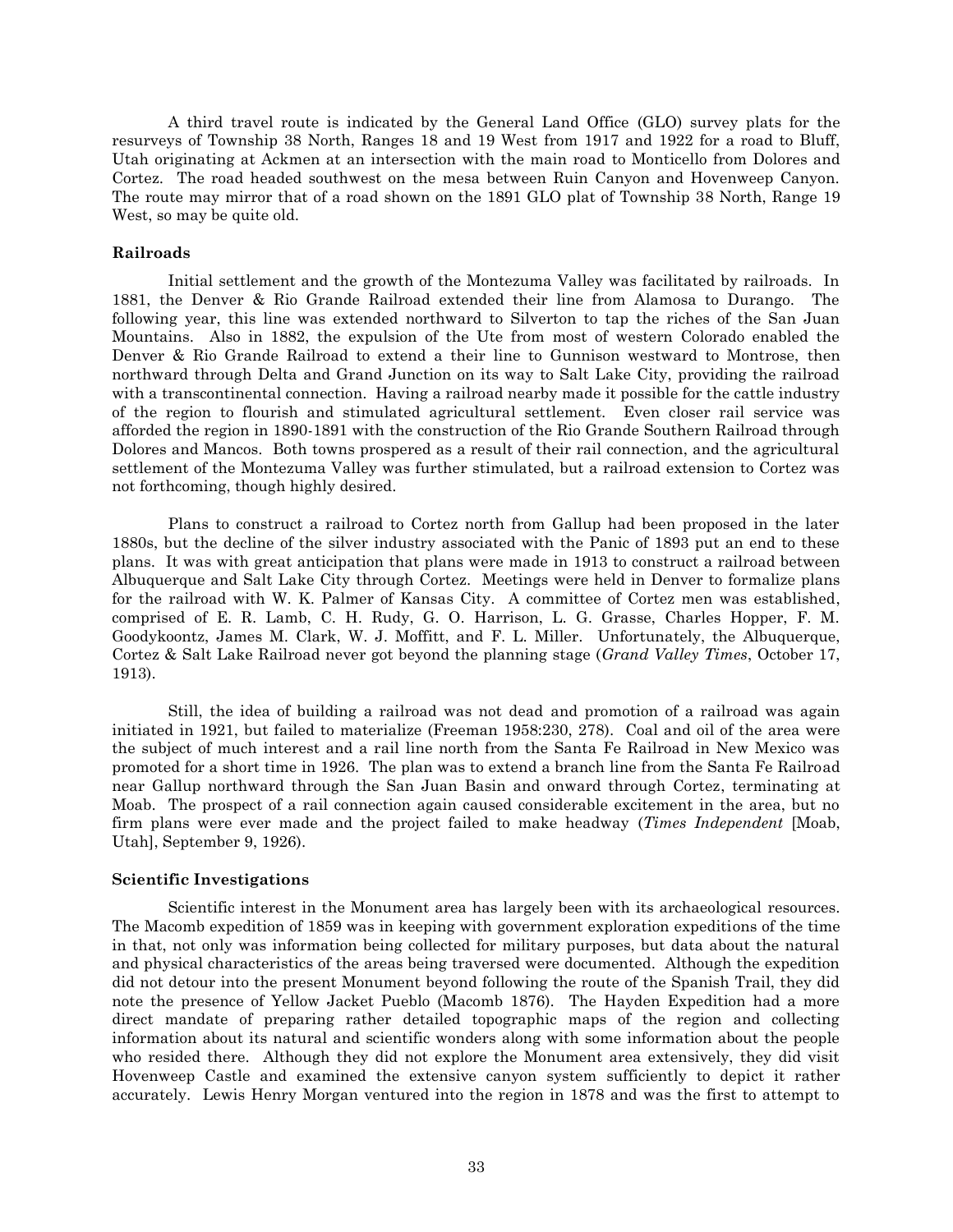A third travel route is indicated by the General Land Office (GLO) survey plats for the resurveys of Township 38 North, Ranges 18 and 19 West from 1917 and 1922 for a road to Bluff, Utah originating at Ackmen at an intersection with the main road to Monticello from Dolores and Cortez. The road headed southwest on the mesa between Ruin Canyon and Hovenweep Canyon. The route may mirror that of a road shown on the 1891 GLO plat of Township 38 North, Range 19 West, so may be quite old.

**Railroads**

Initial settlement and the growth of the Montezuma Valley was facilitated by railroads. In 1881, the Denver & Rio Grande Railroad extended their line from Alamosa to Durango. The following year, this line was extended northward to Silverton to tap the riches of the San Juan Mountains. Also in 1882, the expulsion of the Ute from most of western Colorado enabled the Denver & Rio Grande Railroad to extend a their line to Gunnison westward to Montrose, then northward through Delta and Grand Junction on its way to Salt Lake City, providing the railroad with a transcontinental connection. Having a railroad nearby made it possible for the cattle industry of the region to flourish and stimulated agricultural settlement. Even closer rail service was afforded the region in 1890-1891 with the construction of the Rio Grande Southern Railroad through Dolores and Mancos. Both towns prospered as a result of their rail connection, and the agricultural settlement of the Montezuma Valley was further stimulated, but a railroad extension to Cortez was not forthcoming, though highly desired.

Plans to construct a railroad to Cortez north from Gallup had been proposed in the later 1880s, but the decline of the silver industry associated with the Panic of 1893 put an end to these plans. It was with great anticipation that plans were made in 1913 to construct a railroad between Albuquerque and Salt Lake City through Cortez. Meetings were held in Denver to formalize plans for the railroad with W. K. Palmer of Kansas City. A committee of Cortez men was established, comprised of E. R. Lamb, C. H. Rudy, G. O. Harrison, L. G. Grasse, Charles Hopper, F. M. Goodykoontz, James M. Clark, W. J. Moffitt, and F. L. Miller. Unfortunately, the Albuquerque, Cortez & Salt Lake Railroad never got beyond the planning stage (*Grand Valley Times*, October 17, 1913).

Still, the idea of building a railroad was not dead and promotion of a railroad was again initiated in 1921, but failed to materialize (Freeman 1958:230, 278). Coal and oil of the area were the subject of much interest and a rail line north from the Santa Fe Railroad in New Mexico was promoted for a short time in 1926. The plan was to extend a branch line from the Santa Fe Railroad near Gallup northward through the San Juan Basin and onward through Cortez, terminating at Moab. The prospect of a rail connection again caused considerable excitement in the area, but no firm plans were ever made and the project failed to make headway (*Times Independent* [Moab, Utah], September 9, 1926).

**Scientific Investigations**

Scientific interest in the Monument area has largely been with its archaeological resources. The Macomb expedition of 1859 was in keeping with government exploration expeditions of the time in that, not only was information being collected for military purposes, but data about the natural and physical characteristics of the areas being traversed were documented. Although the expedition did not detour into the present Monument beyond following the route of the Spanish Trail, they did note the presence of Yellow Jacket Pueblo (Macomb 1876). The Hayden Expedition had a more direct mandate of preparing rather detailed topographic maps of the region and collecting information about its natural and scientific wonders along with some information about the people who resided there. Although they did not explore the Monument area extensively, they did visit Hovenweep Castle and examined the extensive canyon system sufficiently to depict it rather accurately. Lewis Henry Morgan ventured into the region in 1878 and was the first to attempt to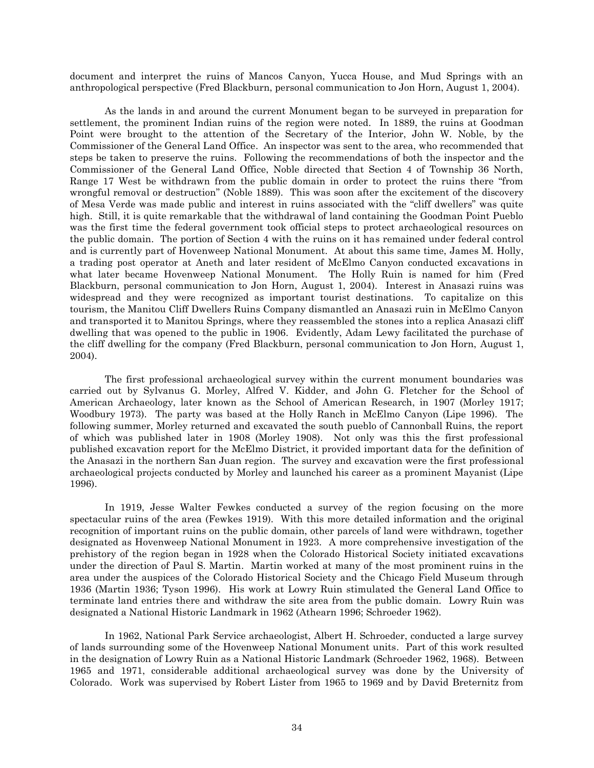document and interpret the ruins of Mancos Canyon, Yucca House, and Mud Springs with an anthropological perspective (Fred Blackburn, personal communication to Jon Horn, August 1, 2004).

As the lands in and around the current Monument began to be surveyed in preparation for settlement, the prominent Indian ruins of the region were noted. In 1889, the ruins at Goodman Point were brought to the attention of the Secretary of the Interior, John W. Noble, by the Commissioner of the General Land Office. An inspector was sent to the area, who recommended that steps be taken to preserve the ruins. Following the recommendations of both the inspector and the Commissioner of the General Land Office, Noble directed that Section 4 of Township 36 North, Range 17 West be withdrawn from the public domain in order to protect the ruins there "from wrongful removal or destruction" (Noble 1889). This was soon after the excitement of the discovery of Mesa Verde was made public and interest in ruins associated with the "cliff dwellers" was quite high. Still, it is quite remarkable that the withdrawal of land containing the Goodman Point Pueblo was the first time the federal government took official steps to protect archaeological resources on the public domain. The portion of Section 4 with the ruins on it has remained under federal control and is currently part of Hovenweep National Monument. At about this same time, James M. Holly, a trading post operator at Aneth and later resident of McElmo Canyon conducted excavations in what later became Hovenweep National Monument. The Holly Ruin is named for him (Fred Blackburn, personal communication to Jon Horn, August 1, 2004). Interest in Anasazi ruins was widespread and they were recognized as important tourist destinations. To capitalize on this tourism, the Manitou Cliff Dwellers Ruins Company dismantled an Anasazi ruin in McElmo Canyon and transported it to Manitou Springs, where they reassembled the stones into a replica Anasazi cliff dwelling that was opened to the public in 1906. Evidently, Adam Lewy facilitated the purchase of the cliff dwelling for the company (Fred Blackburn, personal communication to Jon Horn, August 1, 2004).

The first professional archaeological survey within the current monument boundaries was carried out by Sylvanus G. Morley, Alfred V. Kidder, and John G. Fletcher for the School of American Archaeology, later known as the School of American Research, in 1907 (Morley 1917; Woodbury 1973). The party was based at the Holly Ranch in McElmo Canyon (Lipe 1996). The following summer, Morley returned and excavated the south pueblo of Cannonball Ruins, the report of which was published later in 1908 (Morley 1908). Not only was this the first professional published excavation report for the McElmo District, it provided important data for the definition of the Anasazi in the northern San Juan region. The survey and excavation were the first professional archaeological projects conducted by Morley and launched his career as a prominent Mayanist (Lipe 1996).

In 1919, Jesse Walter Fewkes conducted a survey of the region focusing on the more spectacular ruins of the area (Fewkes 1919). With this more detailed information and the original recognition of important ruins on the public domain, other parcels of land were withdrawn, together designated as Hovenweep National Monument in 1923. A more comprehensive investigation of the prehistory of the region began in 1928 when the Colorado Historical Society initiated excavations under the direction of Paul S. Martin. Martin worked at many of the most prominent ruins in the area under the auspices of the Colorado Historical Society and the Chicago Field Museum through 1936 (Martin 1936; Tyson 1996). His work at Lowry Ruin stimulated the General Land Office to terminate land entries there and withdraw the site area from the public domain. Lowry Ruin was designated a National Historic Landmark in 1962 (Athearn 1996; Schroeder 1962).

In 1962, National Park Service archaeologist, Albert H. Schroeder, conducted a large survey of lands surrounding some of the Hovenweep National Monument units. Part of this work resulted in the designation of Lowry Ruin as a National Historic Landmark (Schroeder 1962, 1968). Between 1965 and 1971, considerable additional archaeological survey was done by the University of Colorado. Work was supervised by Robert Lister from 1965 to 1969 and by David Breternitz from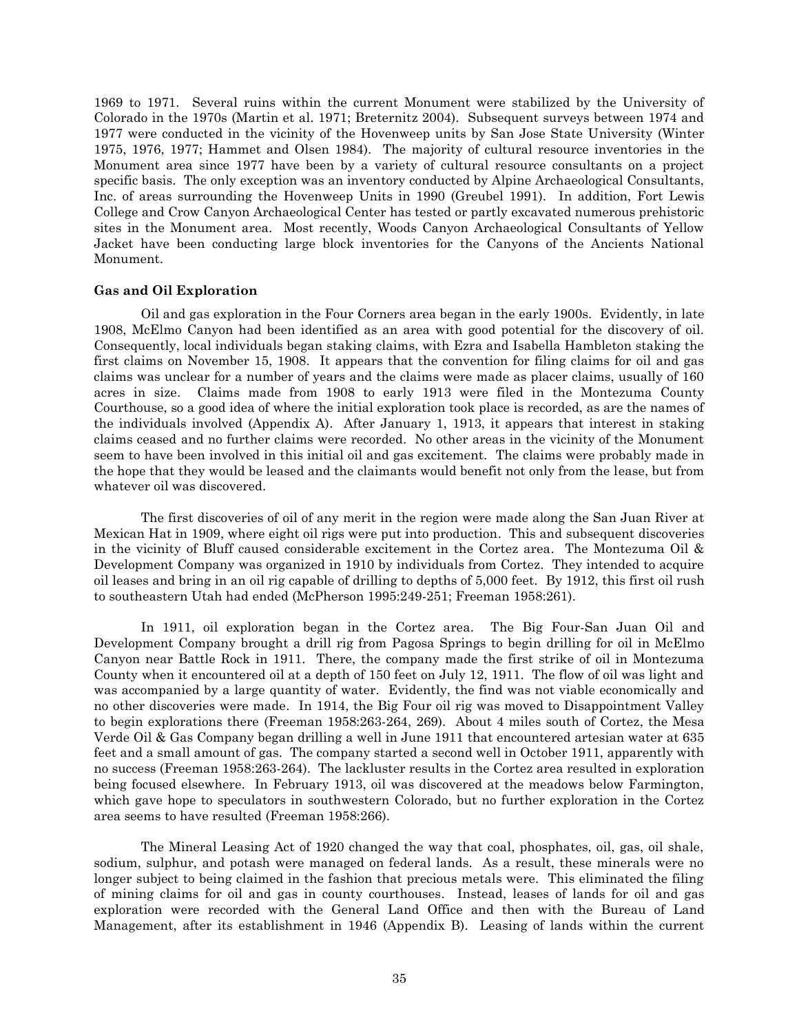1969 to 1971. Several ruins within the current Monument were stabilized by the University of Colorado in the 1970s (Martin et al. 1971; Breternitz 2004). Subsequent surveys between 1974 and 1977 were conducted in the vicinity of the Hovenweep units by San Jose State University (Winter 1975, 1976, 1977; Hammet and Olsen 1984). The majority of cultural resource inventories in the Monument area since 1977 have been by a variety of cultural resource consultants on a project specific basis. The only exception was an inventory conducted by Alpine Archaeological Consultants, Inc. of areas surrounding the Hovenweep Units in 1990 (Greubel 1991). In addition, Fort Lewis College and Crow Canyon Archaeological Center has tested or partly excavated numerous prehistoric sites in the Monument area. Most recently, Woods Canyon Archaeological Consultants of Yellow Jacket have been conducting large block inventories for the Canyons of the Ancients National Monument.

**Gas and Oil Exploration**

Oil and gas exploration in the Four Corners area began in the early 1900s. Evidently, in late 1908, McElmo Canyon had been identified as an area with good potential for the discovery of oil. Consequently, local individuals began staking claims, with Ezra and Isabella Hambleton staking the first claims on November 15, 1908. It appears that the convention for filing claims for oil and gas claims was unclear for a number of years and the claims were made as placer claims, usually of 160 acres in size. Claims made from 1908 to early 1913 were filed in the Montezuma County Courthouse, so a good idea of where the initial exploration took place is recorded, as are the names of the individuals involved (Appendix A). After January 1, 1913, it appears that interest in staking claims ceased and no further claims were recorded. No other areas in the vicinity of the Monument seem to have been involved in this initial oil and gas excitement. The claims were probably made in the hope that they would be leased and the claimants would benefit not only from the lease, but from whatever oil was discovered.

The first discoveries of oil of any merit in the region were made along the San Juan River at Mexican Hat in 1909, where eight oil rigs were put into production. This and subsequent discoveries in the vicinity of Bluff caused considerable excitement in the Cortez area. The Montezuma Oil & Development Company was organized in 1910 by individuals from Cortez. They intended to acquire oil leases and bring in an oil rig capable of drilling to depths of 5,000 feet. By 1912, this first oil rush to southeastern Utah had ended (McPherson 1995:249-251; Freeman 1958:261).

In 1911, oil exploration began in the Cortez area. The Big Four-San Juan Oil and Development Company brought a drill rig from Pagosa Springs to begin drilling for oil in McElmo Canyon near Battle Rock in 1911. There, the company made the first strike of oil in Montezuma County when it encountered oil at a depth of 150 feet on July 12, 1911. The flow of oil was light and was accompanied by a large quantity of water. Evidently, the find was not viable economically and no other discoveries were made. In 1914, the Big Four oil rig was moved to Disappointment Valley to begin explorations there (Freeman 1958:263-264, 269). About 4 miles south of Cortez, the Mesa Verde Oil & Gas Company began drilling a well in June 1911 that encountered artesian water at 635 feet and a small amount of gas. The company started a second well in October 1911, apparently with no success (Freeman 1958:263-264). The lackluster results in the Cortez area resulted in exploration being focused elsewhere. In February 1913, oil was discovered at the meadows below Farmington, which gave hope to speculators in southwestern Colorado, but no further exploration in the Cortez area seems to have resulted (Freeman 1958:266).

The Mineral Leasing Act of 1920 changed the way that coal, phosphates, oil, gas, oil shale, sodium, sulphur, and potash were managed on federal lands. As a result, these minerals were no longer subject to being claimed in the fashion that precious metals were. This eliminated the filing of mining claims for oil and gas in county courthouses. Instead, leases of lands for oil and gas exploration were recorded with the General Land Office and then with the Bureau of Land Management, after its establishment in 1946 (Appendix B). Leasing of lands within the current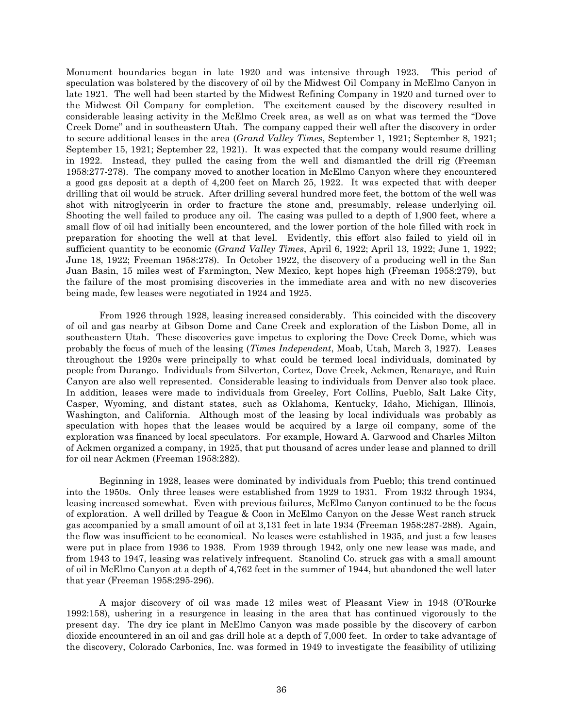Monument boundaries began in late 1920 and was intensive through 1923. This period of speculation was bolstered by the discovery of oil by the Midwest Oil Company in McElmo Canyon in late 1921. The well had been started by the Midwest Refining Company in 1920 and turned over to the Midwest Oil Company for completion. The excitement caused by the discovery resulted in considerable leasing activity in the McElmo Creek area, as well as on what was termed the "Dove Creek Dome" and in southeastern Utah. The company capped their well after the discovery in order to secure additional leases in the area (*Grand Valley Times*, September 1, 1921; September 8, 1921; September 15, 1921; September 22, 1921). It was expected that the company would resume drilling in 1922. Instead, they pulled the casing from the well and dismantled the drill rig (Freeman 1958:277-278). The company moved to another location in McElmo Canyon where they encountered a good gas deposit at a depth of 4,200 feet on March 25, 1922. It was expected that with deeper drilling that oil would be struck. After drilling several hundred more feet, the bottom of the well was shot with nitroglycerin in order to fracture the stone and, presumably, release underlying oil. Shooting the well failed to produce any oil. The casing was pulled to a depth of 1,900 feet, where a small flow of oil had initially been encountered, and the lower portion of the hole filled with rock in preparation for shooting the well at that level. Evidently, this effort also failed to yield oil in sufficient quantity to be economic (*Grand Valley Times*, April 6, 1922; April 13, 1922; June 1, 1922; June 18, 1922; Freeman 1958:278). In October 1922, the discovery of a producing well in the San Juan Basin, 15 miles west of Farmington, New Mexico, kept hopes high (Freeman 1958:279), but the failure of the most promising discoveries in the immediate area and with no new discoveries being made, few leases were negotiated in 1924 and 1925.

From 1926 through 1928, leasing increased considerably. This coincided with the discovery of oil and gas nearby at Gibson Dome and Cane Creek and exploration of the Lisbon Dome, all in southeastern Utah. These discoveries gave impetus to exploring the Dove Creek Dome, which was probably the focus of much of the leasing (*Times Independent*, Moab, Utah, March 3, 1927). Leases throughout the 1920s were principally to what could be termed local individuals, dominated by people from Durango. Individuals from Silverton, Cortez, Dove Creek, Ackmen, Renaraye, and Ruin Canyon are also well represented. Considerable leasing to individuals from Denver also took place. In addition, leases were made to individuals from Greeley, Fort Collins, Pueblo, Salt Lake City, Casper, Wyoming, and distant states, such as Oklahoma, Kentucky, Idaho, Michigan, Illinois, Washington, and California. Although most of the leasing by local individuals was probably as speculation with hopes that the leases would be acquired by a large oil company, some of the exploration was financed by local speculators. For example, Howard A. Garwood and Charles Milton of Ackmen organized a company, in 1925, that put thousand of acres under lease and planned to drill for oil near Ackmen (Freeman 1958:282).

Beginning in 1928, leases were dominated by individuals from Pueblo; this trend continued into the 1950s. Only three leases were established from 1929 to 1931. From 1932 through 1934, leasing increased somewhat. Even with previous failures, McElmo Canyon continued to be the focus of exploration. A well drilled by Teague & Coon in McElmo Canyon on the Jesse West ranch struck gas accompanied by a small amount of oil at 3,131 feet in late 1934 (Freeman 1958:287-288). Again, the flow was insufficient to be economical. No leases were established in 1935, and just a few leases were put in place from 1936 to 1938. From 1939 through 1942, only one new lease was made, and from 1943 to 1947, leasing was relatively infrequent. Stanolind Co. struck gas with a small amount of oil in McElmo Canyon at a depth of 4,762 feet in the summer of 1944, but abandoned the well later that year (Freeman 1958:295-296).

A major discovery of oil was made 12 miles west of Pleasant View in 1948 (O'Rourke 1992:158), ushering in a resurgence in leasing in the area that has continued vigorously to the present day. The dry ice plant in McElmo Canyon was made possible by the discovery of carbon dioxide encountered in an oil and gas drill hole at a depth of 7,000 feet. In order to take advantage of the discovery, Colorado Carbonics, Inc. was formed in 1949 to investigate the feasibility of utilizing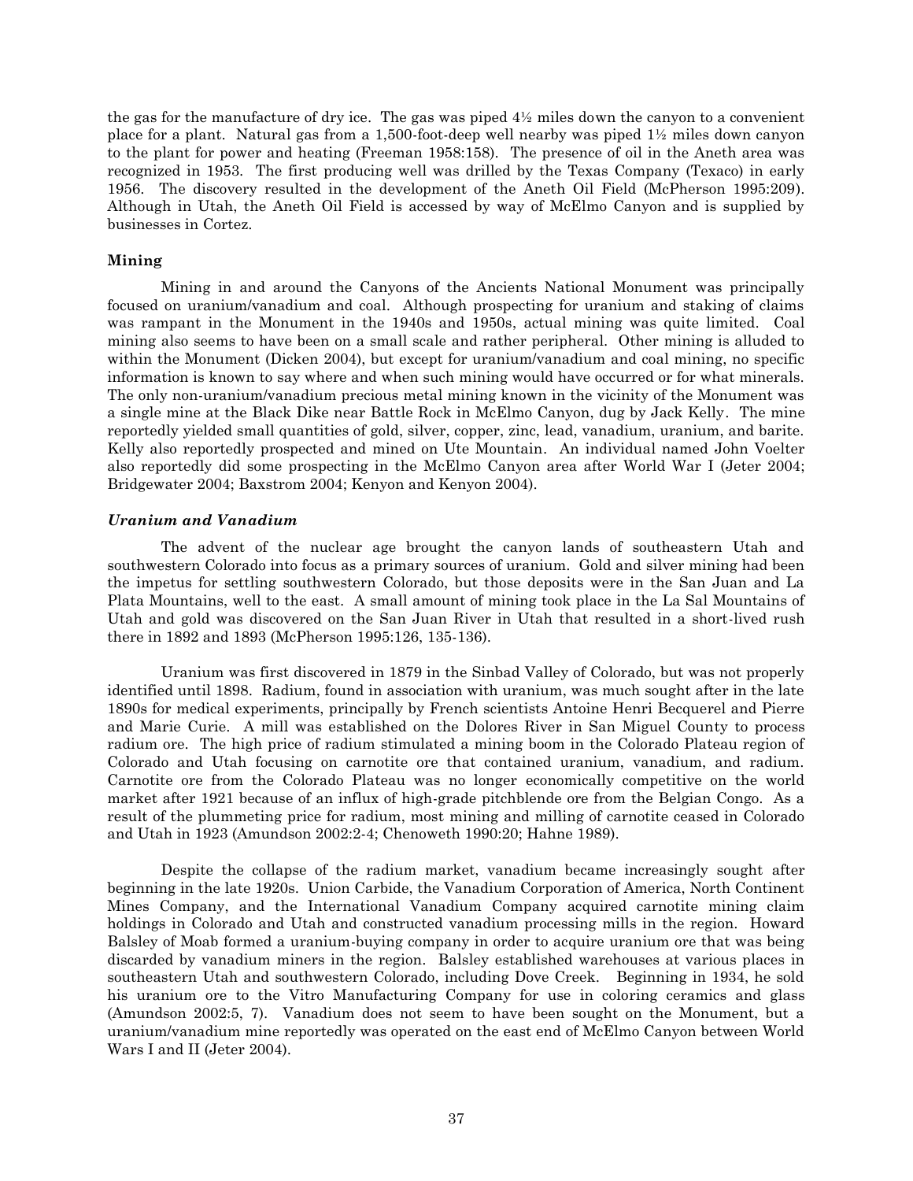the gas for the manufacture of dry ice. The gas was piped 4½ miles down the canyon to a convenient place for a plant. Natural gas from a 1,500-foot-deep well nearby was piped 1½ miles down canyon to the plant for power and heating (Freeman 1958:158). The presence of oil in the Aneth area was recognized in 1953. The first producing well was drilled by the Texas Company (Texaco) in early 1956. The discovery resulted in the development of the Aneth Oil Field (McPherson 1995:209). Although in Utah, the Aneth Oil Field is accessed by way of McElmo Canyon and is supplied by businesses in Cortez.

### Mining

Mining in and around the Canyons of the Ancients National Monument was principally focused on uranium/vanadium and coal. Although prospecting for uranium and staking of claims was rampant in the Monument in the 1940s and 1950s, actual mining was quite limited. Coal mining also seems to have been on a small scale and rather peripheral. Other mining is alluded to within the Monument (Dicken 2004), but except for uranium/vanadium and coal mining, no specific information is known to say where and when such mining would have occurred or for what minerals. The only non-uranium/vanadium precious metal mining known in the vicinity of the Monument was a single mine at the Black Dike near Battle Rock in McElmo Canyon, dug by Jack Kelly. The mine reportedly yielded small quantities of gold, silver, copper, zinc, lead, vanadium, uranium, and barite. Kelly also reportedly prospected and mined on Ute Mountain. An individual named John Voelter also reportedly did some prospecting in the McElmo Canyon area after World War I (Jeter 2004; Bridgewater 2004; Baxstrom 2004; Kenyon and Kenyon 2004).

#### *Uranium and Vanadium*

The advent of the nuclear age brought the canyon lands of southeastern Utah and southwestern Colorado into focus as a primary sources of uranium. Gold and silver mining had been the impetus for settling southwestern Colorado, but those deposits were in the San Juan and La Plata Mountains, well to the east. A small amount of mining took place in the La Sal Mountains of Utah and gold was discovered on the San Juan River in Utah that resulted in a short-lived rush there in 1892 and 1893 (McPherson 1995:126, 135-136).

Uranium was first discovered in 1879 in the Sinbad Valley of Colorado, but was not properly identified until 1898. Radium, found in association with uranium, was much sought after in the late 1890s for medical experiments, principally by French scientists Antoine Henri Becquerel and Pierre and Marie Curie. A mill was established on the Dolores River in San Miguel County to process radium ore. The high price of radium stimulated a mining boom in the Colorado Plateau region of Colorado and Utah focusing on carnotite ore that contained uranium, vanadium, and radium. Carnotite ore from the Colorado Plateau was no longer economically competitive on the world market after 1921 because of an influx of high-grade pitchblende ore from the Belgian Congo. As a result of the plummeting price for radium, most mining and milling of carnotite ceased in Colorado and Utah in 1923 (Amundson 2002:2-4; Chenoweth 1990:20; Hahne 1989).

Despite the collapse of the radium market, vanadium became increasingly sought after beginning in the late 1920s. Union Carbide, the Vanadium Corporation of America, North Continent Mines Company, and the International Vanadium Company acquired carnotite mining claim holdings in Colorado and Utah and constructed vanadium processing mills in the region. Howard Balsley of Moab formed a uranium-buying company in order to acquire uranium ore that was being discarded by vanadium miners in the region. Balsley established warehouses at various places in southeastern Utah and southwestern Colorado, including Dove Creek. Beginning in 1934, he sold his uranium ore to the Vitro Manufacturing Company for use in coloring ceramics and glass (Amundson 2002:5, 7). Vanadium does not seem to have been sought on the Monument, but a uranium/vanadium mine reportedly was operated on the east end of McElmo Canyon between World Wars I and II (Jeter 2004).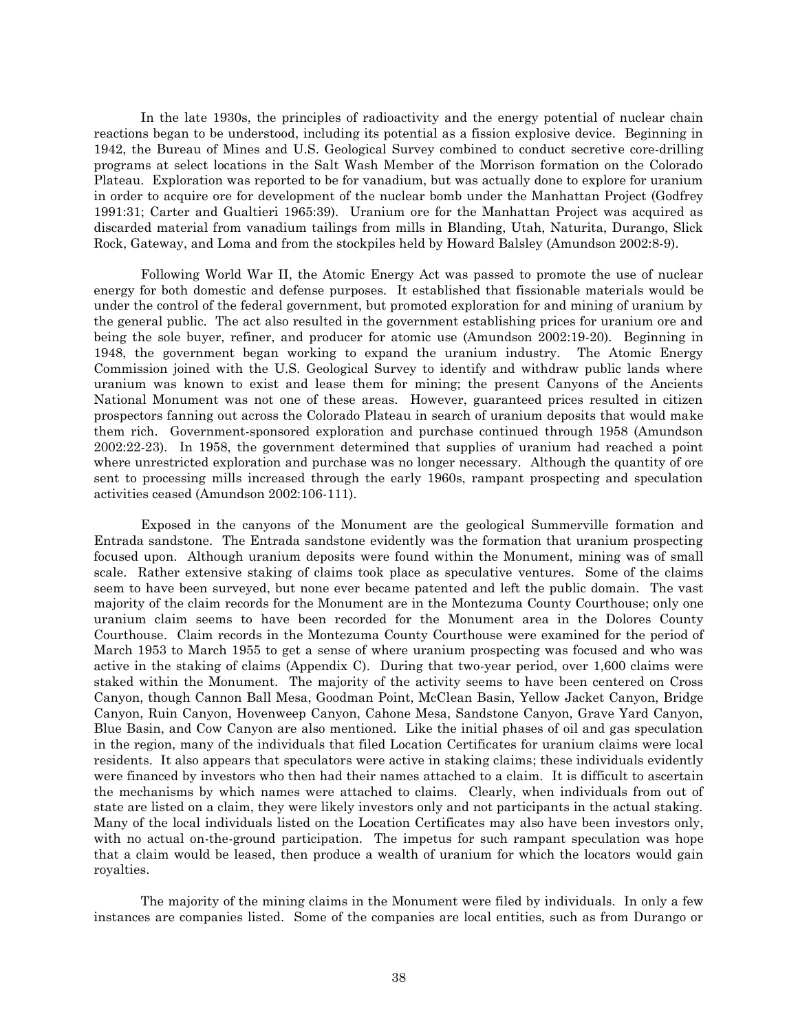In the late 1930s, the principles of radioactivity and the energy potential of nuclear chain reactions began to be understood, including its potential as a fission explosive device. Beginning in 1942, the Bureau of Mines and U.S. Geological Survey combined to conduct secretive core-drilling programs at select locations in the Salt Wash Member of the Morrison formation on the Colorado Plateau. Exploration was reported to be for vanadium, but was actually done to explore for uranium in order to acquire ore for development of the nuclear bomb under the Manhattan Project (Godfrey 1991:31; Carter and Gualtieri 1965:39). Uranium ore for the Manhattan Project was acquired as discarded material from vanadium tailings from mills in Blanding, Utah, Naturita, Durango, Slick Rock, Gateway, and Loma and from the stockpiles held by Howard Balsley (Amundson 2002:8-9).

Following World War II, the Atomic Energy Act was passed to promote the use of nuclear energy for both domestic and defense purposes. It established that fissionable materials would be under the control of the federal government, but promoted exploration for and mining of uranium by the general public. The act also resulted in the government establishing prices for uranium ore and being the sole buyer, refiner, and producer for atomic use (Amundson 2002:19-20). Beginning in 1948, the government began working to expand the uranium industry. The Atomic Energy Commission joined with the U.S. Geological Survey to identify and withdraw public lands where uranium was known to exist and lease them for mining; the present Canyons of the Ancients National Monument was not one of these areas. However, guaranteed prices resulted in citizen prospectors fanning out across the Colorado Plateau in search of uranium deposits that would make them rich. Government-sponsored exploration and purchase continued through 1958 (Amundson 2002:22-23). In 1958, the government determined that supplies of uranium had reached a point where unrestricted exploration and purchase was no longer necessary. Although the quantity of ore sent to processing mills increased through the early 1960s, rampant prospecting and speculation activities ceased (Amundson 2002:106-111).

Exposed in the canyons of the Monument are the geological Summerville formation and Entrada sandstone. The Entrada sandstone evidently was the formation that uranium prospecting focused upon. Although uranium deposits were found within the Monument, mining was of small scale. Rather extensive staking of claims took place as speculative ventures. Some of the claims seem to have been surveyed, but none ever became patented and left the public domain. The vast majority of the claim records for the Monument are in the Montezuma County Courthouse; only one uranium claim seems to have been recorded for the Monument area in the Dolores County Courthouse. Claim records in the Montezuma County Courthouse were examined for the period of March 1953 to March 1955 to get a sense of where uranium prospecting was focused and who was active in the staking of claims (Appendix C). During that two-year period, over 1,600 claims were staked within the Monument. The majority of the activity seems to have been centered on Cross Canyon, though Cannon Ball Mesa, Goodman Point, McClean Basin, Yellow Jacket Canyon, Bridge Canyon, Ruin Canyon, Hovenweep Canyon, Cahone Mesa, Sandstone Canyon, Grave Yard Canyon, Blue Basin, and Cow Canyon are also mentioned. Like the initial phases of oil and gas speculation in the region, many of the individuals that filed Location Certificates for uranium claims were local residents. It also appears that speculators were active in staking claims; these individuals evidently were financed by investors who then had their names attached to a claim. It is difficult to ascertain the mechanisms by which names were attached to claims. Clearly, when individuals from out of state are listed on a claim, they were likely investors only and not participants in the actual staking. Many of the local individuals listed on the Location Certificates may also have been investors only, with no actual on-the-ground participation. The impetus for such rampant speculation was hope that a claim would be leased, then produce a wealth of uranium for which the locators would gain royalties.

The majority of the mining claims in the Monument were filed by individuals. In only a few instances are companies listed. Some of the companies are local entities, such as from Durango or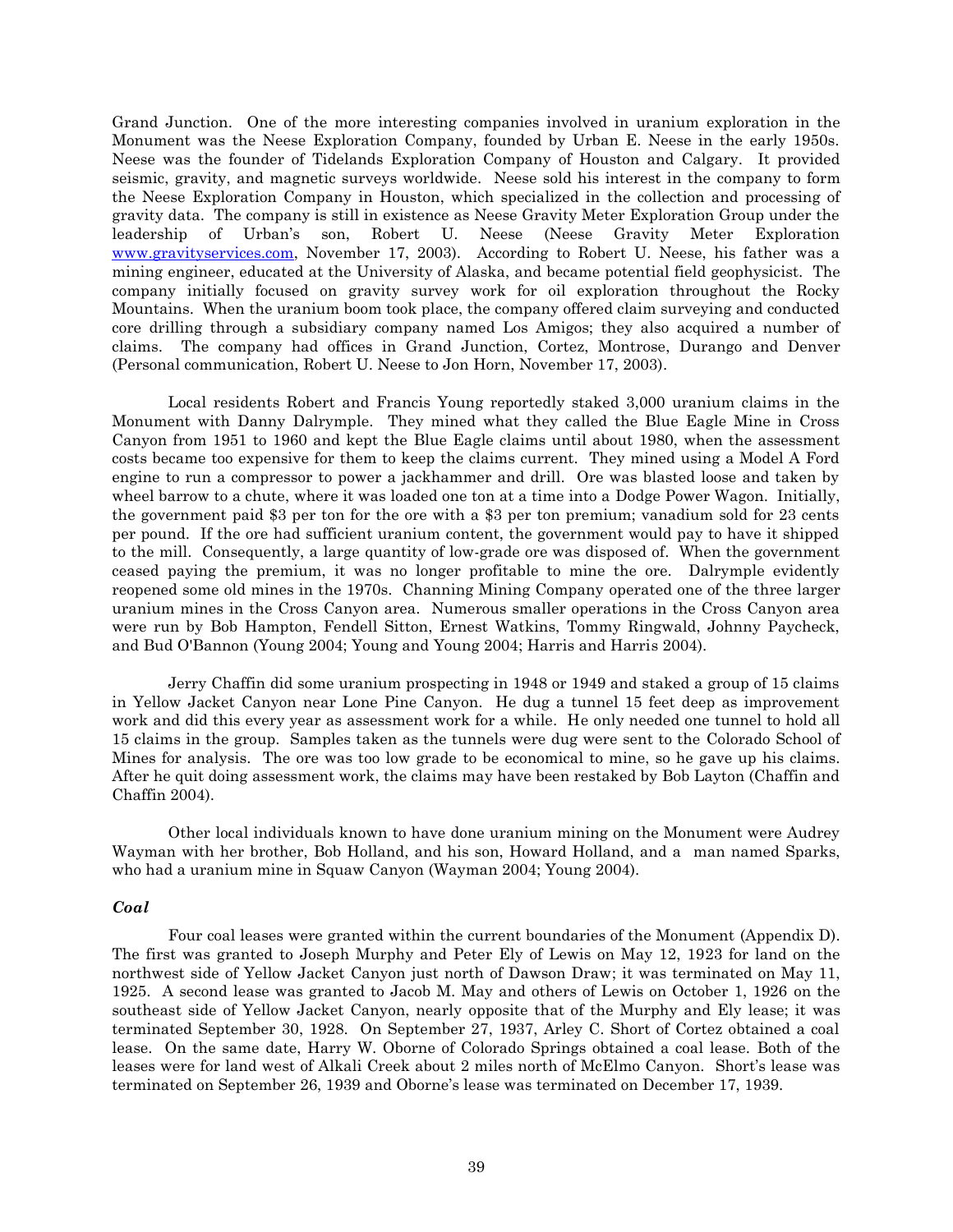Grand Junction. One of the more interesting companies involved in uranium exploration in the Monument was the Neese Exploration Company, founded by Urban E. Neese in the early 1950s. Neese was the founder of Tidelands Exploration Company of Houston and Calgary. It provided seismic, gravity, and magnetic surveys worldwide. Neese sold his interest in the company to form the Neese Exploration Company in Houston, which specialized in the collection and processing of gravity data. The company is still in existence as Neese Gravity Meter Exploration Group under the leadership of Urban's son, Robert U. Neese (Neese Gravity Meter Exploration www.gravityservices.com, November 17, 2003). According to Robert U. Neese, his father was a mining engineer, educated at the University of Alaska, and became potential field geophysicist. The company initially focused on gravity survey work for oil exploration throughout the Rocky Mountains. When the uranium boom took place, the company offered claim surveying and conducted core drilling through a subsidiary company named Los Amigos; they also acquired a number of claims. The company had offices in Grand Junction, Cortez, Montrose, Durango and Denver (Personal communication, Robert U. Neese to Jon Horn, November 17, 2003).

Local residents Robert and Francis Young reportedly staked 3,000 uranium claims in the Monument with Danny Dalrymple. They mined what they called the Blue Eagle Mine in Cross Canyon from 1951 to 1960 and kept the Blue Eagle claims until about 1980, when the assessment costs became too expensive for them to keep the claims current. They mined using a Model A Ford engine to run a compressor to power a jackhammer and drill. Ore was blasted loose and taken by wheel barrow to a chute, where it was loaded one ton at a time into a Dodge Power Wagon. Initially, the government paid $3 per ton for the ore with a $3 per ton premium; vanadium sold for 23 cents per pound. If the ore had sufficient uranium content, the government would pay to have it shipped to the mill. Consequently, a large quantity of low-grade ore was disposed of. When the government ceased paying the premium, it was no longer profitable to mine the ore. Dalrymple evidently reopened some old mines in the 1970s. Channing Mining Company operated one of the three larger uranium mines in the Cross Canyon area. Numerous smaller operations in the Cross Canyon area were run by Bob Hampton, Fendell Sitton, Ernest Watkins, Tommy Ringwald, Johnny Paycheck, and Bud O'Bannon (Young 2004; Young and Young 2004; Harris and Harris 2004).

Jerry Chaffin did some uranium prospecting in 1948 or 1949 and staked a group of 15 claims in Yellow Jacket Canyon near Lone Pine Canyon. He dug a tunnel 15 feet deep as improvement work and did this every year as assessment work for a while. He only needed one tunnel to hold all 15 claims in the group. Samples taken as the tunnels were dug were sent to the Colorado School of Mines for analysis. The ore was too low grade to be economical to mine, so he gave up his claims. After he quit doing assessment work, the claims may have been restaked by Bob Layton (Chaffin and Chaffin 2004).

Other local individuals known to have done uranium mining on the Monument were Audrey Wayman with her brother, Bob Holland, and his son, Howard Holland, and a man named Sparks, who had a uranium mine in Squaw Canyon (Wayman 2004; Young 2004).

### *Coal*

Four coal leases were granted within the current boundaries of the Monument (Appendix D). The first was granted to Joseph Murphy and Peter Ely of Lewis on May 12, 1923 for land on the northwest side of Yellow Jacket Canyon just north of Dawson Draw; it was terminated on May 11, 1925. A second lease was granted to Jacob M. May and others of Lewis on October 1, 1926 on the southeast side of Yellow Jacket Canyon, nearly opposite that of the Murphy and Ely lease; it was terminated September 30, 1928. On September 27, 1937, Arley C. Short of Cortez obtained a coal lease. On the same date, Harry W. Oborne of Colorado Springs obtained a coal lease. Both of the leases were for land west of Alkali Creek about 2 miles north of McElmo Canyon. Short's lease was terminated on September 26, 1939 and Oborne's lease was terminated on December 17, 1939.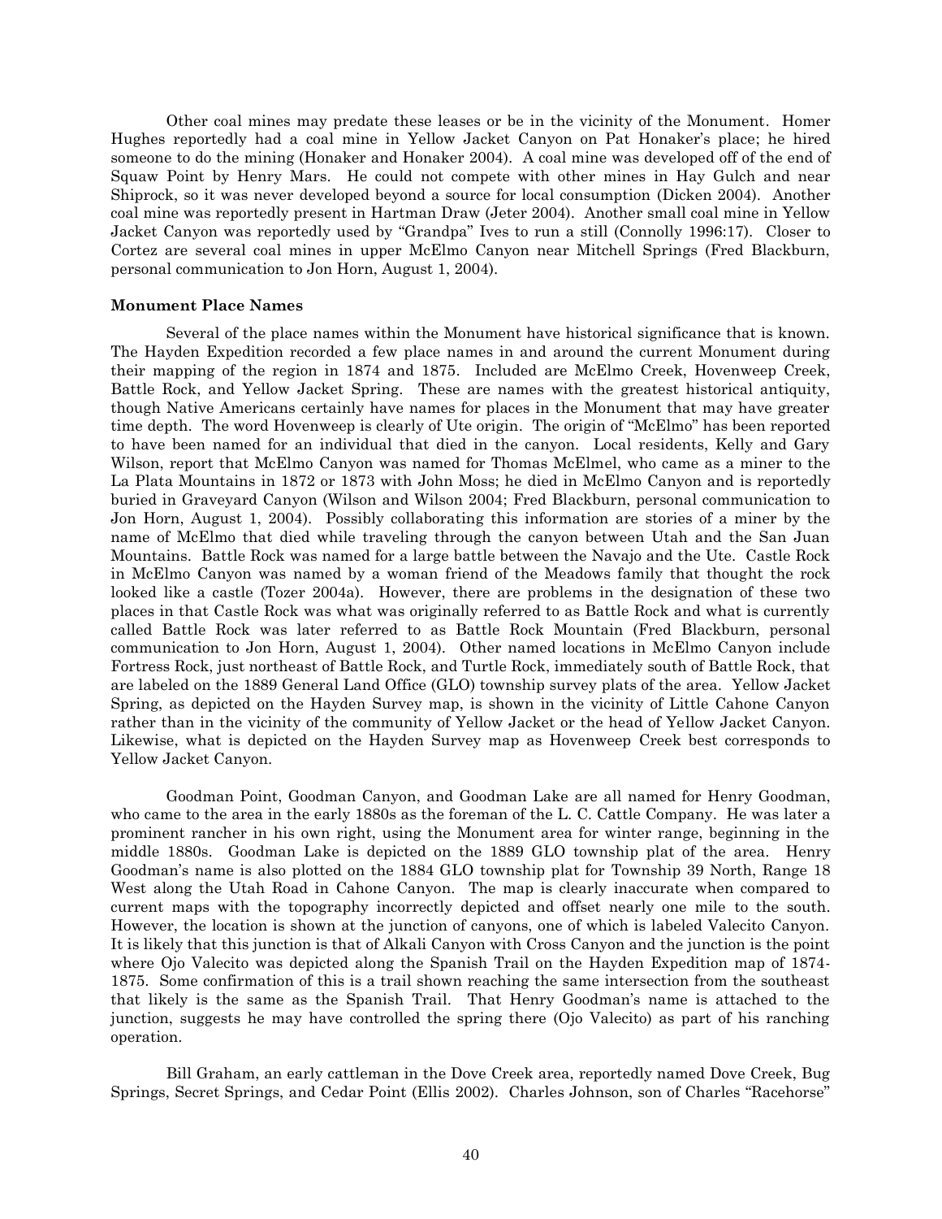Other coal mines may predate these leases or be in the vicinity of the Monument. Homer Hughes reportedly had a coal mine in Yellow Jacket Canyon on Pat Honaker's place; he hired someone to do the mining (Honaker and Honaker 2004). A coal mine was developed off of the end of Squaw Point by Henry Mars. He could not compete with other mines in Hay Gulch and near Shiprock, so it was never developed beyond a source for local consumption (Dicken 2004). Another coal mine was reportedly present in Hartman Draw (Jeter 2004). Another small coal mine in Yellow Jacket Canyon was reportedly used by "Grandpa" Ives to run a still (Connolly 1996:17). Closer to Cortez are several coal mines in upper McElmo Canyon near Mitchell Springs (Fred Blackburn, personal communication to Jon Horn, August 1, 2004).

**Monument Place Names**

Several of the place names within the Monument have historical significance that is known. The Hayden Expedition recorded a few place names in and around the current Monument during their mapping of the region in 1874 and 1875. Included are McElmo Creek, Hovenweep Creek, Battle Rock, and Yellow Jacket Spring. These are names with the greatest historical antiquity, though Native Americans certainly have names for places in the Monument that may have greater time depth. The word Hovenweep is clearly of Ute origin. The origin of "McElmo" has been reported to have been named for an individual that died in the canyon. Local residents, Kelly and Gary Wilson, report that McElmo Canyon was named for Thomas McElmel, who came as a miner to the La Plata Mountains in 1872 or 1873 with John Moss; he died in McElmo Canyon and is reportedly buried in Graveyard Canyon (Wilson and Wilson 2004; Fred Blackburn, personal communication to Jon Horn, August 1, 2004). Possibly collaborating this information are stories of a miner by the name of McElmo that died while traveling through the canyon between Utah and the San Juan Mountains. Battle Rock was named for a large battle between the Navajo and the Ute. Castle Rock in McElmo Canyon was named by a woman friend of the Meadows family that thought the rock looked like a castle (Tozer 2004a). However, there are problems in the designation of these two places in that Castle Rock was what was originally referred to as Battle Rock and what is currently called Battle Rock was later referred to as Battle Rock Mountain (Fred Blackburn, personal communication to Jon Horn, August 1, 2004). Other named locations in McElmo Canyon include Fortress Rock, just northeast of Battle Rock, and Turtle Rock, immediately south of Battle Rock, that are labeled on the 1889 General Land Office (GLO) township survey plats of the area. Yellow Jacket Spring, as depicted on the Hayden Survey map, is shown in the vicinity of Little Cahone Canyon rather than in the vicinity of the community of Yellow Jacket or the head of Yellow Jacket Canyon. Likewise, what is depicted on the Hayden Survey map as Hovenweep Creek best corresponds to Yellow Jacket Canyon.

Goodman Point, Goodman Canyon, and Goodman Lake are all named for Henry Goodman, who came to the area in the early 1880s as the foreman of the L. C. Cattle Company. He was later a prominent rancher in his own right, using the Monument area for winter range, beginning in the middle 1880s. Goodman Lake is depicted on the 1889 GLO township plat of the area. Henry Goodman's name is also plotted on the 1884 GLO township plat for Township 39 North, Range 18 West along the Utah Road in Cahone Canyon. The map is clearly inaccurate when compared to current maps with the topography incorrectly depicted and offset nearly one mile to the south. However, the location is shown at the junction of canyons, one of which is labeled Valecito Canyon. It is likely that this junction is that of Alkali Canyon with Cross Canyon and the junction is the point where Ojo Valecito was depicted along the Spanish Trail on the Hayden Expedition map of 1874-1875. Some confirmation of this is a trail shown reaching the same intersection from the southeast that likely is the same as the Spanish Trail. That Henry Goodman's name is attached to the junction, suggests he may have controlled the spring there (Ojo Valecito) as part of his ranching operation.

Bill Graham, an early cattleman in the Dove Creek area, reportedly named Dove Creek, Bug Springs, Secret Springs, and Cedar Point (Ellis 2002). Charles Johnson, son of Charles "Racehorse"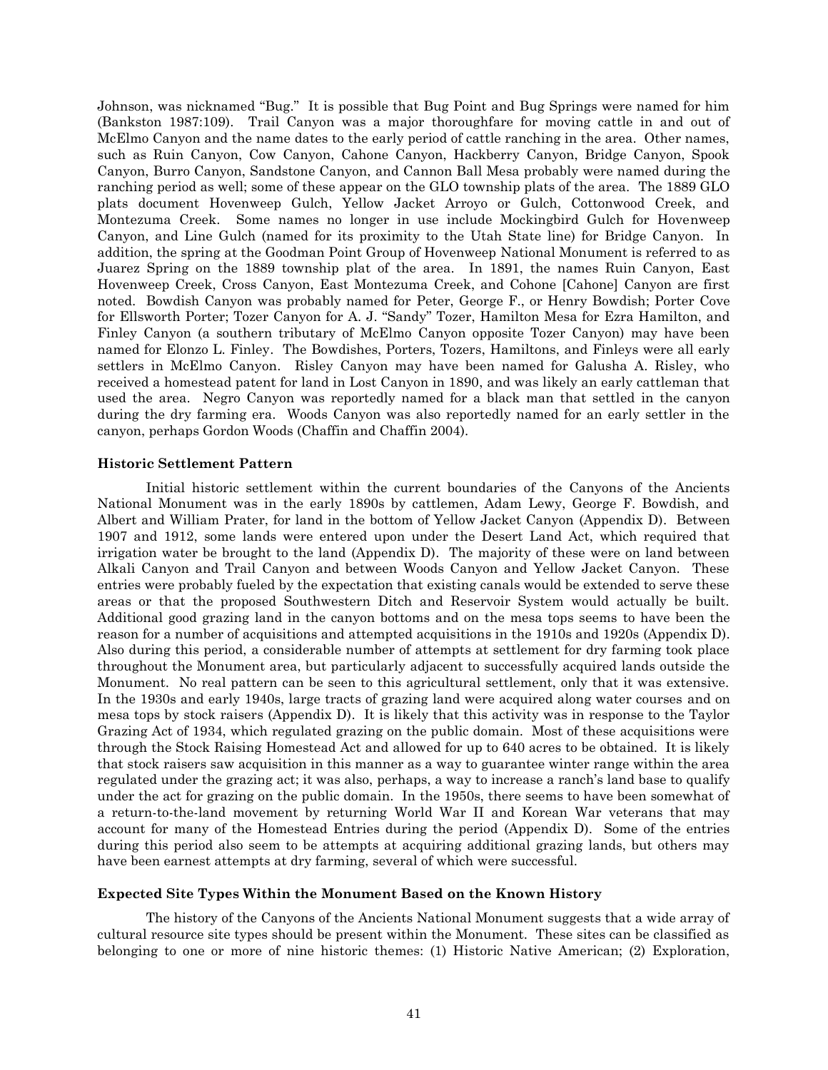Johnson, was nicknamed "Bug." It is possible that Bug Point and Bug Springs were named for him (Bankston 1987:109). Trail Canyon was a major thoroughfare for moving cattle in and out of McElmo Canyon and the name dates to the early period of cattle ranching in the area. Other names, such as Ruin Canyon, Cow Canyon, Cahone Canyon, Hackberry Canyon, Bridge Canyon, Spook Canyon, Burro Canyon, Sandstone Canyon, and Cannon Ball Mesa probably were named during the ranching period as well; some of these appear on the GLO township plats of the area. The 1889 GLO plats document Hovenweep Gulch, Yellow Jacket Arroyo or Gulch, Cottonwood Creek, and Montezuma Creek. Some names no longer in use include Mockingbird Gulch for Hovenweep Canyon, and Line Gulch (named for its proximity to the Utah State line) for Bridge Canyon. In addition, the spring at the Goodman Point Group of Hovenweep National Monument is referred to as Juarez Spring on the 1889 township plat of the area. In 1891, the names Ruin Canyon, East Hovenweep Creek, Cross Canyon, East Montezuma Creek, and Cohone [Cahone] Canyon are first noted. Bowdish Canyon was probably named for Peter, George F., or Henry Bowdish; Porter Cove for Ellsworth Porter; Tozer Canyon for A. J. "Sandy" Tozer, Hamilton Mesa for Ezra Hamilton, and Finley Canyon (a southern tributary of McElmo Canyon opposite Tozer Canyon) may have been named for Elonzo L. Finley. The Bowdishes, Porters, Tozers, Hamiltons, and Finleys were all early settlers in McElmo Canyon. Risley Canyon may have been named for Galusha A. Risley, who received a homestead patent for land in Lost Canyon in 1890, and was likely an early cattleman that used the area. Negro Canyon was reportedly named for a black man that settled in the canyon during the dry farming era. Woods Canyon was also reportedly named for an early settler in the canyon, perhaps Gordon Woods (Chaffin and Chaffin 2004).

**Historic Settlement Pattern**

Initial historic settlement within the current boundaries of the Canyons of the Ancients National Monument was in the early 1890s by cattlemen, Adam Lewy, George F. Bowdish, and Albert and William Prater, for land in the bottom of Yellow Jacket Canyon (Appendix D). Between 1907 and 1912, some lands were entered upon under the Desert Land Act, which required that irrigation water be brought to the land (Appendix D). The majority of these were on land between Alkali Canyon and Trail Canyon and between Woods Canyon and Yellow Jacket Canyon. These entries were probably fueled by the expectation that existing canals would be extended to serve these areas or that the proposed Southwestern Ditch and Reservoir System would actually be built. Additional good grazing land in the canyon bottoms and on the mesa tops seems to have been the reason for a number of acquisitions and attempted acquisitions in the 1910s and 1920s (Appendix D). Also during this period, a considerable number of attempts at settlement for dry farming took place throughout the Monument area, but particularly adjacent to successfully acquired lands outside the Monument. No real pattern can be seen to this agricultural settlement, only that it was extensive. In the 1930s and early 1940s, large tracts of grazing land were acquired along water courses and on mesa tops by stock raisers (Appendix D). It is likely that this activity was in response to the Taylor Grazing Act of 1934, which regulated grazing on the public domain. Most of these acquisitions were through the Stock Raising Homestead Act and allowed for up to 640 acres to be obtained. It is likely that stock raisers saw acquisition in this manner as a way to guarantee winter range within the area regulated under the grazing act; it was also, perhaps, a way to increase a ranch's land base to qualify under the act for grazing on the public domain. In the 1950s, there seems to have been somewhat of a return-to-the-land movement by returning World War II and Korean War veterans that may account for many of the Homestead Entries during the period (Appendix D). Some of the entries during this period also seem to be attempts at acquiring additional grazing lands, but others may have been earnest attempts at dry farming, several of which were successful.

**Expected Site Types Within the Monument Based on the Known History**

The history of the Canyons of the Ancients National Monument suggests that a wide array of cultural resource site types should be present within the Monument. These sites can be classified as belonging to one or more of nine historic themes: (1) Historic Native American; (2) Exploration,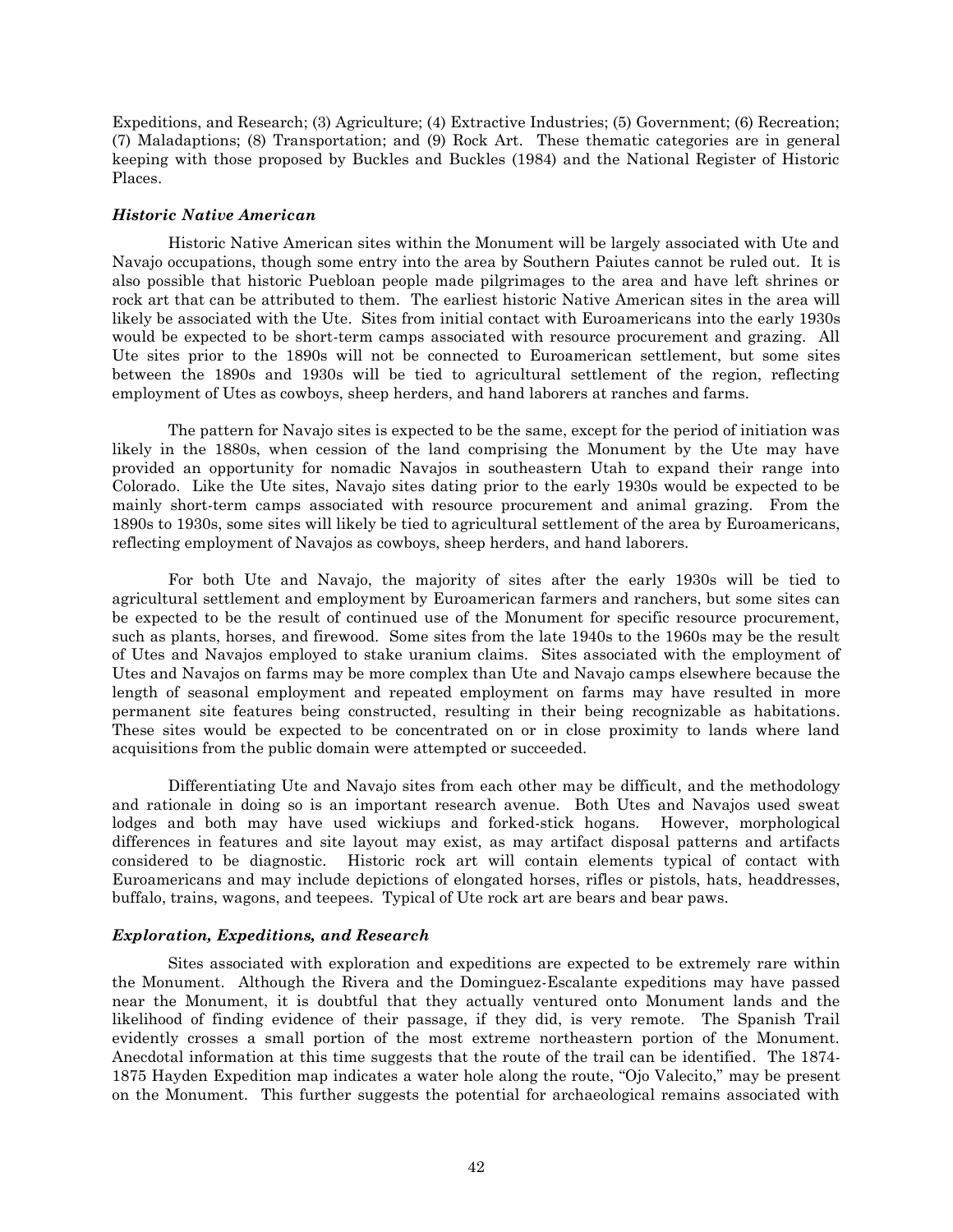Expeditions, and Research; (3) Agriculture; (4) Extractive Industries; (5) Government; (6) Recreation; (7) Maladaptions; (8) Transportation; and (9) Rock Art. These thematic categories are in general keeping with those proposed by Buckles and Buckles (1984) and the National Register of Historic Places.

### *Historic Native American*

Historic Native American sites within the Monument will be largely associated with Ute and Navajo occupations, though some entry into the area by Southern Paiutes cannot be ruled out. It is also possible that historic Puebloan people made pilgrimages to the area and have left shrines or rock art that can be attributed to them. The earliest historic Native American sites in the area will likely be associated with the Ute. Sites from initial contact with Euroamericans into the early 1930s would be expected to be short-term camps associated with resource procurement and grazing. All Ute sites prior to the 1890s will not be connected to Euroamerican settlement, but some sites between the 1890s and 1930s will be tied to agricultural settlement of the region, reflecting employment of Utes as cowboys, sheep herders, and hand laborers at ranches and farms.

The pattern for Navajo sites is expected to be the same, except for the period of initiation was likely in the 1880s, when cession of the land comprising the Monument by the Ute may have provided an opportunity for nomadic Navajos in southeastern Utah to expand their range into Colorado. Like the Ute sites, Navajo sites dating prior to the early 1930s would be expected to be mainly short-term camps associated with resource procurement and animal grazing. From the 1890s to 1930s, some sites will likely be tied to agricultural settlement of the area by Euroamericans, reflecting employment of Navajos as cowboys, sheep herders, and hand laborers.

For both Ute and Navajo, the majority of sites after the early 1930s will be tied to agricultural settlement and employment by Euroamerican farmers and ranchers, but some sites can be expected to be the result of continued use of the Monument for specific resource procurement, such as plants, horses, and firewood. Some sites from the late 1940s to the 1960s may be the result of Utes and Navajos employed to stake uranium claims. Sites associated with the employment of Utes and Navajos on farms may be more complex than Ute and Navajo camps elsewhere because the length of seasonal employment and repeated employment on farms may have resulted in more permanent site features being constructed, resulting in their being recognizable as habitations. These sites would be expected to be concentrated on or in close proximity to lands where land acquisitions from the public domain were attempted or succeeded.

Differentiating Ute and Navajo sites from each other may be difficult, and the methodology and rationale in doing so is an important research avenue. Both Utes and Navajos used sweat lodges and both may have used wickiups and forked-stick hogans. However, morphological differences in features and site layout may exist, as may artifact disposal patterns and artifacts considered to be diagnostic. Historic rock art will contain elements typical of contact with Euroamericans and may include depictions of elongated horses, rifles or pistols, hats, headdresses, buffalo, trains, wagons, and teepees. Typical of Ute rock art are bears and bear paws.

### *Exploration, Expeditions, and Research*

Sites associated with exploration and expeditions are expected to be extremely rare within the Monument. Although the Rivera and the Dominguez-Escalante expeditions may have passed near the Monument, it is doubtful that they actually ventured onto Monument lands and the likelihood of finding evidence of their passage, if they did, is very remote. The Spanish Trail evidently crosses a small portion of the most extreme northeastern portion of the Monument. Anecdotal information at this time suggests that the route of the trail can be identified. The 1874-1875 Hayden Expedition map indicates a water hole along the route, "Ojo Valecito," may be present on the Monument. This further suggests the potential for archaeological remains associated with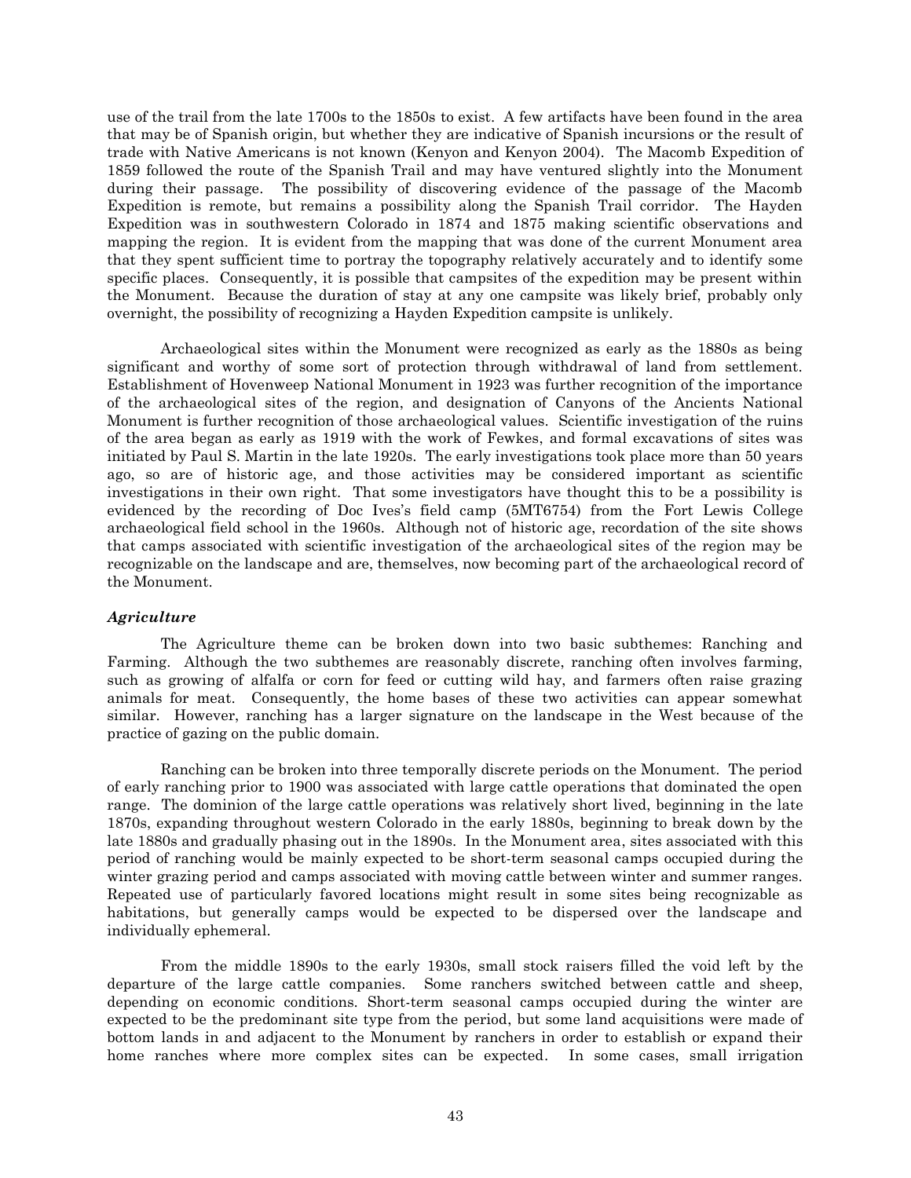use of the trail from the late 1700s to the 1850s to exist. A few artifacts have been found in the area that may be of Spanish origin, but whether they are indicative of Spanish incursions or the result of trade with Native Americans is not known (Kenyon and Kenyon 2004). The Macomb Expedition of 1859 followed the route of the Spanish Trail and may have ventured slightly into the Monument during their passage. The possibility of discovering evidence of the passage of the Macomb Expedition is remote, but remains a possibility along the Spanish Trail corridor. The Hayden Expedition was in southwestern Colorado in 1874 and 1875 making scientific observations and mapping the region. It is evident from the mapping that was done of the current Monument area that they spent sufficient time to portray the topography relatively accurately and to identify some specific places. Consequently, it is possible that campsites of the expedition may be present within the Monument. Because the duration of stay at any one campsite was likely brief, probably only overnight, the possibility of recognizing a Hayden Expedition campsite is unlikely.

Archaeological sites within the Monument were recognized as early as the 1880s as being significant and worthy of some sort of protection through withdrawal of land from settlement. Establishment of Hovenweep National Monument in 1923 was further recognition of the importance of the archaeological sites of the region, and designation of Canyons of the Ancients National Monument is further recognition of those archaeological values. Scientific investigation of the ruins of the area began as early as 1919 with the work of Fewkes, and formal excavations of sites was initiated by Paul S. Martin in the late 1920s. The early investigations took place more than 50 years ago, so are of historic age, and those activities may be considered important as scientific investigations in their own right. That some investigators have thought this to be a possibility is evidenced by the recording of Doc Ives's field camp (5MT6754) from the Fort Lewis College archaeological field school in the 1960s. Although not of historic age, recordation of the site shows that camps associated with scientific investigation of the archaeological sites of the region may be recognizable on the landscape and are, themselves, now becoming part of the archaeological record of the Monument.

### *Agriculture*

The Agriculture theme can be broken down into two basic subthemes: Ranching and Farming. Although the two subthemes are reasonably discrete, ranching often involves farming, such as growing of alfalfa or corn for feed or cutting wild hay, and farmers often raise grazing animals for meat. Consequently, the home bases of these two activities can appear somewhat similar. However, ranching has a larger signature on the landscape in the West because of the practice of gazing on the public domain.

Ranching can be broken into three temporally discrete periods on the Monument. The period of early ranching prior to 1900 was associated with large cattle operations that dominated the open range. The dominion of the large cattle operations was relatively short lived, beginning in the late 1870s, expanding throughout western Colorado in the early 1880s, beginning to break down by the late 1880s and gradually phasing out in the 1890s. In the Monument area, sites associated with this period of ranching would be mainly expected to be short-term seasonal camps occupied during the winter grazing period and camps associated with moving cattle between winter and summer ranges. Repeated use of particularly favored locations might result in some sites being recognizable as habitations, but generally camps would be expected to be dispersed over the landscape and individually ephemeral.

From the middle 1890s to the early 1930s, small stock raisers filled the void left by the departure of the large cattle companies. Some ranchers switched between cattle and sheep, depending on economic conditions. Short-term seasonal camps occupied during the winter are expected to be the predominant site type from the period, but some land acquisitions were made of bottom lands in and adjacent to the Monument by ranchers in order to establish or expand their home ranches where more complex sites can be expected. In some cases, small irrigation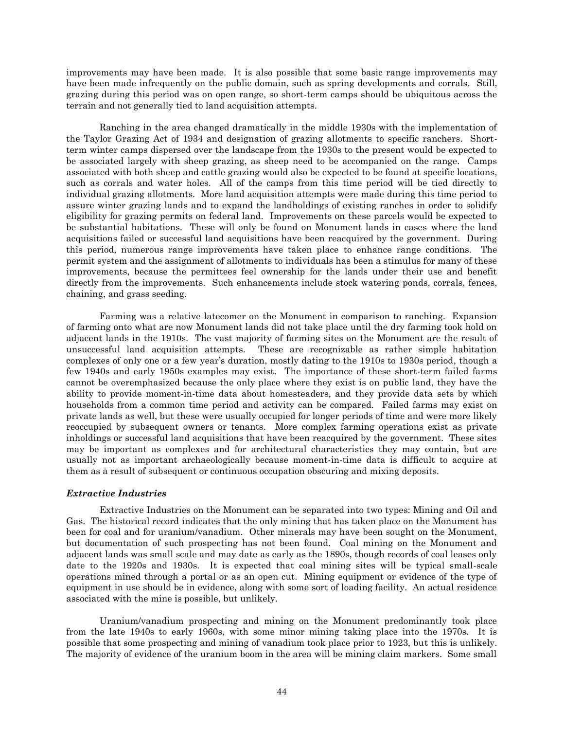improvements may have been made. It is also possible that some basic range improvements may have been made infrequently on the public domain, such as spring developments and corrals. Still, grazing during this period was on open range, so short-term camps should be ubiquitous across the terrain and not generally tied to land acquisition attempts.

Ranching in the area changed dramatically in the middle 1930s with the implementation of the Taylor Grazing Act of 1934 and designation of grazing allotments to specific ranchers. Short-term winter camps dispersed over the landscape from the 1930s to the present would be expected to be associated largely with sheep grazing, as sheep need to be accompanied on the range. Camps associated with both sheep and cattle grazing would also be expected to be found at specific locations, such as corrals and water holes. All of the camps from this time period will be tied directly to individual grazing allotments. More land acquisition attempts were made during this time period to assure winter grazing lands and to expand the landholdings of existing ranches in order to solidify eligibility for grazing permits on federal land. Improvements on these parcels would be expected to be substantial habitations. These will only be found on Monument lands in cases where the land acquisitions failed or successful land acquisitions have been reacquired by the government. During this period, numerous range improvements have taken place to enhance range conditions. The permit system and the assignment of allotments to individuals has been a stimulus for many of these improvements, because the permittees feel ownership for the lands under their use and benefit directly from the improvements. Such enhancements include stock watering ponds, corrals, fences, chaining, and grass seeding.

Farming was a relative latecomer on the Monument in comparison to ranching. Expansion of farming onto what are now Monument lands did not take place until the dry farming took hold on adjacent lands in the 1910s. The vast majority of farming sites on the Monument are the result of unsuccessful land acquisition attempts. These are recognizable as rather simple habitation complexes of only one or a few year's duration, mostly dating to the 1910s to 1930s period, though a few 1940s and early 1950s examples may exist. The importance of these short-term failed farms cannot be overemphasized because the only place where they exist is on public land, they have the ability to provide moment-in-time data about homesteaders, and they provide data sets by which households from a common time period and activity can be compared. Failed farms may exist on private lands as well, but these were usually occupied for longer periods of time and were more likely reoccupied by subsequent owners or tenants. More complex farming operations exist as private inholdings or successful land acquisitions that have been reacquired by the government. These sites may be important as complexes and for architectural characteristics they may contain, but are usually not as important archaeologically because moment-in-time data is difficult to acquire at them as a result of subsequent or continuous occupation obscuring and mixing deposits.

### *Extractive Industries*

Extractive Industries on the Monument can be separated into two types: Mining and Oil and Gas. The historical record indicates that the only mining that has taken place on the Monument has been for coal and for uranium/vanadium. Other minerals may have been sought on the Monument, but documentation of such prospecting has not been found. Coal mining on the Monument and adjacent lands was small scale and may date as early as the 1890s, though records of coal leases only date to the 1920s and 1930s. It is expected that coal mining sites will be typical small-scale operations mined through a portal or as an open cut. Mining equipment or evidence of the type of equipment in use should be in evidence, along with some sort of loading facility. An actual residence associated with the mine is possible, but unlikely.

Uranium/vanadium prospecting and mining on the Monument predominantly took place from the late 1940s to early 1960s, with some minor mining taking place into the 1970s. It is possible that some prospecting and mining of vanadium took place prior to 1923, but this is unlikely. The majority of evidence of the uranium boom in the area will be mining claim markers. Some small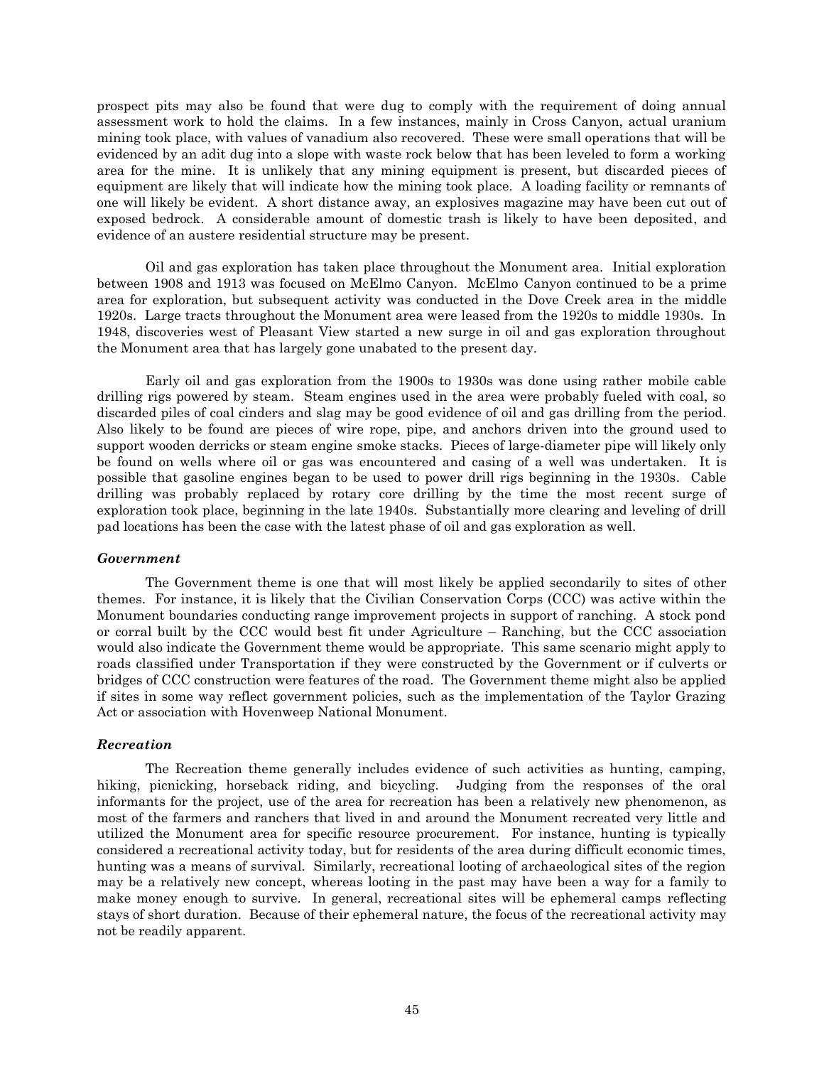prospect pits may also be found that were dug to comply with the requirement of doing annual assessment work to hold the claims. In a few instances, mainly in Cross Canyon, actual uranium mining took place, with values of vanadium also recovered. These were small operations that will be evidenced by an adit dug into a slope with waste rock below that has been leveled to form a working area for the mine. It is unlikely that any mining equipment is present, but discarded pieces of equipment are likely that will indicate how the mining took place. A loading facility or remnants of one will likely be evident. A short distance away, an explosives magazine may have been cut out of exposed bedrock. A considerable amount of domestic trash is likely to have been deposited, and evidence of an austere residential structure may be present.

Oil and gas exploration has taken place throughout the Monument area. Initial exploration between 1908 and 1913 was focused on McElmo Canyon. McElmo Canyon continued to be a prime area for exploration, but subsequent activity was conducted in the Dove Creek area in the middle 1920s. Large tracts throughout the Monument area were leased from the 1920s to middle 1930s. In 1948, discoveries west of Pleasant View started a new surge in oil and gas exploration throughout the Monument area that has largely gone unabated to the present day.

Early oil and gas exploration from the 1900s to 1930s was done using rather mobile cable drilling rigs powered by steam. Steam engines used in the area were probably fueled with coal, so discarded piles of coal cinders and slag may be good evidence of oil and gas drilling from the period. Also likely to be found are pieces of wire rope, pipe, and anchors driven into the ground used to support wooden derricks or steam engine smoke stacks. Pieces of large-diameter pipe will likely only be found on wells where oil or gas was encountered and casing of a well was undertaken. It is possible that gasoline engines began to be used to power drill rigs beginning in the 1930s. Cable drilling was probably replaced by rotary core drilling by the time the most recent surge of exploration took place, beginning in the late 1940s. Substantially more clearing and leveling of drill pad locations has been the case with the latest phase of oil and gas exploration as well.

### *Government*

The Government theme is one that will most likely be applied secondarily to sites of other themes. For instance, it is likely that the Civilian Conservation Corps (CCC) was active within the Monument boundaries conducting range improvement projects in support of ranching. A stock pond or corral built by the CCC would best fit under Agriculture – Ranching, but the CCC association would also indicate the Government theme would be appropriate. This same scenario might apply to roads classified under Transportation if they were constructed by the Government or if culverts or bridges of CCC construction were features of the road. The Government theme might also be applied if sites in some way reflect government policies, such as the implementation of the Taylor Grazing Act or association with Hovenweep National Monument.

### *Recreation*

The Recreation theme generally includes evidence of such activities as hunting, camping, hiking, picnicking, horseback riding, and bicycling. Judging from the responses of the oral informants for the project, use of the area for recreation has been a relatively new phenomenon, as most of the farmers and ranchers that lived in and around the Monument recreated very little and utilized the Monument area for specific resource procurement. For instance, hunting is typically considered a recreational activity today, but for residents of the area during difficult economic times, hunting was a means of survival. Similarly, recreational looting of archaeological sites of the region may be a relatively new concept, whereas looting in the past may have been a way for a family to make money enough to survive. In general, recreational sites will be ephemeral camps reflecting stays of short duration. Because of their ephemeral nature, the focus of the recreational activity may not be readily apparent.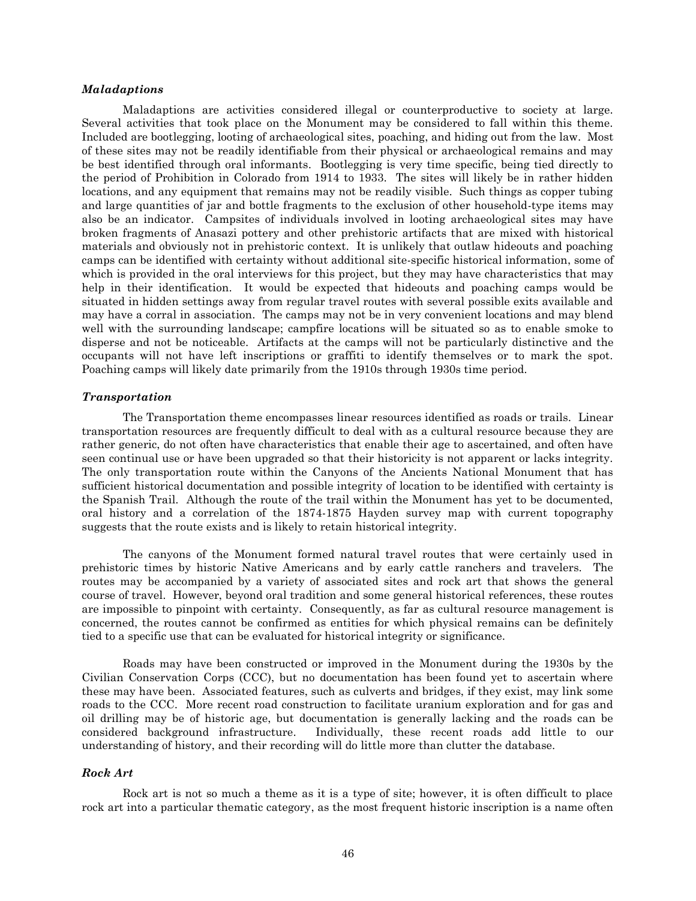### *Maladaptions*

Maladaptions are activities considered illegal or counterproductive to society at large. Several activities that took place on the Monument may be considered to fall within this theme. Included are bootlegging, looting of archaeological sites, poaching, and hiding out from the law. Most of these sites may not be readily identifiable from their physical or archaeological remains and may be best identified through oral informants. Bootlegging is very time specific, being tied directly to the period of Prohibition in Colorado from 1914 to 1933. The sites will likely be in rather hidden locations, and any equipment that remains may not be readily visible. Such things as copper tubing and large quantities of jar and bottle fragments to the exclusion of other household-type items may also be an indicator. Campsites of individuals involved in looting archaeological sites may have broken fragments of Anasazi pottery and other prehistoric artifacts that are mixed with historical materials and obviously not in prehistoric context. It is unlikely that outlaw hideouts and poaching camps can be identified with certainty without additional site-specific historical information, some of which is provided in the oral interviews for this project, but they may have characteristics that may help in their identification. It would be expected that hideouts and poaching camps would be situated in hidden settings away from regular travel routes with several possible exits available and may have a corral in association. The camps may not be in very convenient locations and may blend well with the surrounding landscape; campfire locations will be situated so as to enable smoke to disperse and not be noticeable. Artifacts at the camps will not be particularly distinctive and the occupants will not have left inscriptions or graffiti to identify themselves or to mark the spot. Poaching camps will likely date primarily from the 1910s through 1930s time period.

### *Transportation*

The Transportation theme encompasses linear resources identified as roads or trails. Linear transportation resources are frequently difficult to deal with as a cultural resource because they are rather generic, do not often have characteristics that enable their age to ascertained, and often have seen continual use or have been upgraded so that their historicity is not apparent or lacks integrity. The only transportation route within the Canyons of the Ancients National Monument that has sufficient historical documentation and possible integrity of location to be identified with certainty is the Spanish Trail. Although the route of the trail within the Monument has yet to be documented, oral history and a correlation of the 1874-1875 Hayden survey map with current topography suggests that the route exists and is likely to retain historical integrity.

The canyons of the Monument formed natural travel routes that were certainly used in prehistoric times by historic Native Americans and by early cattle ranchers and travelers. The routes may be accompanied by a variety of associated sites and rock art that shows the general course of travel. However, beyond oral tradition and some general historical references, these routes are impossible to pinpoint with certainty. Consequently, as far as cultural resource management is concerned, the routes cannot be confirmed as entities for which physical remains can be definitely tied to a specific use that can be evaluated for historical integrity or significance.

Roads may have been constructed or improved in the Monument during the 1930s by the Civilian Conservation Corps (CCC), but no documentation has been found yet to ascertain where these may have been. Associated features, such as culverts and bridges, if they exist, may link some roads to the CCC. More recent road construction to facilitate uranium exploration and for gas and oil drilling may be of historic age, but documentation is generally lacking and the roads can be considered background infrastructure. Individually, these recent roads add little to our understanding of history, and their recording will do little more than clutter the database.

### *Rock Art*

Rock art is not so much a theme as it is a type of site; however, it is often difficult to place rock art into a particular thematic category, as the most frequent historic inscription is a name often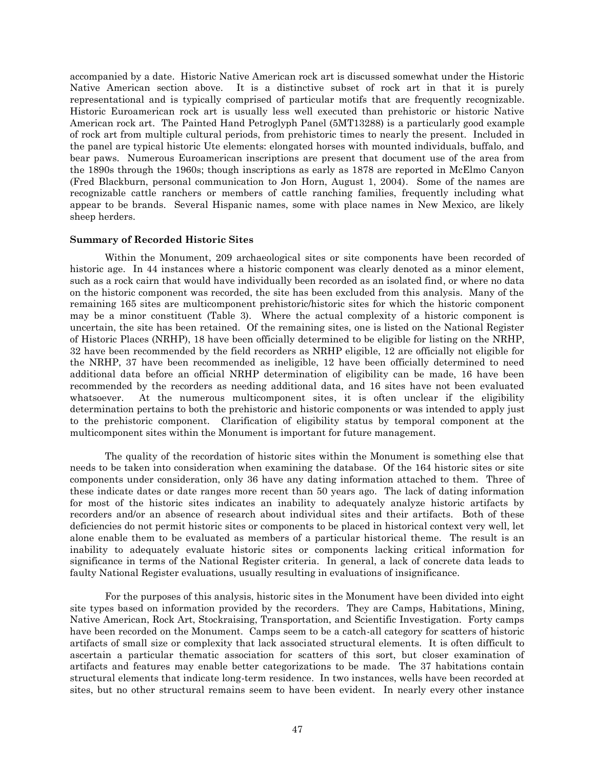accompanied by a date. Historic Native American rock art is discussed somewhat under the Historic Native American section above. It is a distinctive subset of rock art in that it is purely representational and is typically comprised of particular motifs that are frequently recognizable. Historic Euroamerican rock art is usually less well executed than prehistoric or historic Native American rock art. The Painted Hand Petroglyph Panel (5MT13288) is a particularly good example of rock art from multiple cultural periods, from prehistoric times to nearly the present. Included in the panel are typical historic Ute elements: elongated horses with mounted individuals, buffalo, and bear paws. Numerous Euroamerican inscriptions are present that document use of the area from the 1890s through the 1960s; though inscriptions as early as 1878 are reported in McElmo Canyon (Fred Blackburn, personal communication to Jon Horn, August 1, 2004). Some of the names are recognizable cattle ranchers or members of cattle ranching families, frequently including what appear to be brands. Several Hispanic names, some with place names in New Mexico, are likely sheep herders.

**Summary of Recorded Historic Sites**

Within the Monument, 209 archaeological sites or site components have been recorded of historic age. In 44 instances where a historic component was clearly denoted as a minor element, such as a rock cairn that would have individually been recorded as an isolated find, or where no data on the historic component was recorded, the site has been excluded from this analysis. Many of the remaining 165 sites are multicomponent prehistoric/historic sites for which the historic component may be a minor constituent (Table 3). Where the actual complexity of a historic component is uncertain, the site has been retained. Of the remaining sites, one is listed on the National Register of Historic Places (NRHP), 18 have been officially determined to be eligible for listing on the NRHP, 32 have been recommended by the field recorders as NRHP eligible, 12 are officially not eligible for the NRHP, 37 have been recommended as ineligible, 12 have been officially determined to need additional data before an official NRHP determination of eligibility can be made, 16 have been recommended by the recorders as needing additional data, and 16 sites have not been evaluated whatsoever. At the numerous multicomponent sites, it is often unclear if the eligibility determination pertains to both the prehistoric and historic components or was intended to apply just to the prehistoric component. Clarification of eligibility status by temporal component at the multicomponent sites within the Monument is important for future management.

The quality of the recordation of historic sites within the Monument is something else that needs to be taken into consideration when examining the database. Of the 164 historic sites or site components under consideration, only 36 have any dating information attached to them. Three of these indicate dates or date ranges more recent than 50 years ago. The lack of dating information for most of the historic sites indicates an inability to adequately analyze historic artifacts by recorders and/or an absence of research about individual sites and their artifacts. Both of these deficiencies do not permit historic sites or components to be placed in historical context very well, let alone enable them to be evaluated as members of a particular historical theme. The result is an inability to adequately evaluate historic sites or components lacking critical information for significance in terms of the National Register criteria. In general, a lack of concrete data leads to faulty National Register evaluations, usually resulting in evaluations of insignificance.

For the purposes of this analysis, historic sites in the Monument have been divided into eight site types based on information provided by the recorders. They are Camps, Habitations, Mining, Native American, Rock Art, Stockraising, Transportation, and Scientific Investigation. Forty camps have been recorded on the Monument. Camps seem to be a catch-all category for scatters of historic artifacts of small size or complexity that lack associated structural elements. It is often difficult to ascertain a particular thematic association for scatters of this sort, but closer examination of artifacts and features may enable better categorizations to be made. The 37 habitations contain structural elements that indicate long-term residence. In two instances, wells have been recorded at sites, but no other structural remains seem to have been evident. In nearly every other instance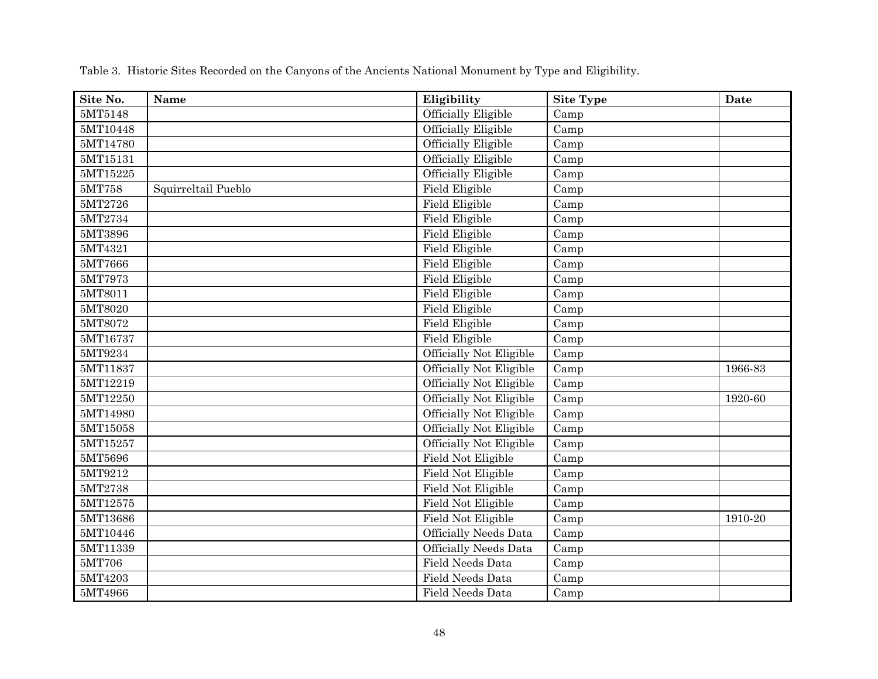Table 3. Historic Sites Recorded on the Canyons of the Ancients National Monument by Type and Eligibility.

| Site No. | Name | Eligibility | Site Type | Date |
|---|---|---|---|---|
| 5MT5148 | | Officially Eligible | Camp | |
| 5MT10448 | | Officially Eligible | Camp | |
| 5MT14780 | | Officially Eligible | Camp | |
| 5MT15131 | | Officially Eligible | Camp | |
| 5MT15225 | | Officially Eligible | Camp | |
| 5MT758 | Squirreltail Pueblo | Field Eligible | Camp | |
| 5MT2726 | | Field Eligible | Camp | |
| 5MT2734 | | Field Eligible | Camp | |
| 5MT3896 | | Field Eligible | Camp | |
| 5MT4321 | | Field Eligible | Camp | |
| 5MT7666 | | Field Eligible | Camp | |
| 5MT7973 | | Field Eligible | Camp | |
| 5MT8011 | | Field Eligible | Camp | |
| 5MT8020 | | Field Eligible | Camp | |
| 5MT8072 | | Field Eligible | Camp | |
| 5MT16737 | | Field Eligible | Camp | |
| 5MT9234 | | Officially Not Eligible | Camp | |
| 5MT11837 | | Officially Not Eligible | Camp | 1966-83 |
| 5MT12219 | | Officially Not Eligible | Camp | |
| 5MT12250 | | Officially Not Eligible | Camp | 1920-60 |
| 5MT14980 | | Officially Not Eligible | Camp | |
| 5MT15058 | | Officially Not Eligible | Camp | |
| 5MT15257 | | Officially Not Eligible | Camp | |
| 5MT5696 | | Field Not Eligible | Camp | |
| 5MT9212 | | Field Not Eligible | Camp | |
| 5MT2738 | | Field Not Eligible | Camp | |
| 5MT12575 | | Field Not Eligible | Camp | |
| 5MT13686 | | Field Not Eligible | Camp | 1910-20 |
| 5MT10446 | | Officially Needs Data | Camp | |
| 5MT11339 | | Officially Needs Data | Camp | |
| 5MT706 | | Field Needs Data | Camp | |
| 5MT4203 | | Field Needs Data | Camp | |
| 5MT4966 | | Field Needs Data | Camp | |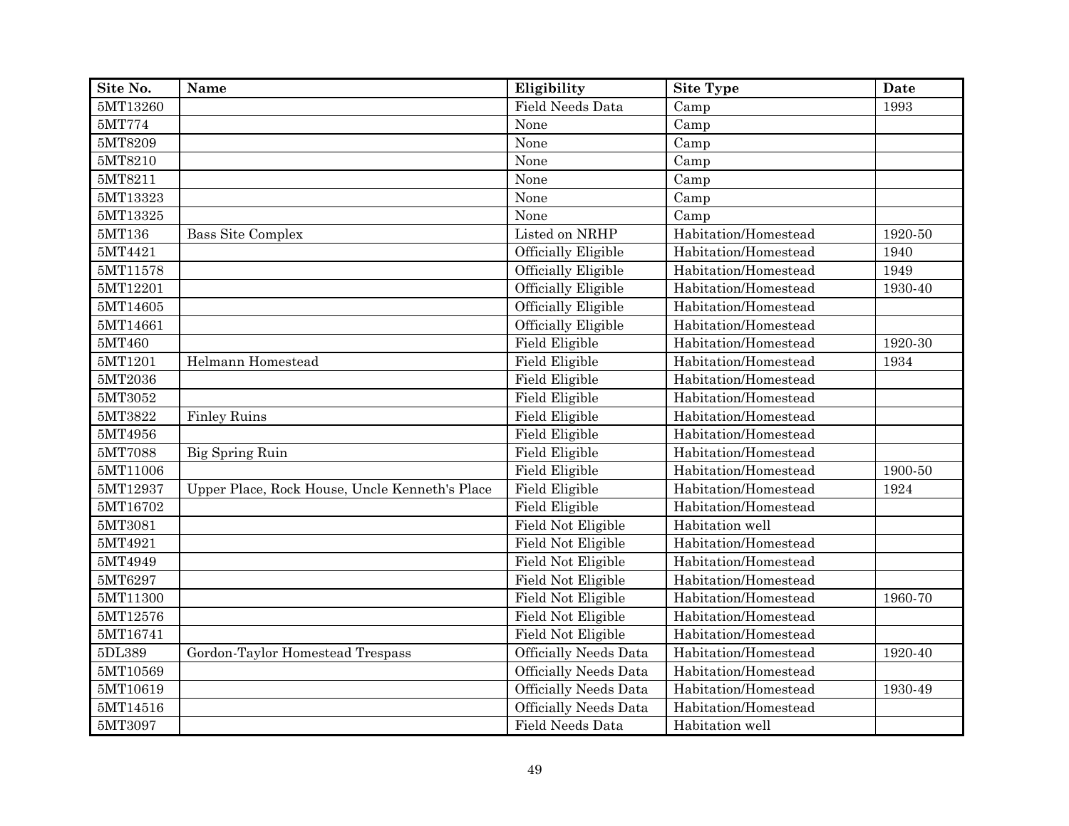| Site No. | Name | Eligibility | Site Type | Date |
|---|---|---|---|---|
| 5MT13260 | | Field Needs Data | Camp | 1993 |
| 5MT774 | | None | Camp | |
| 5MT8209 | | None | Camp | |
| 5MT8210 | | None | Camp | |
| 5MT8211 | | None | Camp | |
| 5MT13323 | | None | Camp | |
| 5MT13325 | | None | Camp | |
| 5MT136 | Bass Site Complex | Listed on NRHP | Habitation/Homestead | 1920-50 |
| 5MT4421 | | Officially Eligible | Habitation/Homestead | 1940 |
| 5MT11578 | | Officially Eligible | Habitation/Homestead | 1949 |
| 5MT12201 | | Officially Eligible | Habitation/Homestead | 1930-40 |
| 5MT14605 | | Officially Eligible | Habitation/Homestead | |
| 5MT14661 | | Officially Eligible | Habitation/Homestead | |
| 5MT460 | | Field Eligible | Habitation/Homestead | 1920-30 |
| 5MT1201 | Helmann Homestead | Field Eligible | Habitation/Homestead | 1934 |
| 5MT2036 | | Field Eligible | Habitation/Homestead | |
| 5MT3052 | | Field Eligible | Habitation/Homestead | |
| 5MT3822 | Finley Ruins | Field Eligible | Habitation/Homestead | |
| 5MT4956 | | Field Eligible | Habitation/Homestead | |
| 5MT7088 | Big Spring Ruin | Field Eligible | Habitation/Homestead | |
| 5MT11006 | | Field Eligible | Habitation/Homestead | 1900-50 |
| 5MT12937 | Upper Place, Rock House, Uncle Kenneth's Place | Field Eligible | Habitation/Homestead | 1924 |
| 5MT16702 | | Field Eligible | Habitation/Homestead | |
| 5MT3081 | | Field Not Eligible | Habitation well | |
| 5MT4921 | | Field Not Eligible | Habitation/Homestead | |
| 5MT4949 | | Field Not Eligible | Habitation/Homestead | |
| 5MT6297 | | Field Not Eligible | Habitation/Homestead | |
| 5MT11300 | | Field Not Eligible | Habitation/Homestead | 1960-70 |
| 5MT12576 | | Field Not Eligible | Habitation/Homestead | |
| 5MT16741 | | Field Not Eligible | Habitation/Homestead | |
| 5DL389 | Gordon-Taylor Homestead Trespass | Officially Needs Data | Habitation/Homestead | 1920-40 |
| 5MT10569 | | Officially Needs Data | Habitation/Homestead | |
| 5MT10619 | | Officially Needs Data | Habitation/Homestead | 1930-49 |
| 5MT14516 | | Officially Needs Data | Habitation/Homestead | |
| 5MT3097 | | Field Needs Data | Habitation well | |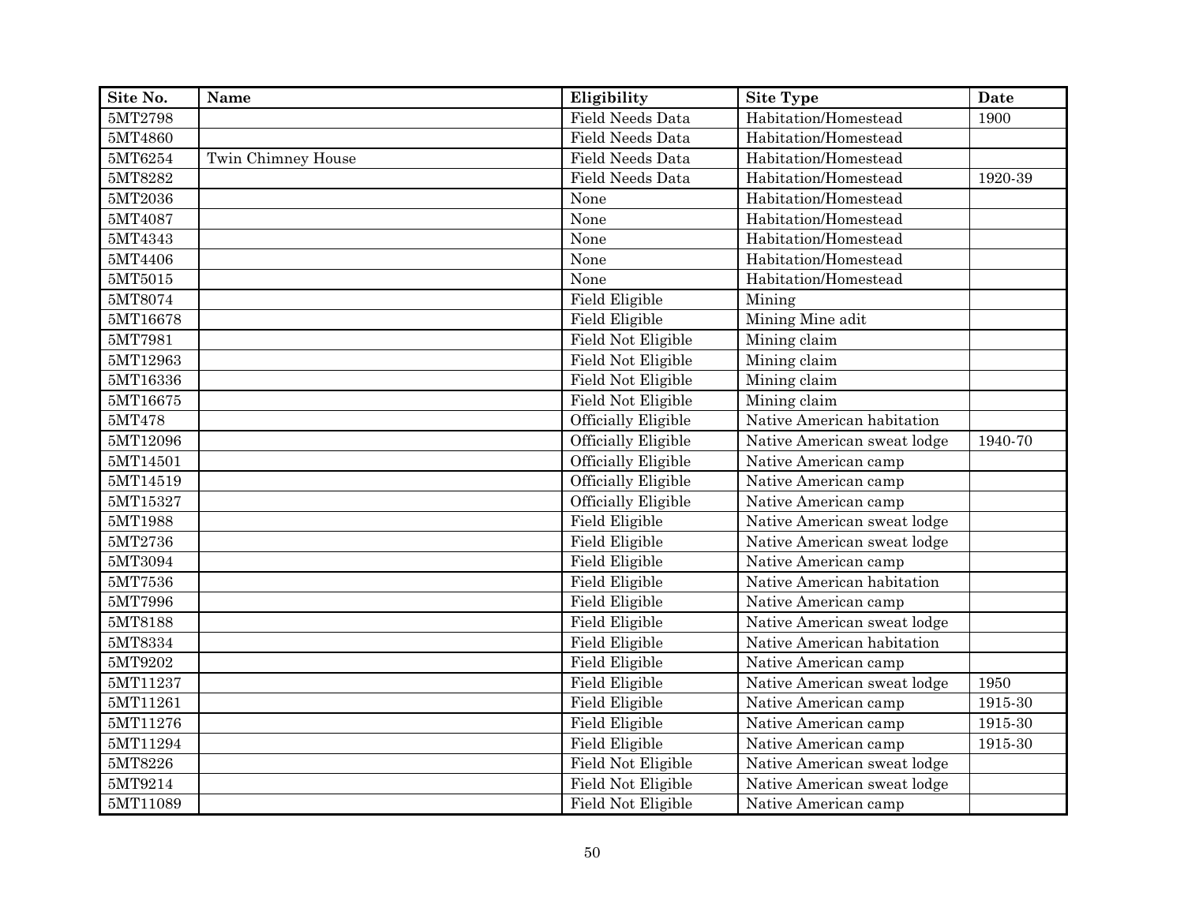| Site No. | Name | Eligibility | Site Type | Date |
|---|---|---|---|---|
| 5MT2798 | | Field Needs Data | Habitation/Homestead | 1900 |
| 5MT4860 | | Field Needs Data | Habitation/Homestead | |
| 5MT6254 | Twin Chimney House | Field Needs Data | Habitation/Homestead | |
| 5MT8282 | | Field Needs Data | Habitation/Homestead | 1920-39 |
| 5MT2036 | | None | Habitation/Homestead | |
| 5MT4087 | | None | Habitation/Homestead | |
| 5MT4343 | | None | Habitation/Homestead | |
| 5MT4406 | | None | Habitation/Homestead | |
| 5MT5015 | | None | Habitation/Homestead | |
| 5MT8074 | | Field Eligible | Mining | |
| 5MT16678 | | Field Eligible | Mining Mine adit | |
| 5MT7981 | | Field Not Eligible | Mining claim | |
| 5MT12963 | | Field Not Eligible | Mining claim | |
| 5MT16336 | | Field Not Eligible | Mining claim | |
| 5MT16675 | | Field Not Eligible | Mining claim | |
| 5MT478 | | Officially Eligible | Native American habitation | |
| 5MT12096 | | Officially Eligible | Native American sweat lodge | 1940-70 |
| 5MT14501 | | Officially Eligible | Native American camp | |
| 5MT14519 | | Officially Eligible | Native American camp | |
| 5MT15327 | | Officially Eligible | Native American camp | |
| 5MT1988 | | Field Eligible | Native American sweat lodge | |
| 5MT2736 | | Field Eligible | Native American sweat lodge | |
| 5MT3094 | | Field Eligible | Native American camp | |
| 5MT7536 | | Field Eligible | Native American habitation | |
| 5MT7996 | | Field Eligible | Native American camp | |
| 5MT8188 | | Field Eligible | Native American sweat lodge | |
| 5MT8334 | | Field Eligible | Native American habitation | |
| 5MT9202 | | Field Eligible | Native American camp | |
| 5MT11237 | | Field Eligible | Native American sweat lodge | 1950 |
| 5MT11261 | | Field Eligible | Native American camp | 1915-30 |
| 5MT11276 | | Field Eligible | Native American camp | 1915-30 |
| 5MT11294 | | Field Eligible | Native American camp | 1915-30 |
| 5MT8226 | | Field Not Eligible | Native American sweat lodge | |
| 5MT9214 | | Field Not Eligible | Native American sweat lodge | |
| 5MT11089 | | Field Not Eligible | Native American camp | |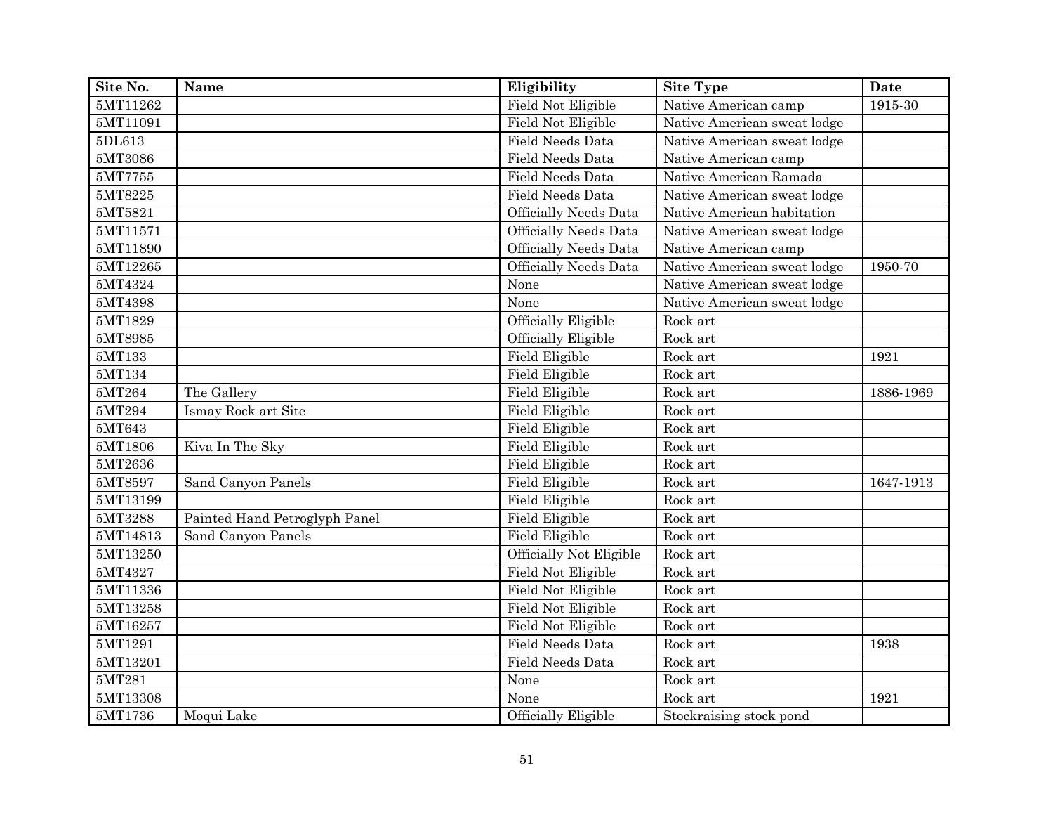| Site No. | Name | Eligibility | Site Type | Date |
|---|---|---|---|---|
| 5MT11262 | | Field Not Eligible | Native American camp | 1915-30 |
| 5MT11091 | | Field Not Eligible | Native American sweat lodge | |
| 5DL613 | | Field Needs Data | Native American sweat lodge | |
| 5MT3086 | | Field Needs Data | Native American camp | |
| 5MT7755 | | Field Needs Data | Native American Ramada | |
| 5MT8225 | | Field Needs Data | Native American sweat lodge | |
| 5MT5821 | | Officially Needs Data | Native American habitation | |
| 5MT11571 | | Officially Needs Data | Native American sweat lodge | |
| 5MT11890 | | Officially Needs Data | Native American camp | |
| 5MT12265 | | Officially Needs Data | Native American sweat lodge | 1950-70 |
| 5MT4324 | | None | Native American sweat lodge | |
| 5MT4398 | | None | Native American sweat lodge | |
| 5MT1829 | | Officially Eligible | Rock art | |
| 5MT8985 | | Officially Eligible | Rock art | |
| 5MT133 | | Field Eligible | Rock art | 1921 |
| 5MT134 | | Field Eligible | Rock art | |
| 5MT264 | The Gallery | Field Eligible | Rock art | 1886-1969 |
| 5MT294 | Ismay Rock art Site | Field Eligible | Rock art | |
| 5MT643 | | Field Eligible | Rock art | |
| 5MT1806 | Kiva In The Sky | Field Eligible | Rock art | |
| 5MT2636 | | Field Eligible | Rock art | |
| 5MT8597 | Sand Canyon Panels | Field Eligible | Rock art | 1647-1913 |
| 5MT13199 | | Field Eligible | Rock art | |
| 5MT3288 | Painted Hand Petroglyph Panel | Field Eligible | Rock art | |
| 5MT14813 | Sand Canyon Panels | Field Eligible | Rock art | |
| 5MT13250 | | Officially Not Eligible | Rock art | |
| 5MT4327 | | Field Not Eligible | Rock art | |
| 5MT11336 | | Field Not Eligible | Rock art | |
| 5MT13258 | | Field Not Eligible | Rock art | |
| 5MT16257 | | Field Not Eligible | Rock art | |
| 5MT1291 | | Field Needs Data | Rock art | 1938 |
| 5MT13201 | | Field Needs Data | Rock art | |
| 5MT281 | | None | Rock art | |
| 5MT13308 | | None | Rock art | 1921 |
| 5MT1736 | Moqui Lake | Officially Eligible | Stockraising stock pond | |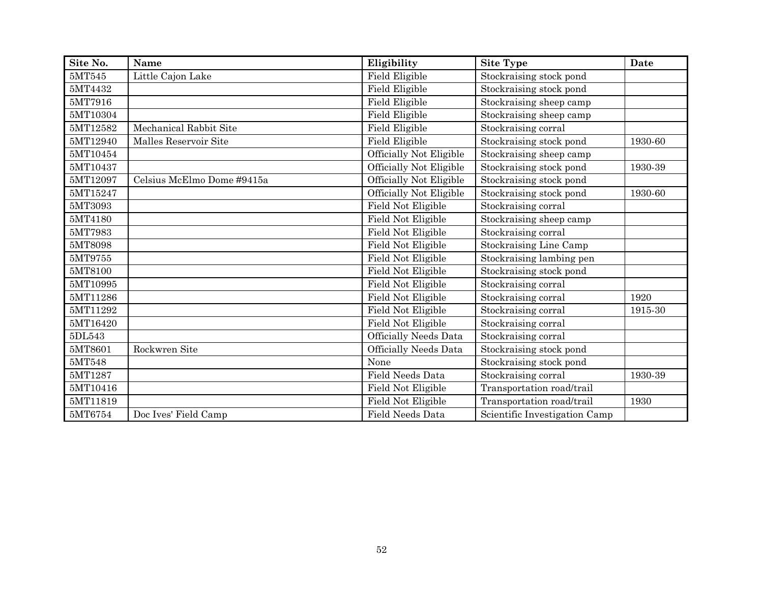| Site No. | Name | Eligibility | Site Type | Date |
|---|---|---|---|---|
| 5MT545 | Little Cajon Lake | Field Eligible | Stockraising stock pond | |
| 5MT4432 | | Field Eligible | Stockraising stock pond | |
| 5MT7916 | | Field Eligible | Stockraising sheep camp | |
| 5MT10304 | | Field Eligible | Stockraising sheep camp | |
| 5MT12582 | Mechanical Rabbit Site | Field Eligible | Stockraising corral | |
| 5MT12940 | Malles Reservoir Site | Field Eligible | Stockraising stock pond | 1930-60 |
| 5MT10454 | | Officially Not Eligible | Stockraising sheep camp | |
| 5MT10437 | | Officially Not Eligible | Stockraising stock pond | 1930-39 |
| 5MT12097 | Celsius McElmo Dome #9415a | Officially Not Eligible | Stockraising stock pond | |
| 5MT15247 | | Officially Not Eligible | Stockraising stock pond | 1930-60 |
| 5MT3093 | | Field Not Eligible | Stockraising corral | |
| 5MT4180 | | Field Not Eligible | Stockraising sheep camp | |
| 5MT7983 | | Field Not Eligible | Stockraising corral | |
| 5MT8098 | | Field Not Eligible | Stockraising Line Camp | |
| 5MT9755 | | Field Not Eligible | Stockraising lambing pen | |
| 5MT8100 | | Field Not Eligible | Stockraising stock pond | |
| 5MT10995 | | Field Not Eligible | Stockraising corral | |
| 5MT11286 | | Field Not Eligible | Stockraising corral | 1920 |
| 5MT11292 | | Field Not Eligible | Stockraising corral | 1915-30 |
| 5MT16420 | | Field Not Eligible | Stockraising corral | |
| 5DL543 | | Officially Needs Data | Stockraising corral | |
| 5MT8601 | Rockwren Site | Officially Needs Data | Stockraising stock pond | |
| 5MT548 | | None | Stockraising stock pond | |
| 5MT1287 | | Field Needs Data | Stockraising corral | 1930-39 |
| 5MT10416 | | Field Not Eligible | Transportation road/trail | |
| 5MT11819 | | Field Not Eligible | Transportation road/trail | 1930 |
| 5MT6754 | Doc Ives' Field Camp | Field Needs Data | Scientific Investigation Camp | |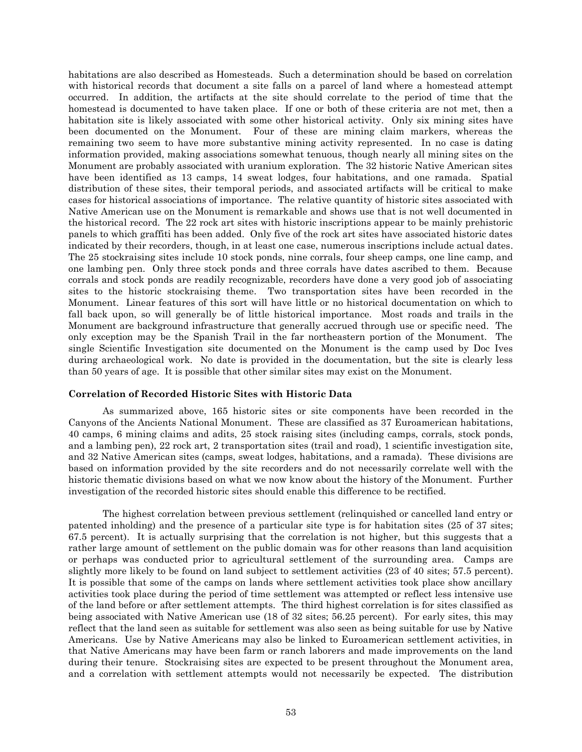habitations are also described as Homesteads. Such a determination should be based on correlation with historical records that document a site falls on a parcel of land where a homestead attempt occurred. In addition, the artifacts at the site should correlate to the period of time that the homestead is documented to have taken place. If one or both of these criteria are not met, then a habitation site is likely associated with some other historical activity. Only six mining sites have been documented on the Monument. Four of these are mining claim markers, whereas the remaining two seem to have more substantive mining activity represented. In no case is dating information provided, making associations somewhat tenuous, though nearly all mining sites on the Monument are probably associated with uranium exploration. The 32 historic Native American sites have been identified as 13 camps, 14 sweat lodges, four habitations, and one ramada. Spatial distribution of these sites, their temporal periods, and associated artifacts will be critical to make cases for historical associations of importance. The relative quantity of historic sites associated with Native American use on the Monument is remarkable and shows use that is not well documented in the historical record. The 22 rock art sites with historic inscriptions appear to be mainly prehistoric panels to which graffiti has been added. Only five of the rock art sites have associated historic dates indicated by their recorders, though, in at least one case, numerous inscriptions include actual dates. The 25 stockraising sites include 10 stock ponds, nine corrals, four sheep camps, one line camp, and one lambing pen. Only three stock ponds and three corrals have dates ascribed to them. Because corrals and stock ponds are readily recognizable, recorders have done a very good job of associating sites to the historic stockraising theme. Two transportation sites have been recorded in the Monument. Linear features of this sort will have little or no historical documentation on which to fall back upon, so will generally be of little historical importance. Most roads and trails in the Monument are background infrastructure that generally accrued through use or specific need. The only exception may be the Spanish Trail in the far northeastern portion of the Monument. The single Scientific Investigation site documented on the Monument is the camp used by Doc Ives during archaeological work. No date is provided in the documentation, but the site is clearly less than 50 years of age. It is possible that other similar sites may exist on the Monument.

### Correlation of Recorded Historic Sites with Historic Data

As summarized above, 165 historic sites or site components have been recorded in the Canyons of the Ancients National Monument. These are classified as 37 Euroamerican habitations, 40 camps, 6 mining claims and adits, 25 stock raising sites (including camps, corrals, stock ponds, and a lambing pen), 22 rock art, 2 transportation sites (trail and road), 1 scientific investigation site, and 32 Native American sites (camps, sweat lodges, habitations, and a ramada). These divisions are based on information provided by the site recorders and do not necessarily correlate well with the historic thematic divisions based on what we now know about the history of the Monument. Further investigation of the recorded historic sites should enable this difference to be rectified.

The highest correlation between previous settlement (relinquished or cancelled land entry or patented inholding) and the presence of a particular site type is for habitation sites (25 of 37 sites; 67.5 percent). It is actually surprising that the correlation is not higher, but this suggests that a rather large amount of settlement on the public domain was for other reasons than land acquisition or perhaps was conducted prior to agricultural settlement of the surrounding area. Camps are slightly more likely to be found on land subject to settlement activities (23 of 40 sites; 57.5 percent). It is possible that some of the camps on lands where settlement activities took place show ancillary activities took place during the period of time settlement was attempted or reflect less intensive use of the land before or after settlement attempts. The third highest correlation is for sites classified as being associated with Native American use (18 of 32 sites; 56.25 percent). For early sites, this may reflect that the land seen as suitable for settlement was also seen as being suitable for use by Native Americans. Use by Native Americans may also be linked to Euroamerican settlement activities, in that Native Americans may have been farm or ranch laborers and made improvements on the land during their tenure. Stockraising sites are expected to be present throughout the Monument area, and a correlation with settlement attempts would not necessarily be expected. The distribution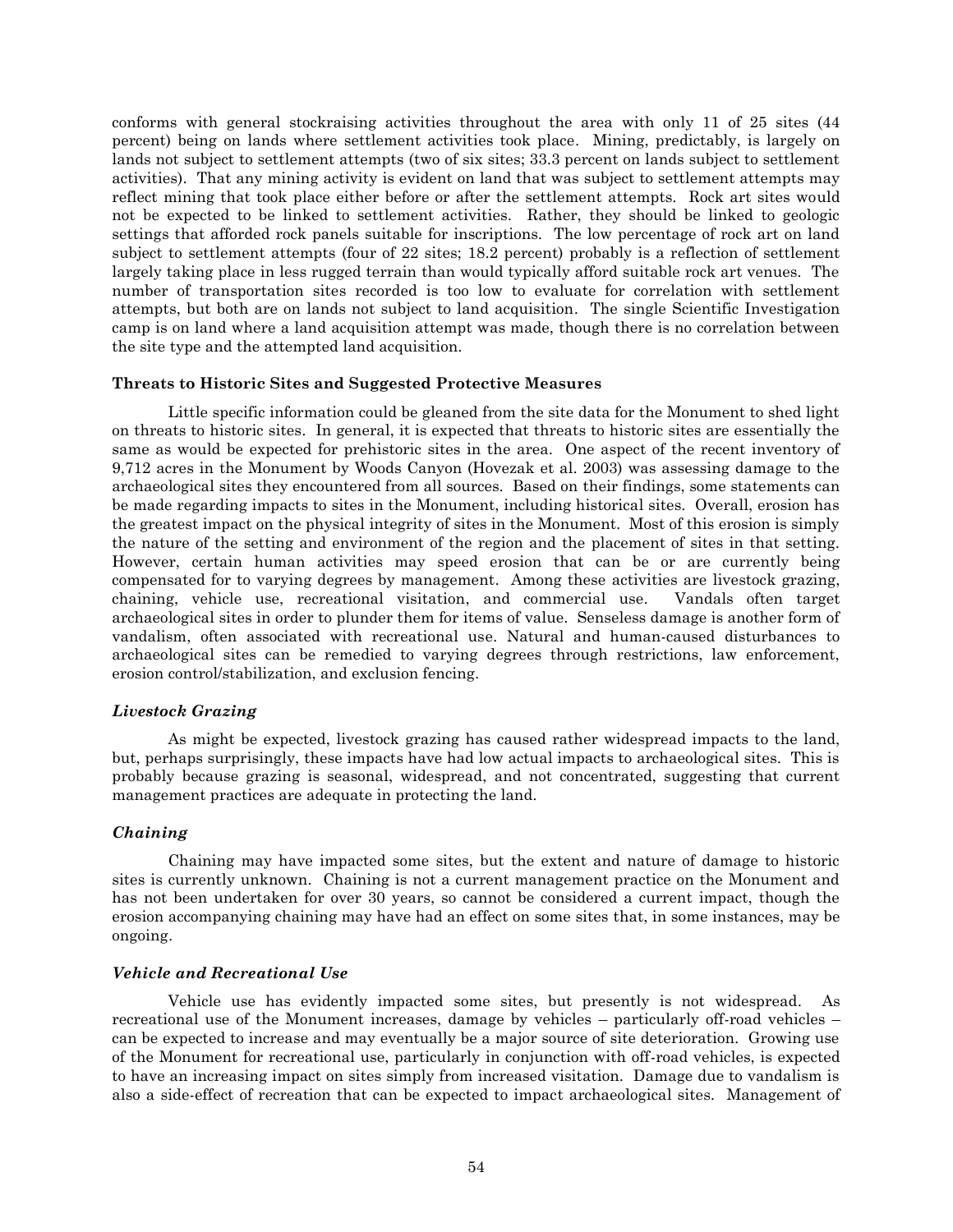conforms with general stockraising activities throughout the area with only 11 of 25 sites (44 percent) being on lands where settlement activities took place. Mining, predictably, is largely on lands not subject to settlement attempts (two of six sites; 33.3 percent on lands subject to settlement activities). That any mining activity is evident on land that was subject to settlement attempts may reflect mining that took place either before or after the settlement attempts. Rock art sites would not be expected to be linked to settlement activities. Rather, they should be linked to geologic settings that afforded rock panels suitable for inscriptions. The low percentage of rock art on land subject to settlement attempts (four of 22 sites; 18.2 percent) probably is a reflection of settlement largely taking place in less rugged terrain than would typically afford suitable rock art venues. The number of transportation sites recorded is too low to evaluate for correlation with settlement attempts, but both are on lands not subject to land acquisition. The single Scientific Investigation camp is on land where a land acquisition attempt was made, though there is no correlation between the site type and the attempted land acquisition.

**Threats to Historic Sites and Suggested Protective Measures**

Little specific information could be gleaned from the site data for the Monument to shed light on threats to historic sites. In general, it is expected that threats to historic sites are essentially the same as would be expected for prehistoric sites in the area. One aspect of the recent inventory of 9,712 acres in the Monument by Woods Canyon (Hovezak et al. 2003) was assessing damage to the archaeological sites they encountered from all sources. Based on their findings, some statements can be made regarding impacts to sites in the Monument, including historical sites. Overall, erosion has the greatest impact on the physical integrity of sites in the Monument. Most of this erosion is simply the nature of the setting and environment of the region and the placement of sites in that setting. However, certain human activities may speed erosion that can be or are currently being compensated for to varying degrees by management. Among these activities are livestock grazing, chaining, vehicle use, recreational visitation, and commercial use. Vandals often target archaeological sites in order to plunder them for items of value. Senseless damage is another form of vandalism, often associated with recreational use. Natural and human-caused disturbances to archaeological sites can be remedied to varying degrees through restrictions, law enforcement, erosion control/stabilization, and exclusion fencing.

***Livestock Grazing***

As might be expected, livestock grazing has caused rather widespread impacts to the land, but, perhaps surprisingly, these impacts have had low actual impacts to archaeological sites. This is probably because grazing is seasonal, widespread, and not concentrated, suggesting that current management practices are adequate in protecting the land.

***Chaining***

Chaining may have impacted some sites, but the extent and nature of damage to historic sites is currently unknown. Chaining is not a current management practice on the Monument and has not been undertaken for over 30 years, so cannot be considered a current impact, though the erosion accompanying chaining may have had an effect on some sites that, in some instances, may be ongoing.

***Vehicle and Recreational Use***

Vehicle use has evidently impacted some sites, but presently is not widespread. As recreational use of the Monument increases, damage by vehicles – particularly off-road vehicles – can be expected to increase and may eventually be a major source of site deterioration. Growing use of the Monument for recreational use, particularly in conjunction with off-road vehicles, is expected to have an increasing impact on sites simply from increased visitation. Damage due to vandalism is also a side-effect of recreation that can be expected to impact archaeological sites. Management of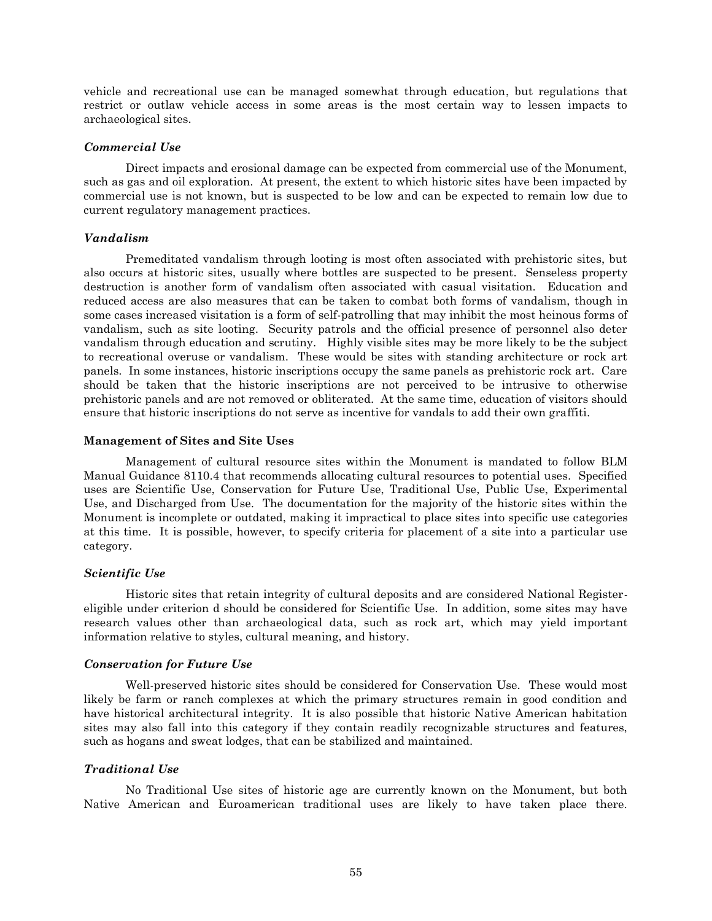vehicle and recreational use can be managed somewhat through education, but regulations that restrict or outlaw vehicle access in some areas is the most certain way to lessen impacts to archaeological sites.

#### *Commercial Use*

Direct impacts and erosional damage can be expected from commercial use of the Monument, such as gas and oil exploration. At present, the extent to which historic sites have been impacted by commercial use is not known, but is suspected to be low and can be expected to remain low due to current regulatory management practices.

#### *Vandalism*

Premeditated vandalism through looting is most often associated with prehistoric sites, but also occurs at historic sites, usually where bottles are suspected to be present. Senseless property destruction is another form of vandalism often associated with casual visitation. Education and reduced access are also measures that can be taken to combat both forms of vandalism, though in some cases increased visitation is a form of self-patrolling that may inhibit the most heinous forms of vandalism, such as site looting. Security patrols and the official presence of personnel also deter vandalism through education and scrutiny. Highly visible sites may be more likely to be the subject to recreational overuse or vandalism. These would be sites with standing architecture or rock art panels. In some instances, historic inscriptions occupy the same panels as prehistoric rock art. Care should be taken that the historic inscriptions are not perceived to be intrusive to otherwise prehistoric panels and are not removed or obliterated. At the same time, education of visitors should ensure that historic inscriptions do not serve as incentive for vandals to add their own graffiti.

### **Management of Sites and Site Uses**

Management of cultural resource sites within the Monument is mandated to follow BLM Manual Guidance 8110.4 that recommends allocating cultural resources to potential uses. Specified uses are Scientific Use, Conservation for Future Use, Traditional Use, Public Use, Experimental Use, and Discharged from Use. The documentation for the majority of the historic sites within the Monument is incomplete or outdated, making it impractical to place sites into specific use categories at this time. It is possible, however, to specify criteria for placement of a site into a particular use category.

#### *Scientific Use*

Historic sites that retain integrity of cultural deposits and are considered National Register-eligible under criterion d should be considered for Scientific Use. In addition, some sites may have research values other than archaeological data, such as rock art, which may yield important information relative to styles, cultural meaning, and history.

#### *Conservation for Future Use*

Well-preserved historic sites should be considered for Conservation Use. These would most likely be farm or ranch complexes at which the primary structures remain in good condition and have historical architectural integrity. It is also possible that historic Native American habitation sites may also fall into this category if they contain readily recognizable structures and features, such as hogans and sweat lodges, that can be stabilized and maintained.

#### *Traditional Use*

No Traditional Use sites of historic age are currently known on the Monument, but both Native American and Euroamerican traditional uses are likely to have taken place there.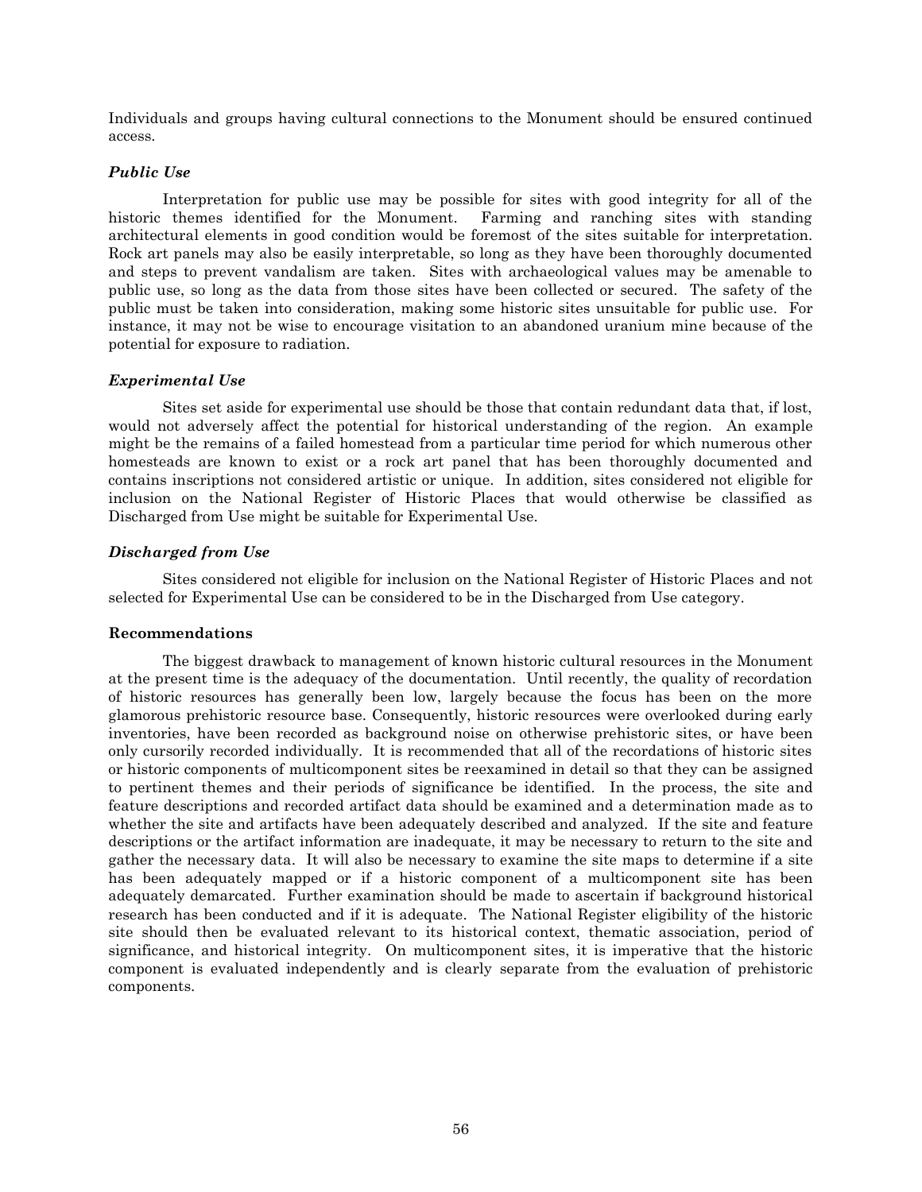Individuals and groups having cultural connections to the Monument should be ensured continued access.

### *Public Use*

Interpretation for public use may be possible for sites with good integrity for all of the historic themes identified for the Monument. Farming and ranching sites with standing architectural elements in good condition would be foremost of the sites suitable for interpretation. Rock art panels may also be easily interpretable, so long as they have been thoroughly documented and steps to prevent vandalism are taken. Sites with archaeological values may be amenable to public use, so long as the data from those sites have been collected or secured. The safety of the public must be taken into consideration, making some historic sites unsuitable for public use. For instance, it may not be wise to encourage visitation to an abandoned uranium mine because of the potential for exposure to radiation.

### *Experimental Use*

Sites set aside for experimental use should be those that contain redundant data that, if lost, would not adversely affect the potential for historical understanding of the region. An example might be the remains of a failed homestead from a particular time period for which numerous other homesteads are known to exist or a rock art panel that has been thoroughly documented and contains inscriptions not considered artistic or unique. In addition, sites considered not eligible for inclusion on the National Register of Historic Places that would otherwise be classified as Discharged from Use might be suitable for Experimental Use.

### *Discharged from Use*

Sites considered not eligible for inclusion on the National Register of Historic Places and not selected for Experimental Use can be considered to be in the Discharged from Use category.

### **Recommendations**

The biggest drawback to management of known historic cultural resources in the Monument at the present time is the adequacy of the documentation. Until recently, the quality of recordation of historic resources has generally been low, largely because the focus has been on the more glamorous prehistoric resource base. Consequently, historic resources were overlooked during early inventories, have been recorded as background noise on otherwise prehistoric sites, or have been only cursorily recorded individually. It is recommended that all of the recordations of historic sites or historic components of multicomponent sites be reexamined in detail so that they can be assigned to pertinent themes and their periods of significance be identified. In the process, the site and feature descriptions and recorded artifact data should be examined and a determination made as to whether the site and artifacts have been adequately described and analyzed. If the site and feature descriptions or the artifact information are inadequate, it may be necessary to return to the site and gather the necessary data. It will also be necessary to examine the site maps to determine if a site has been adequately mapped or if a historic component of a multicomponent site has been adequately demarcated. Further examination should be made to ascertain if background historical research has been conducted and if it is adequate. The National Register eligibility of the historic site should then be evaluated relevant to its historical context, thematic association, period of significance, and historical integrity. On multicomponent sites, it is imperative that the historic component is evaluated independently and is clearly separate from the evaluation of prehistoric components.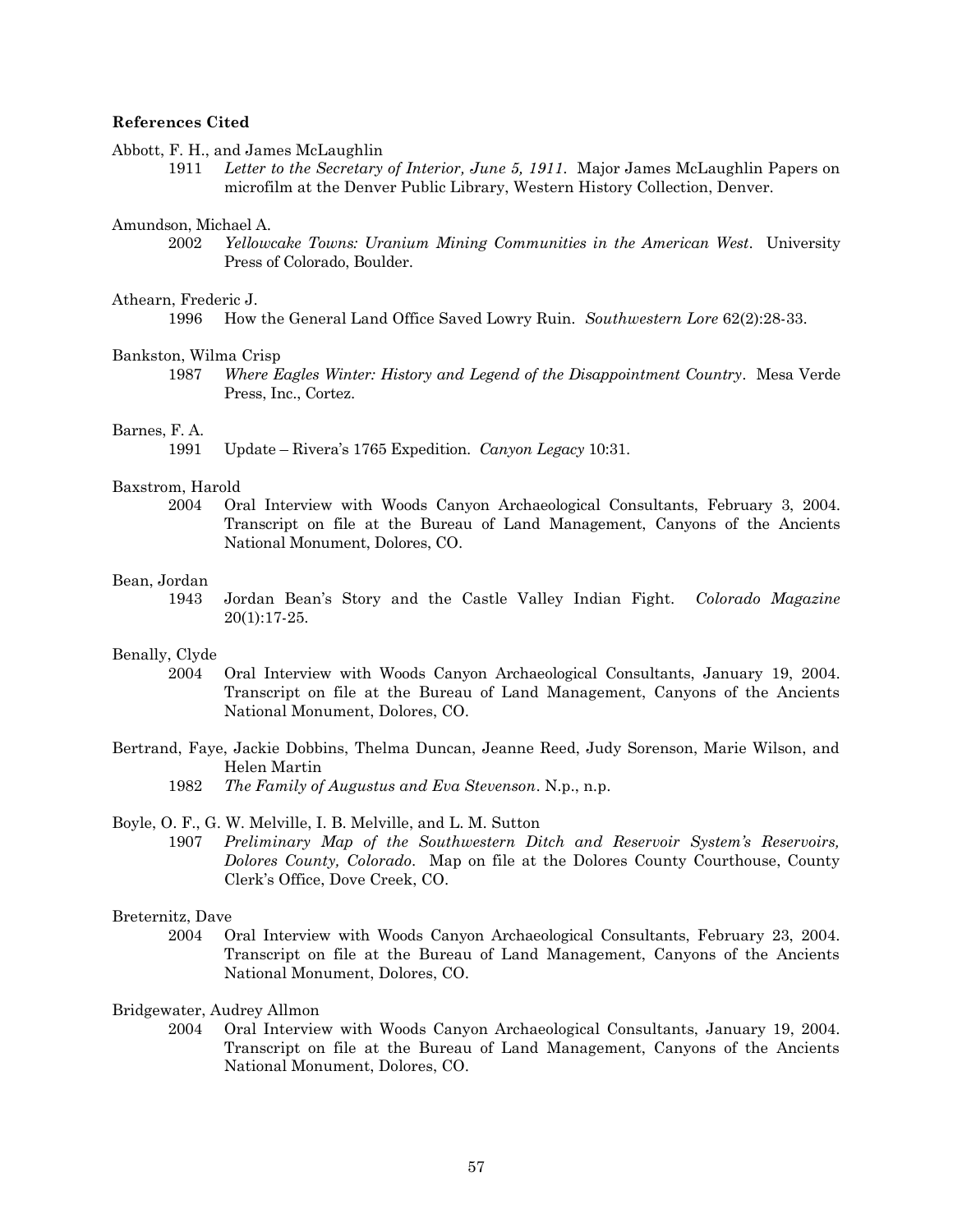**References Cited**

Abbott, F. H., and James McLaughlin

1911 *Letter to the Secretary of Interior, June 5, 1911*. Major James McLaughlin Papers on microfilm at the Denver Public Library, Western History Collection, Denver.

Amundson, Michael A.

2002 *Yellowcake Towns: Uranium Mining Communities in the American West*. University Press of Colorado, Boulder.

Athearn, Frederic J.

1996 How the General Land Office Saved Lowry Ruin. *Southwestern Lore* 62(2):28-33.

Bankston, Wilma Crisp

1987 *Where Eagles Winter: History and Legend of the Disappointment Country*. Mesa Verde Press, Inc., Cortez.

Barnes, F. A.

1991 Update – Rivera's 1765 Expedition. *Canyon Legacy* 10:31.

Baxstrom, Harold

2004 Oral Interview with Woods Canyon Archaeological Consultants, February 3, 2004. Transcript on file at the Bureau of Land Management, Canyons of the Ancients National Monument, Dolores, CO.

Bean, Jordan

1943 Jordan Bean's Story and the Castle Valley Indian Fight. *Colorado Magazine* 20(1):17-25.

Benally, Clyde

2004 Oral Interview with Woods Canyon Archaeological Consultants, January 19, 2004. Transcript on file at the Bureau of Land Management, Canyons of the Ancients National Monument, Dolores, CO.

Bertrand, Faye, Jackie Dobbins, Thelma Duncan, Jeanne Reed, Judy Sorenson, Marie Wilson, and Helen Martin

1982 *The Family of Augustus and Eva Stevenson*. N.p., n.p.

Boyle, O. F., G. W. Melville, I. B. Melville, and L. M. Sutton

1907 *Preliminary Map of the Southwestern Ditch and Reservoir System's Reservoirs, Dolores County, Colorado*. Map on file at the Dolores County Courthouse, County Clerk's Office, Dove Creek, CO.

Breternitz, Dave

2004 Oral Interview with Woods Canyon Archaeological Consultants, February 23, 2004. Transcript on file at the Bureau of Land Management, Canyons of the Ancients National Monument, Dolores, CO.

Bridgewater, Audrey Allmon

2004 Oral Interview with Woods Canyon Archaeological Consultants, January 19, 2004. Transcript on file at the Bureau of Land Management, Canyons of the Ancients National Monument, Dolores, CO.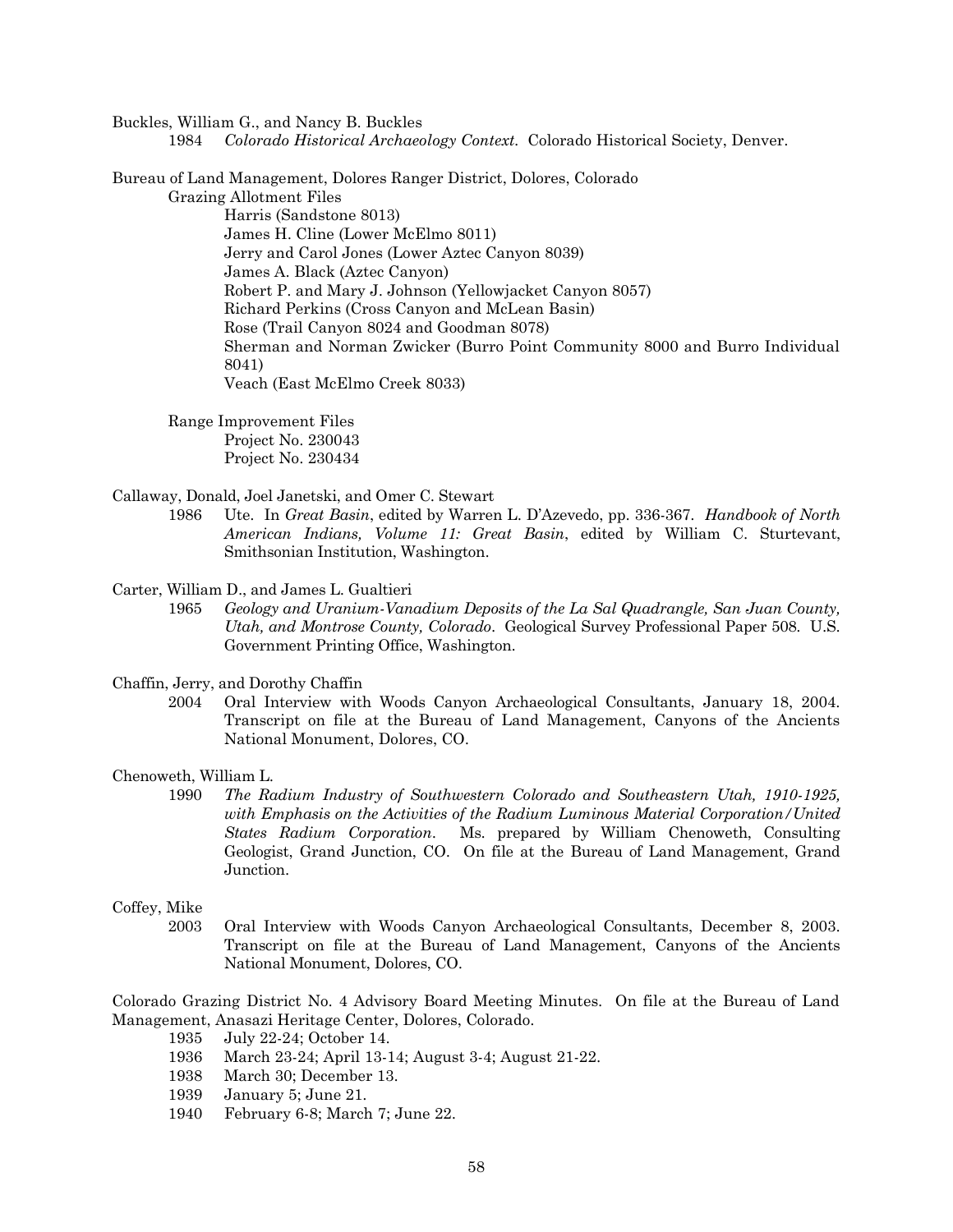Buckles, William G., and Nancy B. Buckles

1984 *Colorado Historical Archaeology Context.* Colorado Historical Society, Denver.

Bureau of Land Management, Dolores Ranger District, Dolores, Colorado

Grazing Allotment Files

- Harris (Sandstone 8013)
- James H. Cline (Lower McElmo 8011)
- Jerry and Carol Jones (Lower Aztec Canyon 8039)
- James A. Black (Aztec Canyon)
- Robert P. and Mary J. Johnson (Yellowjacket Canyon 8057)
- Richard Perkins (Cross Canyon and McLean Basin)
- Rose (Trail Canyon 8024 and Goodman 8078)
- Sherman and Norman Zwicker (Burro Point Community 8000 and Burro Individual 8041)
- Veach (East McElmo Creek 8033)

Range Improvement Files

- Project No. 230043
- Project No. 230434

Callaway, Donald, Joel Janetski, and Omer C. Stewart

1986 Ute. In *Great Basin*, edited by Warren L. D'Azevedo, pp. 336-367. *Handbook of North American Indians, Volume 11: Great Basin*, edited by William C. Sturtevant, Smithsonian Institution, Washington.

Carter, William D., and James L. Gualtieri

1965 *Geology and Uranium-Vanadium Deposits of the La Sal Quadrangle, San Juan County, Utah, and Montrose County, Colorado*. Geological Survey Professional Paper 508. U.S. Government Printing Office, Washington.

Chaffin, Jerry, and Dorothy Chaffin

2004 Oral Interview with Woods Canyon Archaeological Consultants, January 18, 2004. Transcript on file at the Bureau of Land Management, Canyons of the Ancients National Monument, Dolores, CO.

Chenoweth, William L.

1990 *The Radium Industry of Southwestern Colorado and Southeastern Utah, 1910-1925, with Emphasis on the Activities of the Radium Luminous Material Corporation/United States Radium Corporation*. Ms. prepared by William Chenoweth, Consulting Geologist, Grand Junction, CO. On file at the Bureau of Land Management, Grand Junction.

Coffey, Mike

2003 Oral Interview with Woods Canyon Archaeological Consultants, December 8, 2003. Transcript on file at the Bureau of Land Management, Canyons of the Ancients National Monument, Dolores, CO.

Colorado Grazing District No. 4 Advisory Board Meeting Minutes. On file at the Bureau of Land Management, Anasazi Heritage Center, Dolores, Colorado.

1935 July 22-24; October 14.
1936 March 23-24; April 13-14; August 3-4; August 21-22.
1938 March 30; December 13.
1939 January 5; June 21.
1940 February 6-8; March 7; June 22.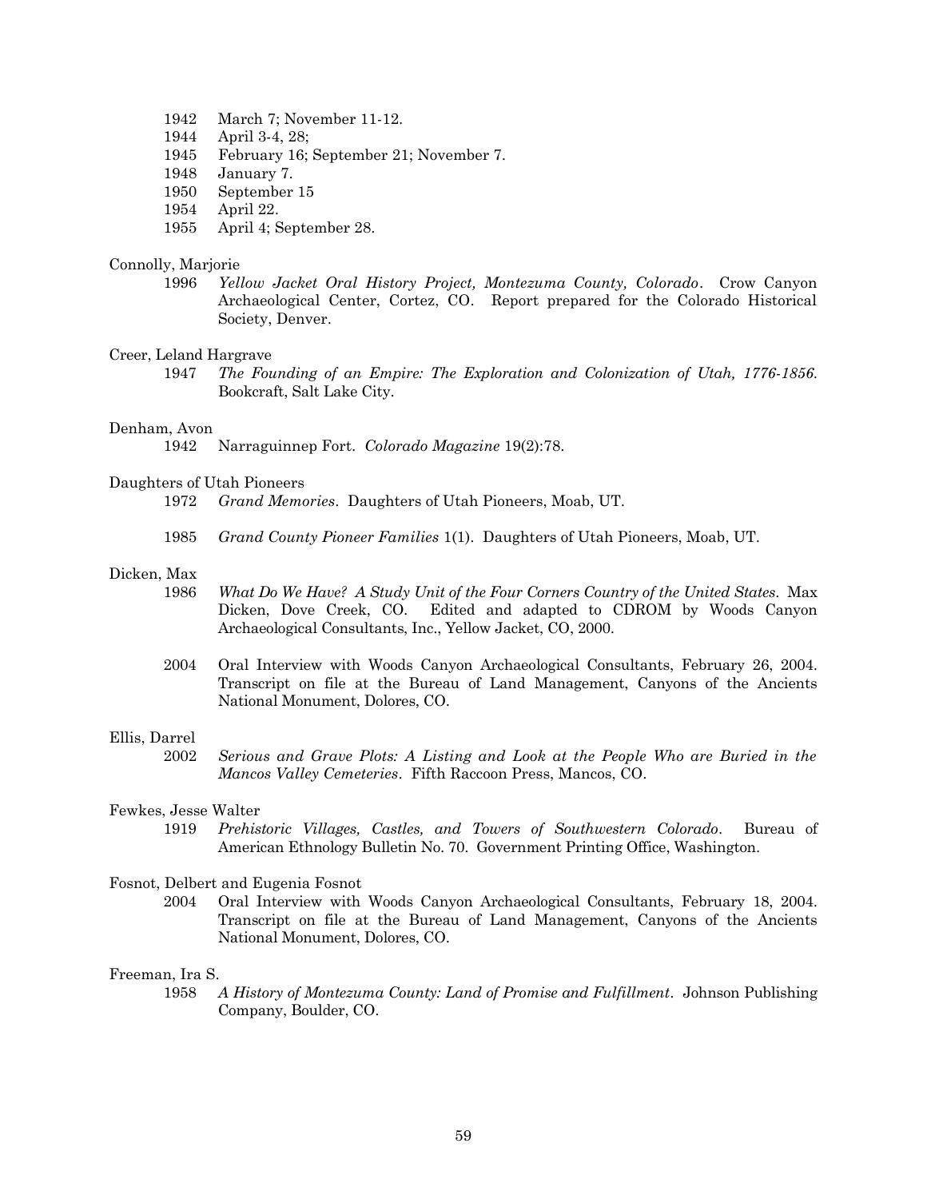1942 March 7; November 11-12.
1944 April 3-4, 28;
1945 February 16; September 21; November 7.
1948 January 7.
1950 September 15
1954 April 22.
1955 April 4; September 28.

Connolly, Marjorie
1996 *Yellow Jacket Oral History Project, Montezuma County, Colorado*. Crow Canyon Archaeological Center, Cortez, CO. Report prepared for the Colorado Historical Society, Denver.

Creer, Leland Hargrave
1947 *The Founding of an Empire: The Exploration and Colonization of Utah, 1776-1856.* Bookcraft, Salt Lake City.

Denham, Avon
1942 Narraguinnep Fort. *Colorado Magazine* 19(2):78.

Daughters of Utah Pioneers
1972 *Grand Memories*. Daughters of Utah Pioneers, Moab, UT.

1985 *Grand County Pioneer Families* 1(1). Daughters of Utah Pioneers, Moab, UT.

Dicken, Max
1986 *What Do We Have? A Study Unit of the Four Corners Country of the United States*. Max Dicken, Dove Creek, CO. Edited and adapted to CDROM by Woods Canyon Archaeological Consultants, Inc., Yellow Jacket, CO, 2000.

2004 Oral Interview with Woods Canyon Archaeological Consultants, February 26, 2004. Transcript on file at the Bureau of Land Management, Canyons of the Ancients National Monument, Dolores, CO.

Ellis, Darrel
2002 *Serious and Grave Plots: A Listing and Look at the People Who are Buried in the Mancos Valley Cemeteries*. Fifth Raccoon Press, Mancos, CO.

Fewkes, Jesse Walter
1919 *Prehistoric Villages, Castles, and Towers of Southwestern Colorado*. Bureau of American Ethnology Bulletin No. 70. Government Printing Office, Washington.

Fosnot, Delbert and Eugenia Fosnot
2004 Oral Interview with Woods Canyon Archaeological Consultants, February 18, 2004. Transcript on file at the Bureau of Land Management, Canyons of the Ancients National Monument, Dolores, CO.

Freeman, Ira S.
1958 *A History of Montezuma County: Land of Promise and Fulfillment*. Johnson Publishing Company, Boulder, CO.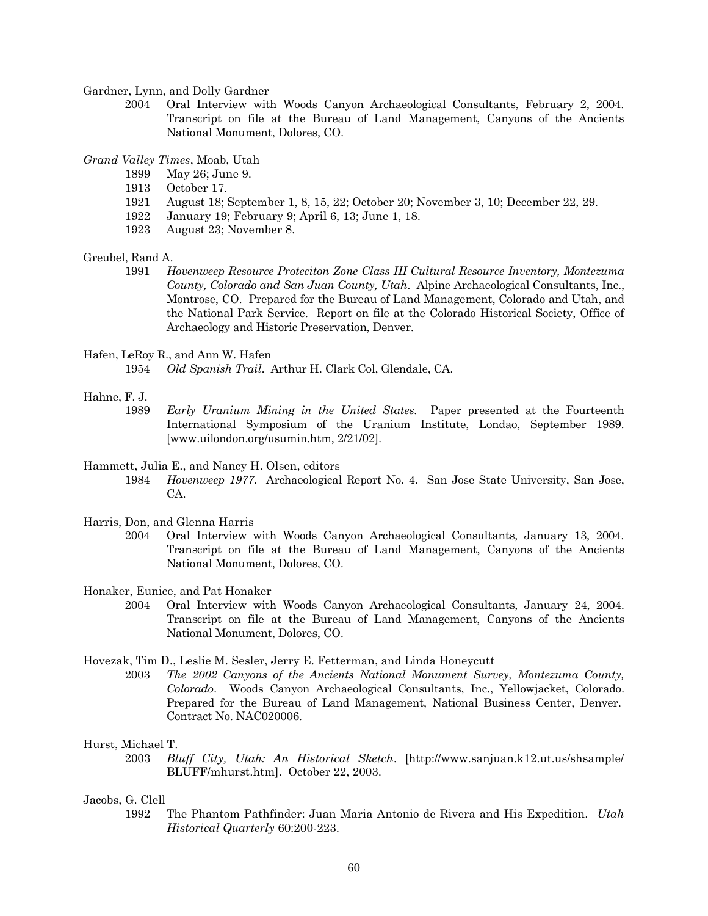Gardner, Lynn, and Dolly Gardner

2004 Oral Interview with Woods Canyon Archaeological Consultants, February 2, 2004. Transcript on file at the Bureau of Land Management, Canyons of the Ancients National Monument, Dolores, CO.

*Grand Valley Times*, Moab, Utah

1899 May 26; June 9.

1913 October 17.

1921 August 18; September 1, 8, 15, 22; October 20; November 3, 10; December 22, 29.

1922 January 19; February 9; April 6, 13; June 1, 18.

1923 August 23; November 8.

Greubel, Rand A.

1991 *Hovenweep Resource Proteciton Zone Class III Cultural Resource Inventory, Montezuma County, Colorado and San Juan County, Utah*. Alpine Archaeological Consultants, Inc., Montrose, CO. Prepared for the Bureau of Land Management, Colorado and Utah, and the National Park Service. Report on file at the Colorado Historical Society, Office of Archaeology and Historic Preservation, Denver.

Hafen, LeRoy R., and Ann W. Hafen

1954 *Old Spanish Trail*. Arthur H. Clark Col, Glendale, CA.

Hahne, F. J.

1989 *Early Uranium Mining in the United States.* Paper presented at the Fourteenth International Symposium of the Uranium Institute, Londao, September 1989. [www.uilondon.org/usumin.htm, 2/21/02].

Hammett, Julia E., and Nancy H. Olsen, editors

1984 *Hovenweep 1977.* Archaeological Report No. 4. San Jose State University, San Jose, CA.

Harris, Don, and Glenna Harris

2004 Oral Interview with Woods Canyon Archaeological Consultants, January 13, 2004. Transcript on file at the Bureau of Land Management, Canyons of the Ancients National Monument, Dolores, CO.

Honaker, Eunice, and Pat Honaker

2004 Oral Interview with Woods Canyon Archaeological Consultants, January 24, 2004. Transcript on file at the Bureau of Land Management, Canyons of the Ancients National Monument, Dolores, CO.

Hovezak, Tim D., Leslie M. Sesler, Jerry E. Fetterman, and Linda Honeycutt

2003 *The 2002 Canyons of the Ancients National Monument Survey, Montezuma County, Colorado*. Woods Canyon Archaeological Consultants, Inc., Yellowjacket, Colorado. Prepared for the Bureau of Land Management, National Business Center, Denver. Contract No. NAC020006.

Hurst, Michael T.

2003 *Bluff City, Utah: An Historical Sketch*. [http://www.sanjuan.k12.ut.us/shsample/BLUFF/mhurst.htm]. October 22, 2003.

Jacobs, G. Clell

1992 The Phantom Pathfinder: Juan Maria Antonio de Rivera and His Expedition. *Utah Historical Quarterly* 60:200-223.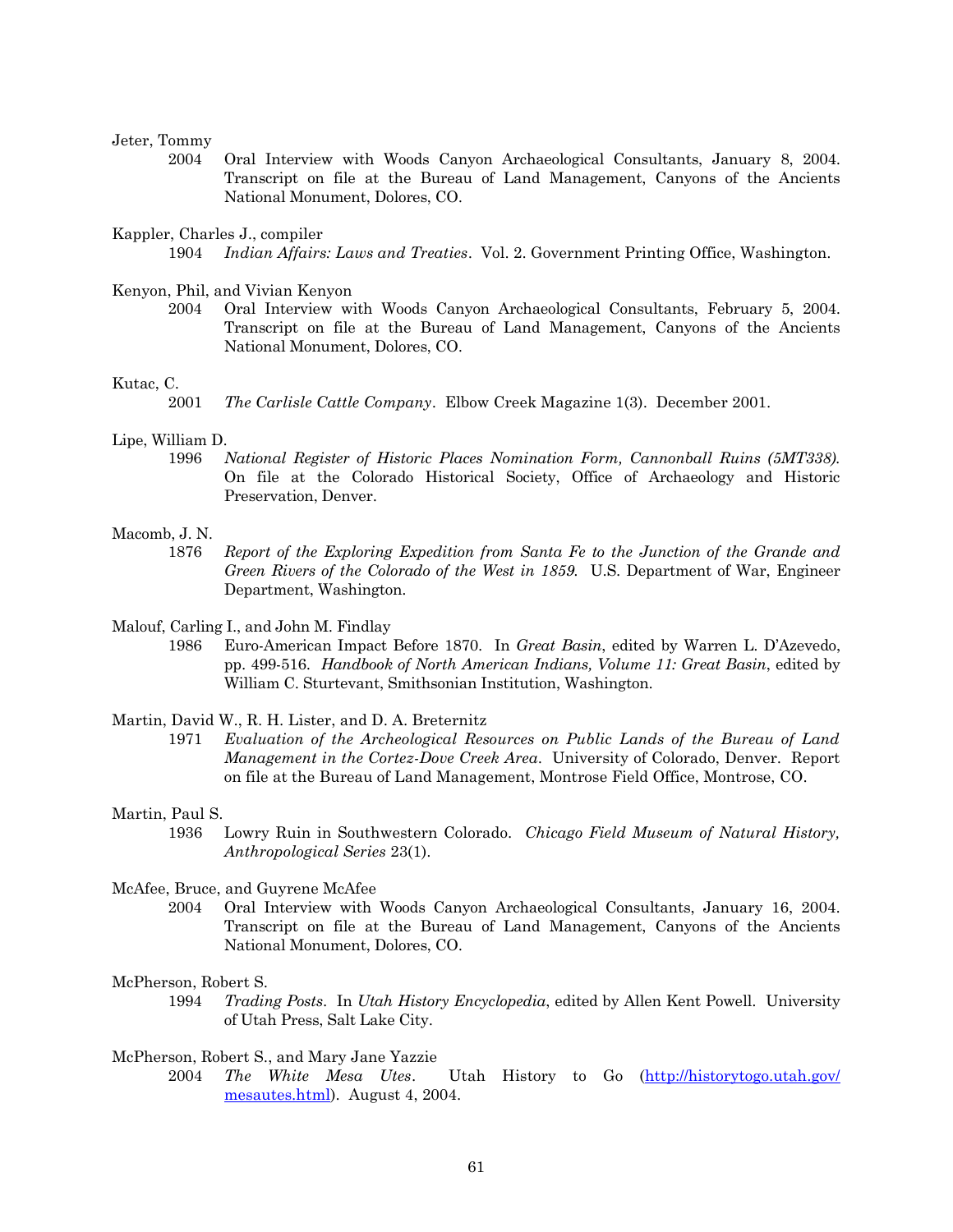Jeter, Tommy

2004 Oral Interview with Woods Canyon Archaeological Consultants, January 8, 2004. Transcript on file at the Bureau of Land Management, Canyons of the Ancients National Monument, Dolores, CO.

Kappler, Charles J., compiler

1904 *Indian Affairs: Laws and Treaties*. Vol. 2. Government Printing Office, Washington.

Kenyon, Phil, and Vivian Kenyon

2004 Oral Interview with Woods Canyon Archaeological Consultants, February 5, 2004. Transcript on file at the Bureau of Land Management, Canyons of the Ancients National Monument, Dolores, CO.

Kutac, C.

2001 *The Carlisle Cattle Company*. Elbow Creek Magazine 1(3). December 2001.

Lipe, William D.

1996 *National Register of Historic Places Nomination Form, Cannonball Ruins (5MT338).* On file at the Colorado Historical Society, Office of Archaeology and Historic Preservation, Denver.

Macomb, J. N.

1876 *Report of the Exploring Expedition from Santa Fe to the Junction of the Grande and Green Rivers of the Colorado of the West in 1859.* U.S. Department of War, Engineer Department, Washington.

Malouf, Carling I., and John M. Findlay

1986 Euro-American Impact Before 1870. In *Great Basin*, edited by Warren L. D'Azevedo, pp. 499-516. *Handbook of North American Indians, Volume 11: Great Basin*, edited by William C. Sturtevant, Smithsonian Institution, Washington.

Martin, David W., R. H. Lister, and D. A. Breternitz

1971 *Evaluation of the Archeological Resources on Public Lands of the Bureau of Land Management in the Cortez-Dove Creek Area*. University of Colorado, Denver. Report on file at the Bureau of Land Management, Montrose Field Office, Montrose, CO.

Martin, Paul S.

1936 Lowry Ruin in Southwestern Colorado. *Chicago Field Museum of Natural History, Anthropological Series* 23(1).

McAfee, Bruce, and Guyrene McAfee

2004 Oral Interview with Woods Canyon Archaeological Consultants, January 16, 2004. Transcript on file at the Bureau of Land Management, Canyons of the Ancients National Monument, Dolores, CO.

McPherson, Robert S.

1994 *Trading Posts*. In *Utah History Encyclopedia*, edited by Allen Kent Powell. University of Utah Press, Salt Lake City.

McPherson, Robert S., and Mary Jane Yazzie

2004 *The White Mesa Utes*. Utah History to Go (http://historytogo.utah.gov/mesautes.html). August 4, 2004.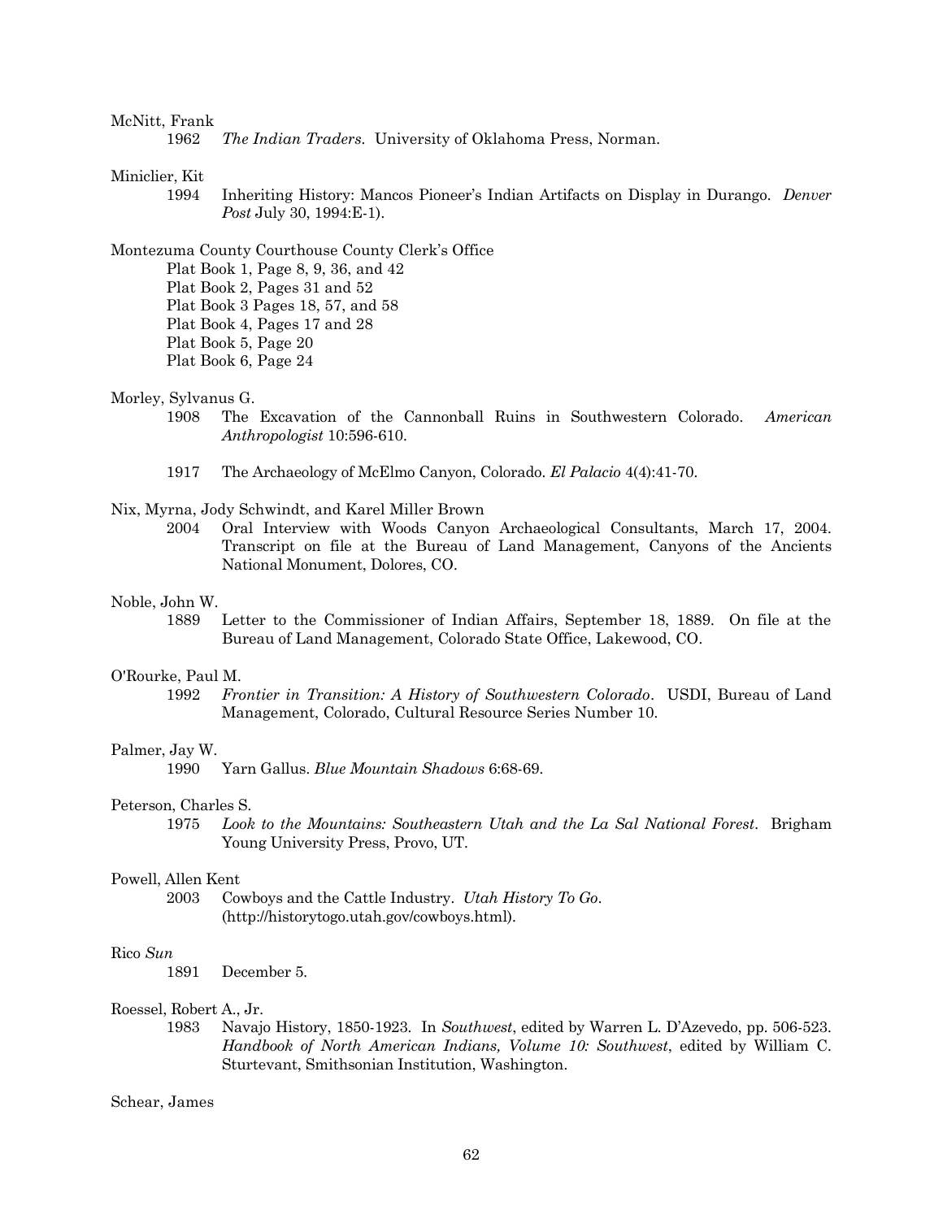McNitt, Frank

1962 *The Indian Traders*. University of Oklahoma Press, Norman.

Miniclier, Kit

1994 Inheriting History: Mancos Pioneer's Indian Artifacts on Display in Durango. *Denver Post* July 30, 1994:E-1).

Montezuma County Courthouse County Clerk's Office

Plat Book 1, Page 8, 9, 36, and 42
Plat Book 2, Pages 31 and 52
Plat Book 3 Pages 18, 57, and 58
Plat Book 4, Pages 17 and 28
Plat Book 5, Page 20
Plat Book 6, Page 24

Morley, Sylvanus G.

1908 The Excavation of the Cannonball Ruins in Southwestern Colorado. *American Anthropologist* 10:596-610.

1917 The Archaeology of McElmo Canyon, Colorado. *El Palacio* 4(4):41-70.

Nix, Myrna, Jody Schwindt, and Karel Miller Brown

2004 Oral Interview with Woods Canyon Archaeological Consultants, March 17, 2004. Transcript on file at the Bureau of Land Management, Canyons of the Ancients National Monument, Dolores, CO.

Noble, John W.

1889 Letter to the Commissioner of Indian Affairs, September 18, 1889. On file at the Bureau of Land Management, Colorado State Office, Lakewood, CO.

O'Rourke, Paul M.

1992 *Frontier in Transition: A History of Southwestern Colorado*. USDI, Bureau of Land Management, Colorado, Cultural Resource Series Number 10.

Palmer, Jay W.

1990 Yarn Gallus. *Blue Mountain Shadows* 6:68-69.

Peterson, Charles S.

1975 *Look to the Mountains: Southeastern Utah and the La Sal National Forest*. Brigham Young University Press, Provo, UT.

Powell, Allen Kent

2003 Cowboys and the Cattle Industry. *Utah History To Go*. (http://historytogo.utah.gov/cowboys.html).

Rico *Sun*

1891 December 5.

Roessel, Robert A., Jr.

1983 Navajo History, 1850-1923. In *Southwest*, edited by Warren L. D'Azevedo, pp. 506-523. *Handbook of North American Indians, Volume 10: Southwest*, edited by William C. Sturtevant, Smithsonian Institution, Washington.

Schear, James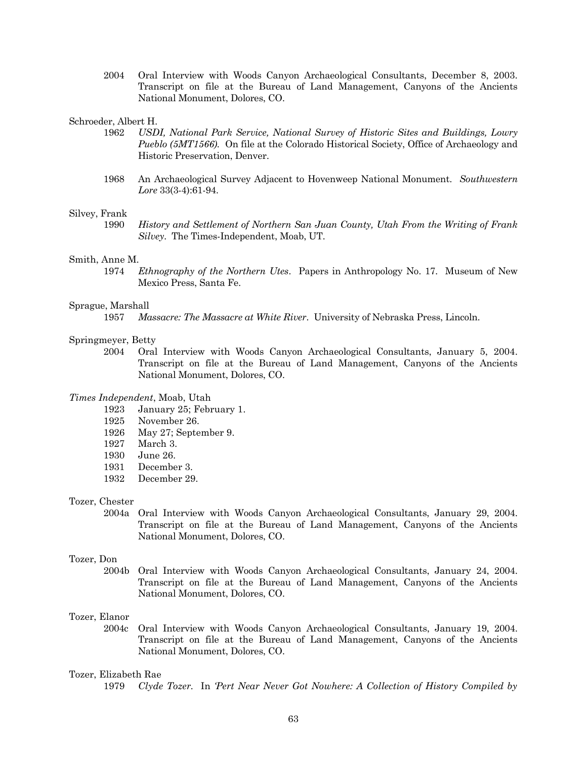2004 Oral Interview with Woods Canyon Archaeological Consultants, December 8, 2003. Transcript on file at the Bureau of Land Management, Canyons of the Ancients National Monument, Dolores, CO.

Schroeder, Albert H.

1962 *USDI, National Park Service, National Survey of Historic Sites and Buildings, Lowry Pueblo (5MT1566).* On file at the Colorado Historical Society, Office of Archaeology and Historic Preservation, Denver.

1968 An Archaeological Survey Adjacent to Hovenweep National Monument. *Southwestern Lore* 33(3-4):61-94.

Silvey, Frank

1990 *History and Settlement of Northern San Juan County, Utah From the Writing of Frank Silvey*. The Times-Independent, Moab, UT.

Smith, Anne M.

1974 *Ethnography of the Northern Utes*. Papers in Anthropology No. 17. Museum of New Mexico Press, Santa Fe.

Sprague, Marshall

1957 *Massacre: The Massacre at White River*. University of Nebraska Press, Lincoln.

Springmeyer, Betty

2004 Oral Interview with Woods Canyon Archaeological Consultants, January 5, 2004. Transcript on file at the Bureau of Land Management, Canyons of the Ancients National Monument, Dolores, CO.

*Times Independent*, Moab, Utah

1923 January 25; February 1.
1925 November 26.
1926 May 27; September 9.
1927 March 3.
1930 June 26.
1931 December 3.
1932 December 29.

Tozer, Chester

2004a Oral Interview with Woods Canyon Archaeological Consultants, January 29, 2004. Transcript on file at the Bureau of Land Management, Canyons of the Ancients National Monument, Dolores, CO.

Tozer, Don

2004b Oral Interview with Woods Canyon Archaeological Consultants, January 24, 2004. Transcript on file at the Bureau of Land Management, Canyons of the Ancients National Monument, Dolores, CO.

Tozer, Elanor

2004c Oral Interview with Woods Canyon Archaeological Consultants, January 19, 2004. Transcript on file at the Bureau of Land Management, Canyons of the Ancients National Monument, Dolores, CO.

Tozer, Elizabeth Rae

1979 *Clyde Tozer*. In *'Pert Near Never Got Nowhere: A Collection of History Compiled by*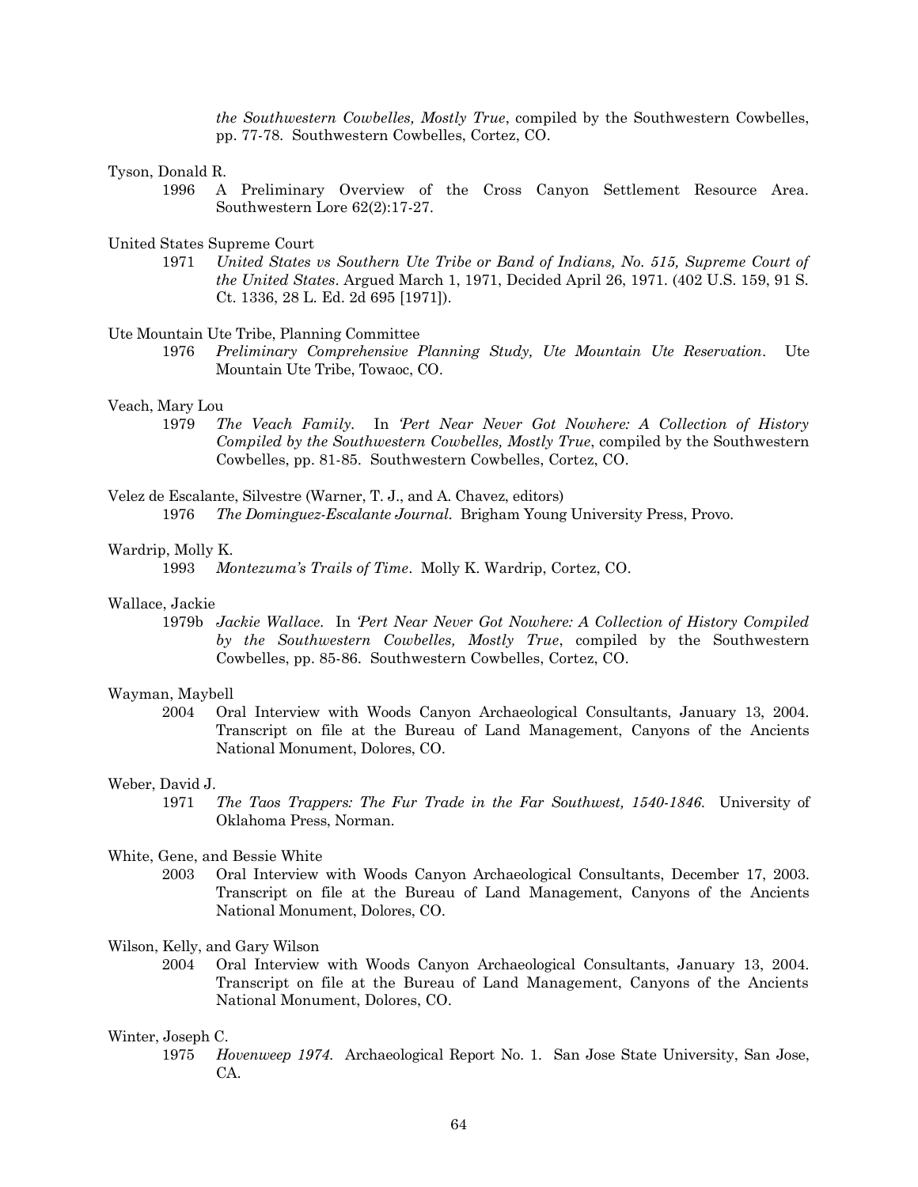*the Southwestern Cowbelles, Mostly True*, compiled by the Southwestern Cowbelles, pp. 77-78. Southwestern Cowbelles, Cortez, CO.

Tyson, Donald R.

1996 A Preliminary Overview of the Cross Canyon Settlement Resource Area. Southwestern Lore 62(2):17-27.

United States Supreme Court

1971 *United States vs Southern Ute Tribe or Band of Indians, No. 515, Supreme Court of the United States*. Argued March 1, 1971, Decided April 26, 1971. (402 U.S. 159, 91 S. Ct. 1336, 28 L. Ed. 2d 695 [1971]).

Ute Mountain Ute Tribe, Planning Committee

1976 *Preliminary Comprehensive Planning Study, Ute Mountain Ute Reservation*. Ute Mountain Ute Tribe, Towaoc, CO.

Veach, Mary Lou

1979 *The Veach Family*. In *'Pert Near Never Got Nowhere: A Collection of History Compiled by the Southwestern Cowbelles, Mostly True*, compiled by the Southwestern Cowbelles, pp. 81-85. Southwestern Cowbelles, Cortez, CO.

Velez de Escalante, Silvestre (Warner, T. J., and A. Chavez, editors)

1976 *The Dominguez-Escalante Journal*. Brigham Young University Press, Provo.

Wardrip, Molly K.

1993 *Montezuma's Trails of Time*. Molly K. Wardrip, Cortez, CO.

Wallace, Jackie

1979b *Jackie Wallace*. In *'Pert Near Never Got Nowhere: A Collection of History Compiled by the Southwestern Cowbelles, Mostly True*, compiled by the Southwestern Cowbelles, pp. 85-86. Southwestern Cowbelles, Cortez, CO.

Wayman, Maybell

2004 Oral Interview with Woods Canyon Archaeological Consultants, January 13, 2004. Transcript on file at the Bureau of Land Management, Canyons of the Ancients National Monument, Dolores, CO.

Weber, David J.

1971 *The Taos Trappers: The Fur Trade in the Far Southwest, 1540-1846*. University of Oklahoma Press, Norman.

White, Gene, and Bessie White

2003 Oral Interview with Woods Canyon Archaeological Consultants, December 17, 2003. Transcript on file at the Bureau of Land Management, Canyons of the Ancients National Monument, Dolores, CO.

Wilson, Kelly, and Gary Wilson

2004 Oral Interview with Woods Canyon Archaeological Consultants, January 13, 2004. Transcript on file at the Bureau of Land Management, Canyons of the Ancients National Monument, Dolores, CO.

Winter, Joseph C.

1975 *Hovenweep 1974*. Archaeological Report No. 1. San Jose State University, San Jose, CA.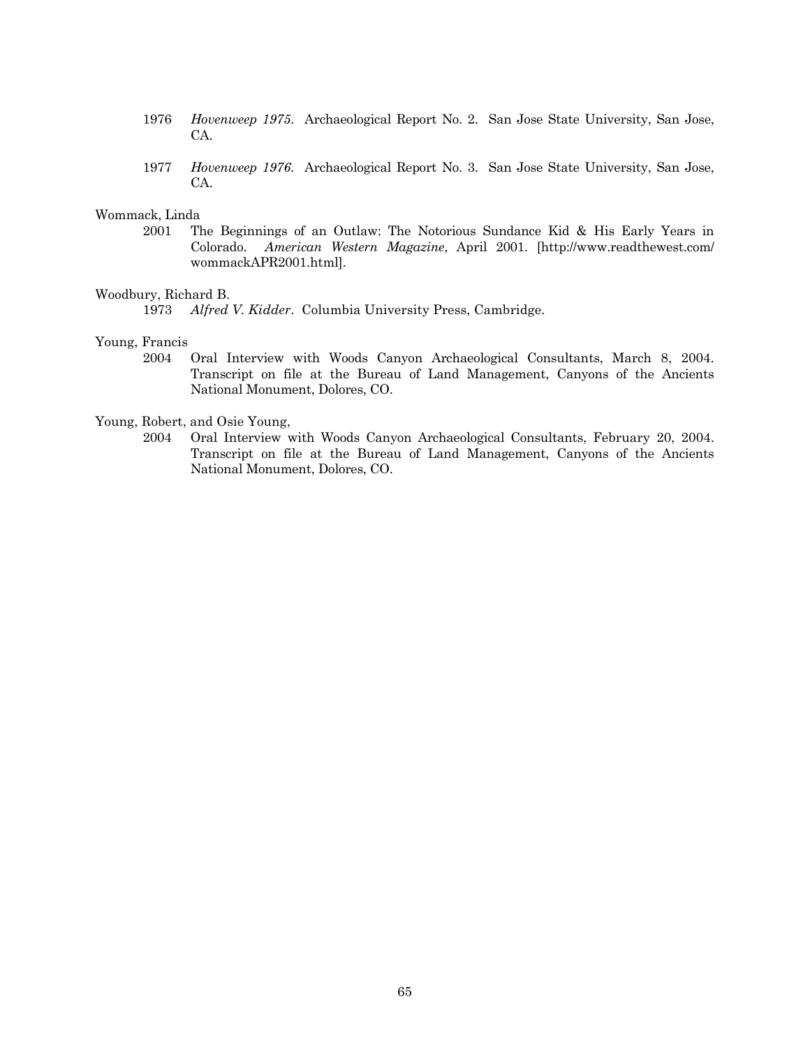1976 *Hovenweep 1975*. Archaeological Report No. 2. San Jose State University, San Jose, CA.

1977 *Hovenweep 1976*. Archaeological Report No. 3. San Jose State University, San Jose, CA.

Wommack, Linda

2001 The Beginnings of an Outlaw: The Notorious Sundance Kid & His Early Years in Colorado. *American Western Magazine*, April 2001. [http://www.readthewest.com/wommackAPR2001.html].

Woodbury, Richard B.

1973 *Alfred V. Kidder*. Columbia University Press, Cambridge.

Young, Francis

2004 Oral Interview with Woods Canyon Archaeological Consultants, March 8, 2004. Transcript on file at the Bureau of Land Management, Canyons of the Ancients National Monument, Dolores, CO.

Young, Robert, and Osie Young,

2004 Oral Interview with Woods Canyon Archaeological Consultants, February 20, 2004. Transcript on file at the Bureau of Land Management, Canyons of the Ancients National Monument, Dolores, CO.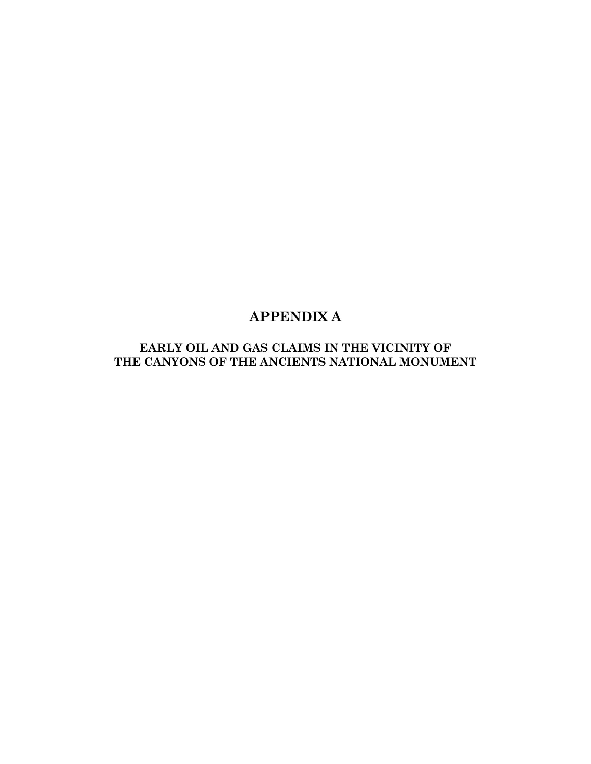# APPENDIX A

## EARLY OIL AND GAS CLAIMS IN THE VICINITY OF THE CANYONS OF THE ANCIENTS NATIONAL MONUMENT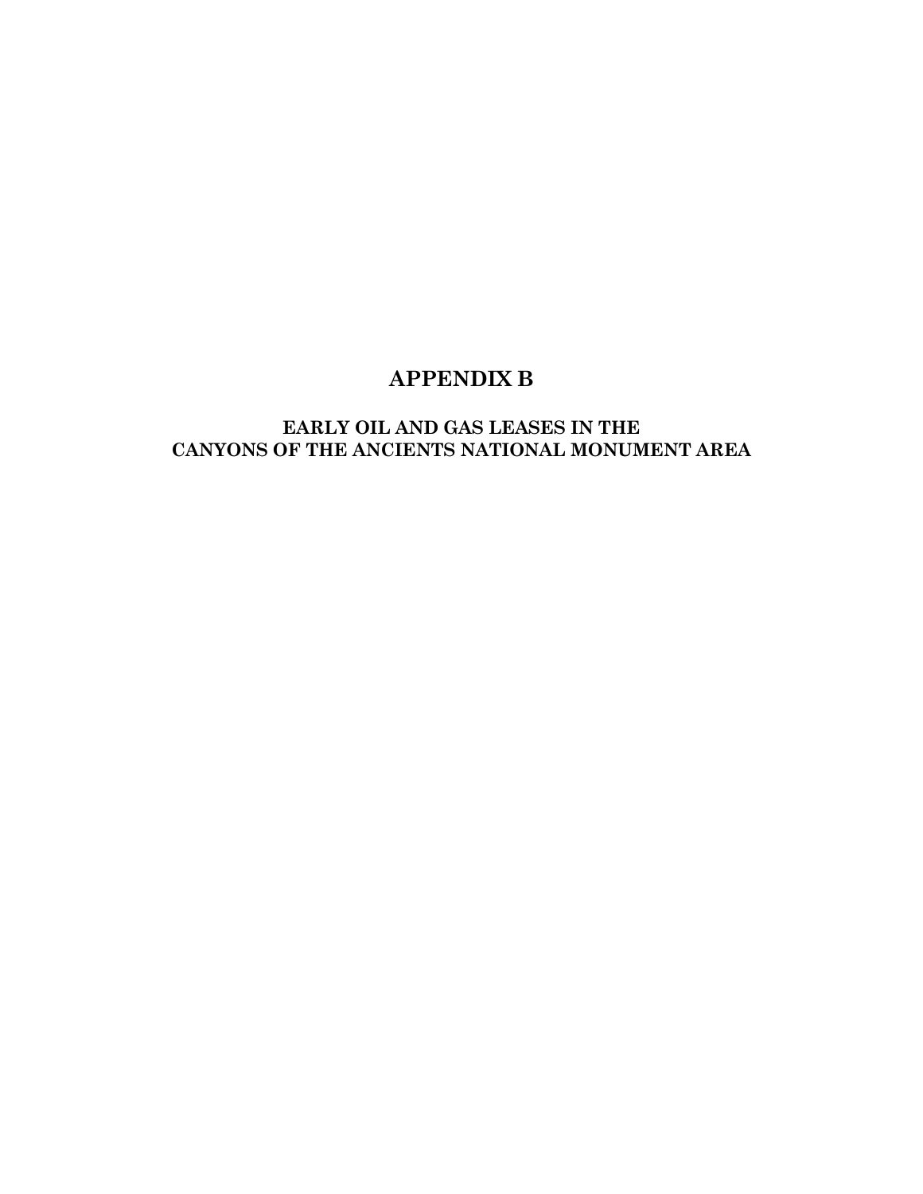# APPENDIX B

## EARLY OIL AND GAS LEASES IN THE CANYONS OF THE ANCIENTS NATIONAL MONUMENT AREA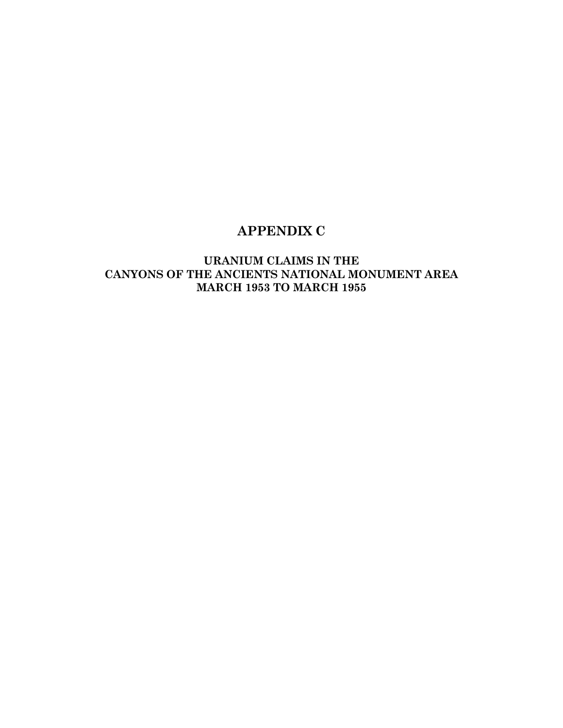# APPENDIX C

## URANIUM CLAIMS IN THE CANYONS OF THE ANCIENTS NATIONAL MONUMENT AREA MARCH 1953 TO MARCH 1955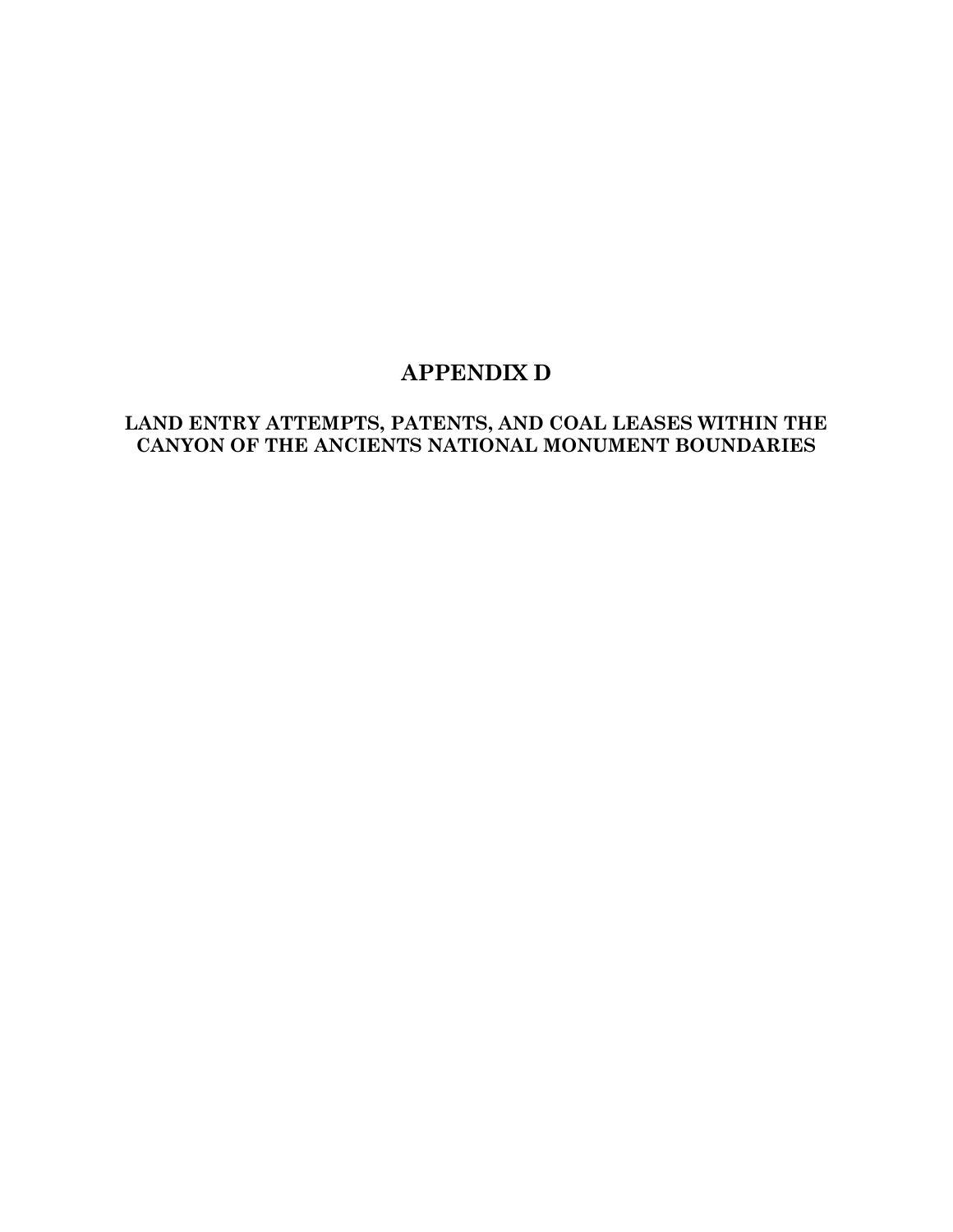# APPENDIX D

## LAND ENTRY ATTEMPTS, PATENTS, AND COAL LEASES WITHIN THE CANYON OF THE ANCIENTS NATIONAL MONUMENT BOUNDARIES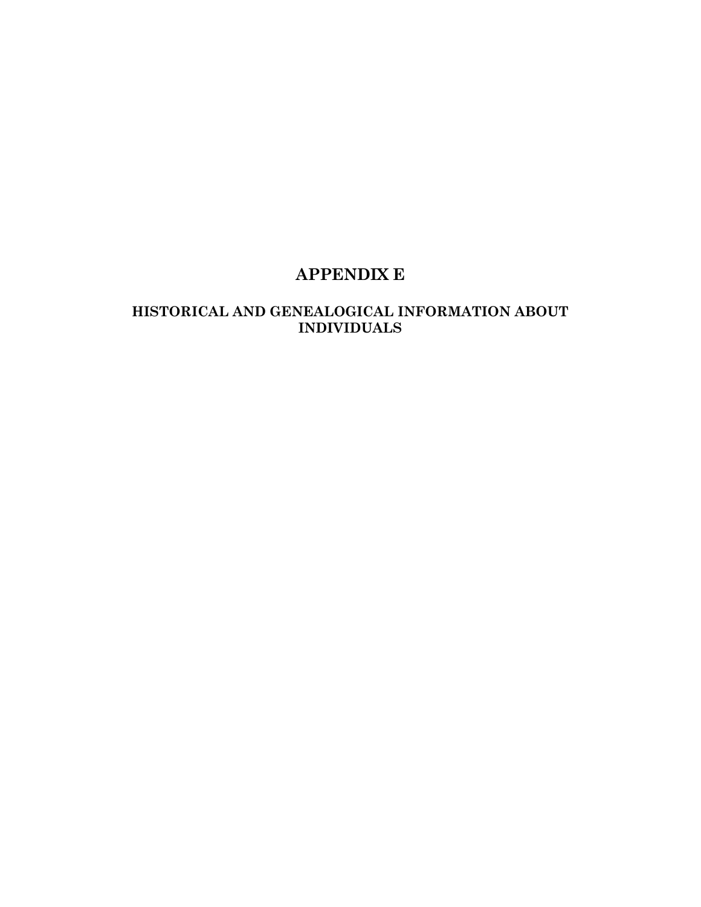# APPENDIX E

## HISTORICAL AND GENEALOGICAL INFORMATION ABOUT INDIVIDUALS